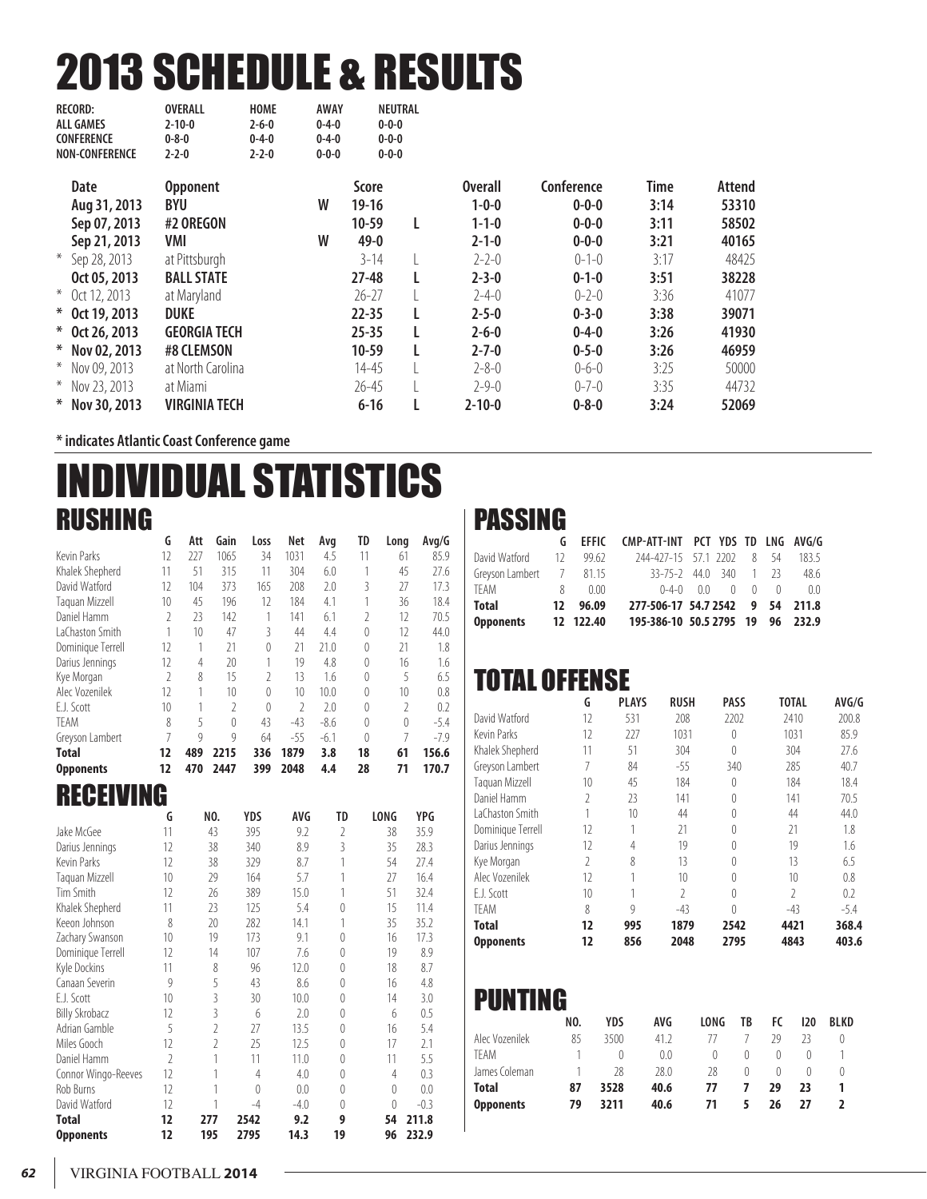# 2013 SCHEDULE & RESULTS

| RECORD: | OVERALL | HOME | AWAY | NEUTRAL |
|---|---|---|---|---|
| ALL GAMES | 2-10-0 | 2-6-0 | 0-4-0 | 0-0-0 |
| CONFERENCE | 0-8-0 | 0-4-0 | 0-4-0 | 0-0-0 |
| NON-CONFERENCE | 2-2-0 | 2-2-0 | 0-0-0 | 0-0-0 |

| | Date | Opponent | | Score | | Overall | Conference | Time | Attend |
|---|---|---|---|---|---|---|---|---|---|
| | Aug 31, 2013 | BYU | W | 19-16 | | 1-0-0 | 0-0-0 | 3:14 | 53310 |
| | Sep 07, 2013 | #2 OREGON | | 10-59 | L | 1-1-0 | 0-0-0 | 3:11 | 58502 |
| | Sep 21, 2013 | VMI | W | 49-0 | | 2-1-0 | 0-0-0 | 3:21 | 40165 |
| * | Sep 28, 2013 | at Pittsburgh | | 3-14 | L | 2-2-0 | 0-1-0 | 3:17 | 48425 |
| | Oct 05, 2013 | BALL STATE | | 27-48 | L | 2-3-0 | 0-1-0 | 3:51 | 38228 |
| * | Oct 12, 2013 | at Maryland | | 26-27 | L | 2-4-0 | 0-2-0 | 3:36 | 41077 |
| * | Oct 19, 2013 | DUKE | | 22-35 | L | 2-5-0 | 0-3-0 | 3:38 | 39071 |
| * | Oct 26, 2013 | GEORGIA TECH | | 25-35 | L | 2-6-0 | 0-4-0 | 3:26 | 41930 |
| * | Nov 02, 2013 | #8 CLEMSON | | 10-59 | L | 2-7-0 | 0-5-0 | 3:26 | 46959 |
| * | Nov 09, 2013 | at North Carolina | | 14-45 | L | 2-8-0 | 0-6-0 | 3:25 | 50000 |
| * | Nov 23, 2013 | at Miami | | 26-45 | L | 2-9-0 | 0-7-0 | 3:35 | 44732 |
| * | Nov 30, 2013 | VIRGINIA TECH | | 6-16 | L | 2-10-0 | 0-8-0 | 3:24 | 52069 |

**\* indicates Atlantic Coast Conference game**

# INDIVIDUAL STATISTICS

## RUSHING

| | G | Att | Gain | Loss | Net | Avg | TD | Long | Avg/G |
|---|---|---|---|---|---|---|---|---|---|
| Kevin Parks | 12 | 227 | 1065 | 34 | 1031 | 4.5 | 11 | 61 | 85.9 |
| Khalek Shepherd | 11 | 51 | 315 | 11 | 304 | 6.0 | 1 | 45 | 27.6 |
| David Watford | 12 | 104 | 373 | 165 | 208 | 2.0 | 3 | 27 | 17.3 |
| Taquan Mizzell | 10 | 45 | 196 | 12 | 184 | 4.1 | 1 | 36 | 18.4 |
| Daniel Hamm | 2 | 23 | 142 | 1 | 141 | 6.1 | 2 | 12 | 70.5 |
| LaChaston Smith | 1 | 10 | 47 | 3 | 44 | 4.4 | 0 | 12 | 44.0 |
| Dominique Terrell | 12 | 1 | 21 | 0 | 21 | 21.0 | 0 | 21 | 1.8 |
| Darius Jennings | 12 | 4 | 20 | 1 | 19 | 4.8 | 0 | 16 | 1.6 |
| Kye Morgan | 2 | 8 | 15 | 2 | 13 | 1.6 | 0 | 5 | 6.5 |
| Alec Vozenilek | 12 | 1 | 10 | 0 | 10 | 10.0 | 0 | 10 | 0.8 |
| E.J. Scott | 10 | 1 | 2 | 0 | 2 | 2.0 | 0 | 2 | 0.2 |
| TEAM | 8 | 5 | 0 | 43 | -43 | -8.6 | 0 | 0 | -5.4 |
| Greyson Lambert | 7 | 9 | 9 | 64 | -55 | -6.1 | 0 | 7 | -7.9 |
| **Total** | **12** | **489** | **2215** | **336** | **1879** | **3.8** | **18** | **61** | **156.6** |
| **Opponents** | **12** | **470** | **2447** | **399** | **2048** | **4.4** | **28** | **71** | **170.7** |

## RECEIVING

| | G | NO. | YDS | AVG | TD | LONG | YPG |
|---|---|---|---|---|---|---|---|
| Jake McGee | 11 | 43 | 395 | 9.2 | 2 | 38 | 35.9 |
| Darius Jennings | 12 | 38 | 340 | 8.9 | 3 | 35 | 28.3 |
| Kevin Parks | 12 | 38 | 329 | 8.7 | 1 | 54 | 27.4 |
| Taquan Mizzell | 10 | 29 | 164 | 5.7 | 1 | 27 | 16.4 |
| Tim Smith | 12 | 26 | 389 | 15.0 | 1 | 51 | 32.4 |
| Khalek Shepherd | 11 | 23 | 125 | 5.4 | 0 | 15 | 11.4 |
| Keeon Johnson | 8 | 20 | 282 | 14.1 | 1 | 35 | 35.2 |
| Zachary Swanson | 10 | 19 | 173 | 9.1 | 0 | 16 | 17.3 |
| Dominique Terrell | 12 | 14 | 107 | 7.6 | 0 | 19 | 8.9 |
| Kyle Dockins | 11 | 8 | 96 | 12.0 | 0 | 18 | 8.7 |
| Canaan Severin | 9 | 5 | 43 | 8.6 | 0 | 16 | 4.8 |
| E.J. Scott | 10 | 3 | 30 | 10.0 | 0 | 14 | 3.0 |
| Billy Skrobacz | 12 | 3 | 6 | 2.0 | 0 | 6 | 0.5 |
| Adrian Gamble | 5 | 2 | 27 | 13.5 | 0 | 16 | 5.4 |
| Miles Gooch | 12 | 2 | 25 | 12.5 | 0 | 17 | 2.1 |
| Daniel Hamm | 2 | 1 | 11 | 11.0 | 0 | 11 | 5.5 |
| Connor Wingo-Reeves | 12 | 1 | 4 | 4.0 | 0 | 4 | 0.3 |
| Rob Burns | 12 | 1 | 0 | 0.0 | 0 | 0 | 0.0 |
| David Watford | 12 | 1 | -4 | -4.0 | 0 | 0 | -0.3 |
| **Total** | **12** | **277** | **2542** | **9.2** | **9** | **54** | **211.8** |
| **Opponents** | **12** | **195** | **2795** | **14.3** | **19** | **96** | **232.9** |

## PASSING

| | G | EFFIC | CMP-ATT-INT | PCT | YDS | TD | LNG | AVG/G |
|---|---|---|---|---|---|---|---|---|
| David Watford | 12 | 99.62 | 244-427-15 | 57.1 | 2202 | 8 | 54 | 183.5 |
| Greyson Lambert | 7 | 81.15 | 33-75-2 | 44.0 | 340 | 1 | 23 | 48.6 |
| TEAM | 8 | 0.00 | 0-4-0 | 0.0 | 0 | 0 | 0 | 0.0 |
| **Total** | **12** | **96.09** | **277-506-17** | **54.7** | **2542** | **9** | **54** | **211.8** |
| **Opponents** | **12** | **122.40** | **195-386-10** | **50.5** | **2795** | **19** | **96** | **232.9** |

## TOTAL OFFENSE

| | G | PLAYS | RUSH | PASS | TOTAL | AVG/G |
|---|---|---|---|---|---|---|
| David Watford | 12 | 531 | 208 | 2202 | 2410 | 200.8 |
| Kevin Parks | 12 | 227 | 1031 | 0 | 1031 | 85.9 |
| Khalek Shepherd | 11 | 51 | 304 | 0 | 304 | 27.6 |
| Greyson Lambert | 7 | 84 | -55 | 340 | 285 | 40.7 |
| Taquan Mizzell | 10 | 45 | 184 | 0 | 184 | 18.4 |
| Daniel Hamm | 2 | 23 | 141 | 0 | 141 | 70.5 |
| LaChaston Smith | 1 | 10 | 44 | 0 | 44 | 44.0 |
| Dominique Terrell | 12 | 1 | 21 | 0 | 21 | 1.8 |
| Darius Jennings | 12 | 4 | 19 | 0 | 19 | 1.6 |
| Kye Morgan | 2 | 8 | 13 | 0 | 13 | 6.5 |
| Alec Vozenilek | 12 | 1 | 10 | 0 | 10 | 0.8 |
| E.J. Scott | 10 | 1 | 2 | 0 | 2 | 0.2 |
| TEAM | 8 | 9 | -43 | 0 | -43 | -5.4 |
| **Total** | **12** | **995** | **1879** | **2542** | **4421** | **368.4** |
| **Opponents** | **12** | **856** | **2048** | **2795** | **4843** | **403.6** |

## PUNTING

| | NO. | YDS | AVG | LONG | TB | FC | I20 | BLKD |
|---|---|---|---|---|---|---|---|---|
| Alec Vozenilek | 85 | 3500 | 41.2 | 77 | 7 | 29 | 23 | 0 |
| TEAM | 1 | 0 | 0.0 | 0 | 0 | 0 | 0 | 1 |
| James Coleman | 1 | 28 | 28.0 | 28 | 0 | 0 | 0 | 0 |
| **Total** | **87** | **3528** | **40.6** | **77** | **7** | **29** | **23** | **1** |
| **Opponents** | **79** | **3211** | **40.6** | **71** | **5** | **26** | **27** | **2** |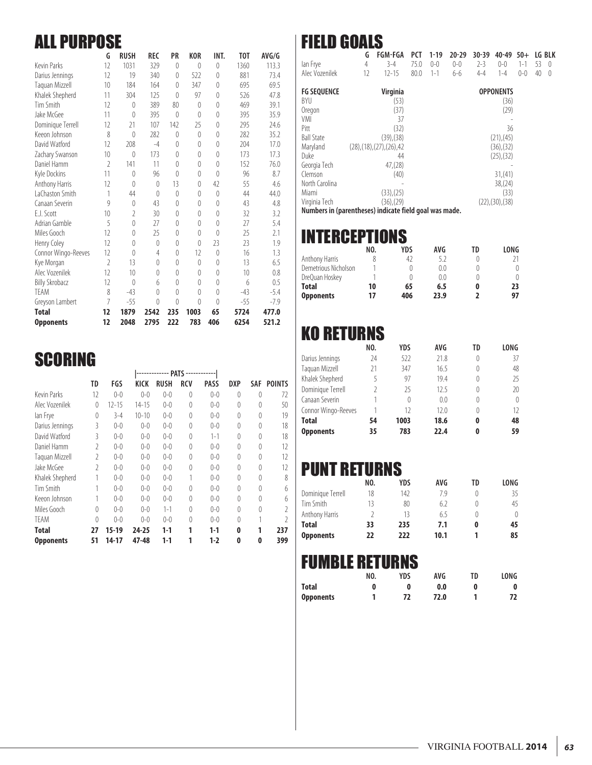## ALL PURPOSE

| | G | RUSH | REC | PR | KOR | INT. | TOT | AVG/G |
|---|---|---|---|---|---|---|---|---|
| Kevin Parks | 12 | 1031 | 329 | 0 | 0 | 0 | 1360 | 113.3 |
| Darius Jennings | 12 | 19 | 340 | 0 | 522 | 0 | 881 | 73.4 |
| Taquan Mizzell | 10 | 184 | 164 | 0 | 347 | 0 | 695 | 69.5 |
| Khalek Shepherd | 11 | 304 | 125 | 0 | 97 | 0 | 526 | 47.8 |
| Tim Smith | 12 | 0 | 389 | 80 | 0 | 0 | 469 | 39.1 |
| Jake McGee | 11 | 0 | 395 | 0 | 0 | 0 | 395 | 35.9 |
| Dominique Terrell | 12 | 21 | 107 | 142 | 25 | 0 | 295 | 24.6 |
| Keeon Johnson | 8 | 0 | 282 | 0 | 0 | 0 | 282 | 35.2 |
| David Watford | 12 | 208 | -4 | 0 | 0 | 0 | 204 | 17.0 |
| Zachary Swanson | 10 | 0 | 173 | 0 | 0 | 0 | 173 | 17.3 |
| Daniel Hamm | 2 | 141 | 11 | 0 | 0 | 0 | 152 | 76.0 |
| Kyle Dockins | 11 | 0 | 96 | 0 | 0 | 0 | 96 | 8.7 |
| Anthony Harris | 12 | 0 | 0 | 13 | 0 | 42 | 55 | 4.6 |
| LaChaston Smith | 1 | 44 | 0 | 0 | 0 | 0 | 44 | 44.0 |
| Canaan Severin | 9 | 0 | 43 | 0 | 0 | 0 | 43 | 4.8 |
| E.J. Scott | 10 | 2 | 30 | 0 | 0 | 0 | 32 | 3.2 |
| Adrian Gamble | 5 | 0 | 27 | 0 | 0 | 0 | 27 | 5.4 |
| Miles Gooch | 12 | 0 | 25 | 0 | 0 | 0 | 25 | 2.1 |
| Henry Coley | 12 | 0 | 0 | 0 | 0 | 23 | 23 | 1.9 |
| Connor Wingo-Reeves | 12 | 0 | 4 | 0 | 12 | 0 | 16 | 1.3 |
| Kye Morgan | 2 | 13 | 0 | 0 | 0 | 0 | 13 | 6.5 |
| Alec Vozenilek | 12 | 10 | 0 | 0 | 0 | 0 | 10 | 0.8 |
| Billy Skrobacz | 12 | 0 | 6 | 0 | 0 | 0 | 6 | 0.5 |
| TEAM | 8 | -43 | 0 | 0 | 0 | 0 | -43 | -5.4 |
| Greyson Lambert | 7 | -55 | 0 | 0 | 0 | 0 | -55 | -7.9 |
| **Total** | **12** | **1879** | **2542** | **235** | **1003** | **65** | **5724** | **477.0** |
| **Opponents** | **12** | **2048** | **2795** | **222** | **783** | **406** | **6254** | **521.2** |

## SCORING

| | | | PATS | | | | | | |
|---|---|---|---|---|---|---|---|---|---|
| | TD | FGS | KICK | RUSH | RCV | PASS | DXP | SAF | POINTS |
| Kevin Parks | 12 | 0-0 | 0-0 | 0-0 | 0 | 0-0 | 0 | 0 | 72 |
| Alec Vozenilek | 0 | 12-15 | 14-15 | 0-0 | 0 | 0-0 | 0 | 0 | 50 |
| Ian Frye | 0 | 3-4 | 10-10 | 0-0 | 0 | 0-0 | 0 | 0 | 19 |
| Darius Jennings | 3 | 0-0 | 0-0 | 0-0 | 0 | 0-0 | 0 | 0 | 18 |
| David Watford | 3 | 0-0 | 0-0 | 0-0 | 0 | 1-1 | 0 | 0 | 18 |
| Daniel Hamm | 2 | 0-0 | 0-0 | 0-0 | 0 | 0-0 | 0 | 0 | 12 |
| Taquan Mizzell | 2 | 0-0 | 0-0 | 0-0 | 0 | 0-0 | 0 | 0 | 12 |
| Jake McGee | 2 | 0-0 | 0-0 | 0-0 | 0 | 0-0 | 0 | 0 | 12 |
| Khalek Shepherd | 1 | 0-0 | 0-0 | 0-0 | 1 | 0-0 | 0 | 0 | 8 |
| Tim Smith | 1 | 0-0 | 0-0 | 0-0 | 0 | 0-0 | 0 | 0 | 6 |
| Keeon Johnson | 1 | 0-0 | 0-0 | 0-0 | 0 | 0-0 | 0 | 0 | 6 |
| Miles Gooch | 0 | 0-0 | 0-0 | 1-1 | 0 | 0-0 | 0 | 0 | 2 |
| TEAM | 0 | 0-0 | 0-0 | 0-0 | 0 | 0-0 | 0 | 1 | 2 |
| **Total** | **27** | **15-19** | **24-25** | **1-1** | **1** | **1-1** | **0** | **1** | **237** |
| **Opponents** | **51** | **14-17** | **47-48** | **1-1** | **1** | **1-2** | **0** | **0** | **399** |

## FIELD GOALS

| | G | FGM-FGA | PCT | 1-19 | 20-29 | 30-39 | 40-49 | 50+ | LG | BLK |
|---|---|---|---|---|---|---|---|---|---|---|
| Ian Frye | 4 | 3-4 | 75.0 | 0-0 | 0-0 | 2-3 | 0-0 | 1-1 | 53 | 0 |
| Alec Vozenilek | 12 | 12-15 | 80.0 | 1-1 | 6-6 | 4-4 | 1-4 | 0-0 | 40 | 0 |

| FG SEQUENCE | Virginia | OPPONENTS |
|---|---|---|
| BYU | (53) | (36) |
| Oregon | (37) | (29) |
| VMI | 37 | - |
| Pitt | (32) | 36 |
| Ball State | (39),(38) | (21),(45) |
| Maryland | (28),(18),(27),(26),42 | (36),(32) |
| Duke | 44 | (25),(32) |
| Georgia Tech | 47,(28) | - |
| Clemson | (40) | 31,(41) |
| North Carolina | - | 38,(24) |
| Miami | (33),(25) | (33) |
| Virginia Tech | (36),(29) | (22),(30),(38) |

**Numbers in (parentheses) indicate field goal was made.**

## INTERCEPTIONS

| | NO. | YDS | AVG | TD | LONG |
|---|---|---|---|---|---|
| Anthony Harris | 8 | 42 | 5.2 | 0 | 21 |
| Demetrious Nicholson | 1 | 0 | 0.0 | 0 | 0 |
| DreQuan Hoskey | 1 | 0 | 0.0 | 0 | 0 |
| **Total** | **10** | **65** | **6.5** | **0** | **23** |
| **Opponents** | **17** | **406** | **23.9** | **2** | **97** |

## KO RETURNS

| | NO. | YDS | AVG | TD | LONG |
|---|---|---|---|---|---|
| Darius Jennings | 24 | 522 | 21.8 | 0 | 37 |
| Taquan Mizzell | 21 | 347 | 16.5 | 0 | 48 |
| Khalek Shepherd | 5 | 97 | 19.4 | 0 | 25 |
| Dominique Terrell | 2 | 25 | 12.5 | 0 | 20 |
| Canaan Severin | 1 | 0 | 0.0 | 0 | 0 |
| Connor Wingo-Reeves | 1 | 12 | 12.0 | 0 | 12 |
| **Total** | **54** | **1003** | **18.6** | **0** | **48** |
| **Opponents** | **35** | **783** | **22.4** | **0** | **59** |

## PUNT RETURNS

| | NO. | YDS | AVG | TD | LONG |
|---|---|---|---|---|---|
| Dominique Terrell | 18 | 142 | 7.9 | 0 | 35 |
| Tim Smith | 13 | 80 | 6.2 | 0 | 45 |
| Anthony Harris | 2 | 13 | 6.5 | 0 | 0 |
| **Total** | **33** | **235** | **7.1** | **0** | **45** |
| **Opponents** | **22** | **222** | **10.1** | **1** | **85** |

## FUMBLE RETURNS

| | NO. | YDS | AVG | TD | LONG |
|---|---|---|---|---|---|
| **Total** | **0** | **0** | **0.0** | **0** | **0** |
| **Opponents** | **1** | **72** | **72.0** | **1** | **72** |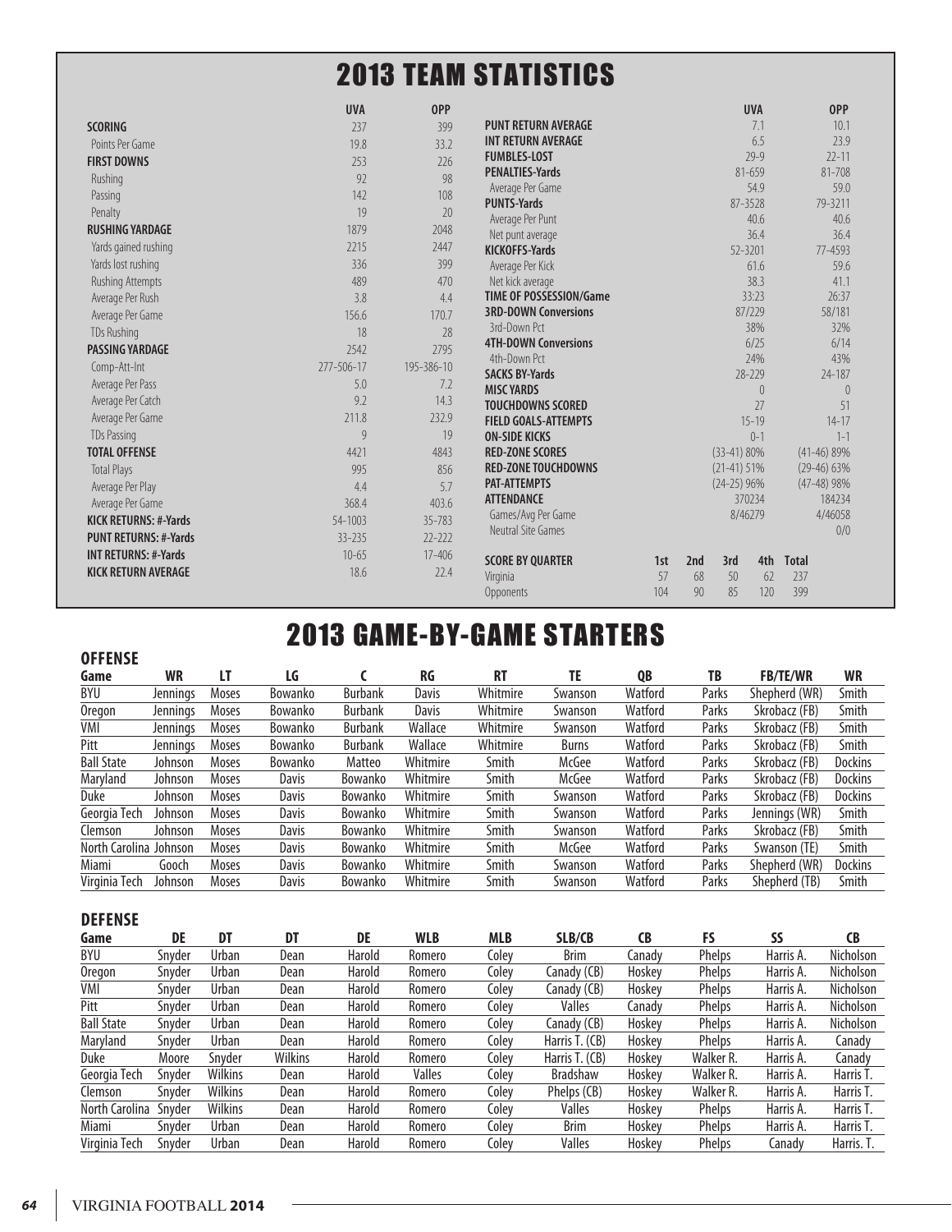# 2013 TEAM STATISTICS

| | UVA | OPP |
|---|---|---|
| **SCORING** | 237 | 399 |
| Points Per Game | 19.8 | 33.2 |
| **FIRST DOWNS** | 253 | 226 |
| Rushing | 92 | 98 |
| Passing | 142 | 108 |
| Penalty | 19 | 20 |
| **RUSHING YARDAGE** | 1879 | 2048 |
| Yards gained rushing | 2215 | 2447 |
| Yards lost rushing | 336 | 399 |
| Rushing Attempts | 489 | 470 |
| Average Per Rush | 3.8 | 4.4 |
| Average Per Game | 156.6 | 170.7 |
| TDs Rushing | 18 | 28 |
| **PASSING YARDAGE** | 2542 | 2795 |
| Comp-Att-Int | 277-506-17 | 195-386-10 |
| Average Per Pass | 5.0 | 7.2 |
| Average Per Catch | 9.2 | 14.3 |
| Average Per Game | 211.8 | 232.9 |
| TDs Passing | 9 | 19 |
| **TOTAL OFFENSE** | 4421 | 4843 |
| Total Plays | 995 | 856 |
| Average Per Play | 4.4 | 5.7 |
| Average Per Game | 368.4 | 403.6 |
| **KICK RETURNS: #-Yards** | 54-1003 | 35-783 |
| **PUNT RETURNS: #-Yards** | 33-235 | 22-222 |
| **INT RETURNS: #-Yards** | 10-65 | 17-406 |
| **KICK RETURN AVERAGE** | 18.6 | 22.4 |

| | UVA | OPP |
|---|---|---|
| **PUNT RETURN AVERAGE** | 7.1 | 10.1 |
| **INT RETURN AVERAGE** | 6.5 | 23.9 |
| **FUMBLES-LOST** | 29-9 | 22-11 |
| **PENALTIES-Yards** | 81-659 | 81-708 |
| Average Per Game | 54.9 | 59.0 |
| **PUNTS-Yards** | 87-3528 | 79-3211 |
| Average Per Punt | 40.6 | 40.6 |
| Net punt average | 36.4 | 36.4 |
| **KICKOFFS-Yards** | 52-3201 | 77-4593 |
| Average Per Kick | 61.6 | 59.6 |
| Net kick average | 38.3 | 41.1 |
| **TIME OF POSSESSION/Game** | 33:23 | 26:37 |
| **3RD-DOWN Conversions** | 87/229 | 58/181 |
| 3rd-Down Pct | 38% | 32% |
| **4TH-DOWN Conversions** | 6/25 | 6/14 |
| 4th-Down Pct | 24% | 43% |
| **SACKS BY-Yards** | 28-229 | 24-187 |
| **MISC YARDS** | 0 | 0 |
| **TOUCHDOWNS SCORED** | 27 | 51 |
| **FIELD GOALS-ATTEMPTS** | 15-19 | 14-17 |
| **ON-SIDE KICKS** | 0-1 | 1-1 |
| **RED-ZONE SCORES** | (33-41) 80% | (41-46) 89% |
| **RED-ZONE TOUCHDOWNS** | (21-41) 51% | (29-46) 63% |
| **PAT-ATTEMPTS** | (24-25) 96% | (47-48) 98% |
| **ATTENDANCE** | 370234 | 184234 |
| Games/Avg Per Game | 8/46279 | 4/46058 |
| Neutral Site Games | | 0/0 |

| SCORE BY QUARTER | 1st | 2nd | 3rd | 4th | Total |
|---|---|---|---|---|---|
| Virginia | 57 | 68 | 50 | 62 | 237 |
| Opponents | 104 | 90 | 85 | 120 | 399 |

# 2013 GAME-BY-GAME STARTERS

### OFFENSE

| Game | WR | LT | LG | C | RG | RT | TE | QB | TB | FB/TE/WR | WR |
|---|---|---|---|---|---|---|---|---|---|---|---|
| BYU | Jennings | Moses | Bowanko | Burbank | Davis | Whitmire | Swanson | Watford | Parks | Shepherd (WR) | Smith |
| Oregon | Jennings | Moses | Bowanko | Burbank | Davis | Whitmire | Swanson | Watford | Parks | Skrobacz (FB) | Smith |
| VMI | Jennings | Moses | Bowanko | Burbank | Wallace | Whitmire | Swanson | Watford | Parks | Skrobacz (FB) | Smith |
| Pitt | Jennings | Moses | Bowanko | Burbank | Wallace | Whitmire | Burns | Watford | Parks | Skrobacz (FB) | Smith |
| Ball State | Johnson | Moses | Bowanko | Matteo | Whitmire | Smith | McGee | Watford | Parks | Skrobacz (FB) | Dockins |
| Maryland | Johnson | Moses | Davis | Bowanko | Whitmire | Smith | McGee | Watford | Parks | Skrobacz (FB) | Dockins |
| Duke | Johnson | Moses | Davis | Bowanko | Whitmire | Smith | Swanson | Watford | Parks | Skrobacz (FB) | Dockins |
| Georgia Tech | Johnson | Moses | Davis | Bowanko | Whitmire | Smith | Swanson | Watford | Parks | Jennings (WR) | Smith |
| Clemson | Johnson | Moses | Davis | Bowanko | Whitmire | Smith | Swanson | Watford | Parks | Skrobacz (FB) | Smith |
| North Carolina | Johnson | Moses | Davis | Bowanko | Whitmire | Smith | McGee | Watford | Parks | Swanson (TE) | Smith |
| Miami | Gooch | Moses | Davis | Bowanko | Whitmire | Smith | Swanson | Watford | Parks | Shepherd (WR) | Dockins |
| Virginia Tech | Johnson | Moses | Davis | Bowanko | Whitmire | Smith | Swanson | Watford | Parks | Shepherd (TB) | Smith |

### DEFENSE

| Game | DE | DT | DT | DE | WLB | MLB | SLB/CB | CB | FS | SS | CB |
|---|---|---|---|---|---|---|---|---|---|---|---|
| BYU | Snyder | Urban | Dean | Harold | Romero | Coley | Brim | Canady | Phelps | Harris A. | Nicholson |
| Oregon | Snyder | Urban | Dean | Harold | Romero | Coley | Canady (CB) | Hoskey | Phelps | Harris A. | Nicholson |
| VMI | Snyder | Urban | Dean | Harold | Romero | Coley | Canady (CB) | Hoskey | Phelps | Harris A. | Nicholson |
| Pitt | Snyder | Urban | Dean | Harold | Romero | Coley | Valles | Canady | Phelps | Harris A. | Nicholson |
| Ball State | Snyder | Urban | Dean | Harold | Romero | Coley | Canady (CB) | Hoskey | Phelps | Harris A. | Nicholson |
| Maryland | Snyder | Urban | Dean | Harold | Romero | Coley | Harris T. (CB) | Hoskey | Phelps | Harris A. | Canady |
| Duke | Moore | Snyder | Wilkins | Harold | Romero | Coley | Harris T. (CB) | Hoskey | Walker R. | Harris A. | Canady |
| Georgia Tech | Snyder | Wilkins | Dean | Harold | Valles | Coley | Bradshaw | Hoskey | Walker R. | Harris A. | Harris T. |
| Clemson | Snyder | Wilkins | Dean | Harold | Romero | Coley | Phelps (CB) | Hoskey | Walker R. | Harris A. | Harris T. |
| North Carolina | Snyder | Wilkins | Dean | Harold | Romero | Coley | Valles | Hoskey | Phelps | Harris A. | Harris T. |
| Miami | Snyder | Urban | Dean | Harold | Romero | Coley | Brim | Hoskey | Phelps | Harris A. | Harris T. |
| Virginia Tech | Snyder | Urban | Dean | Harold | Romero | Coley | Valles | Hoskey | Phelps | Canady | Harris. T. |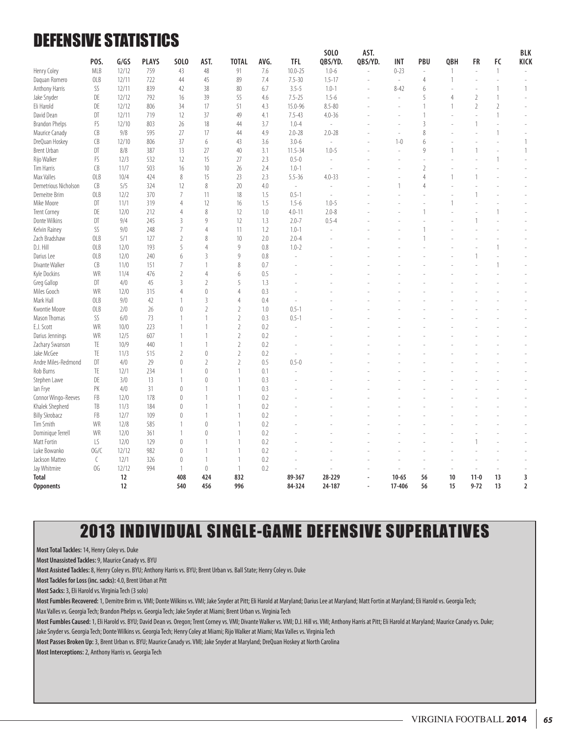# DEFENSIVE STATISTICS

| | POS. | G/GS | PLAYS | SOLO | AST. | TOTAL | AVG. | TFL | SOLO QBS/YD. | AST. QBS/YD. | INT | PBU | QBH | FR | FC | BLK KICK |
|---|---|---|---|---|---|---|---|---|---|---|---|---|---|---|---|---|
| Henry Coley | MLB | 12/12 | 759 | 43 | 48 | 91 | 7.6 | 10.0-25 | 1.0-6 | - | 0-23 | - | 1 | - | 1 | - |
| Daquan Romero | OLB | 12/11 | 722 | 44 | 45 | 89 | 7.4 | 7.5-30 | 1.5-17 | - | - | 4 | 1 | - | - | - |
| Anthony Harris | SS | 12/11 | 839 | 42 | 38 | 80 | 6.7 | 3.5-5 | 1.0-1 | - | 8-42 | 6 | - | - | 1 | 1 |
| Jake Snyder | DE | 12/12 | 792 | 16 | 39 | 55 | 4.6 | 7.5-25 | 1.5-6 | - | - | 5 | 4 | 2 | 1 | - |
| Eli Harold | DE | 12/12 | 806 | 34 | 17 | 51 | 4.3 | 15.0-96 | 8.5-80 | - | - | 1 | 1 | 2 | 2 | - |
| David Dean | DT | 12/11 | 719 | 12 | 37 | 49 | 4.1 | 7.5-43 | 4.0-36 | - | - | 1 | - | - | 1 | - |
| Brandon Phelps | FS | 12/10 | 803 | 26 | 18 | 44 | 3.7 | 1.0-4 | - | - | - | 3 | - | 1 | - | - |
| Maurice Canady | CB | 9/8 | 595 | 27 | 17 | 44 | 4.9 | 2.0-28 | 2.0-28 | - | - | 8 | - | - | 1 | - |
| DreQuan Hoskey | CB | 12/10 | 806 | 37 | 6 | 43 | 3.6 | 3.0-6 | - | - | 1-0 | 6 | - | - | - | 1 |
| Brent Urban | DT | 8/8 | 387 | 13 | 27 | 40 | 3.1 | 11.5-34 | 1.0-5 | - | - | 9 | 1 | 1 | - | 1 |
| Rijo Walker | FS | 12/3 | 532 | 12 | 15 | 27 | 2.3 | 0.5-0 | - | - | - | - | - | - | 1 | - |
| Tim Harris | CB | 11/7 | 503 | 16 | 10 | 26 | 2.4 | 1.0-1 | - | - | - | 2 | - | - | - | - |
| Max Valles | OLB | 10/4 | 424 | 8 | 15 | 23 | 2.3 | 5.5-36 | 4.0-33 | - | - | 4 | 1 | 1 | - | - |
| Demetrious Nicholson | CB | 5/5 | 324 | 12 | 8 | 20 | 4.0 | - | - | - | 1 | 4 | - | - | - | - |
| Demeitre Brim | OLB | 12/2 | 370 | 7 | 11 | 18 | 1.5 | 0.5-1 | - | - | - | - | - | 1 | - | - |
| Mike Moore | DT | 11/1 | 319 | 4 | 12 | 16 | 1.5 | 1.5-6 | 1.0-5 | - | - | - | 1 | - | - | - |
| Trent Corney | DE | 12/0 | 212 | 4 | 8 | 12 | 1.0 | 4.0-11 | 2.0-8 | - | - | 1 | - | - | 1 | - |
| Donte Wilkins | DT | 9/4 | 245 | 3 | 9 | 12 | 1.3 | 2.0-7 | 0.5-4 | - | - | - | - | 1 | - | - |
| Kelvin Rainey | SS | 9/0 | 248 | 7 | 4 | 11 | 1.2 | 1.0-1 | - | - | - | 1 | - | - | - | - |
| Zach Bradshaw | OLB | 5/1 | 127 | 2 | 8 | 10 | 2.0 | 2.0-4 | - | - | - | 1 | - | - | - | - |
| D.J. Hill | OLB | 12/0 | 193 | 5 | 4 | 9 | 0.8 | 1.0-2 | - | - | - | - | - | - | 1 | - |
| Darius Lee | OLB | 12/0 | 240 | 6 | 3 | 9 | 0.8 | - | - | - | - | - | - | 1 | - | - |
| Divante Walker | CB | 11/0 | 151 | 7 | 1 | 8 | 0.7 | - | - | - | - | - | - | - | 1 | - |
| Kyle Dockins | WR | 11/4 | 476 | 2 | 4 | 6 | 0.5 | - | - | - | - | - | - | - | - | - |
| Greg Gallop | DT | 4/0 | 45 | 3 | 2 | 5 | 1.3 | - | - | - | - | - | - | - | - | - |
| Miles Gooch | WR | 12/0 | 315 | 4 | 0 | 4 | 0.3 | - | - | - | - | - | - | - | - | - |
| Mark Hall | OLB | 9/0 | 42 | 1 | 3 | 4 | 0.4 | - | - | - | - | - | - | - | - | - |
| Kwontie Moore | OLB | 2/0 | 26 | 0 | 2 | 2 | 1.0 | 0.5-1 | - | - | - | - | - | - | - | - |
| Mason Thomas | SS | 6/0 | 73 | 1 | 1 | 2 | 0.3 | 0.5-1 | - | - | - | - | - | - | - | - |
| E.J. Scott | WR | 10/0 | 223 | 1 | 1 | 2 | 0.2 | - | - | - | - | - | - | - | - | - |
| Darius Jennings | WR | 12/5 | 607 | 1 | 1 | 2 | 0.2 | - | - | - | - | - | - | - | - | - |
| Zachary Swanson | TE | 10/9 | 440 | 1 | 1 | 2 | 0.2 | - | - | - | - | - | - | - | - | - |
| Jake McGee | TE | 11/3 | 515 | 2 | 0 | 2 | 0.2 | - | - | - | - | - | - | - | - | - |
| Andre Miles-Redmond | DT | 4/0 | 29 | 0 | 2 | 2 | 0.5 | 0.5-0 | - | - | - | - | - | - | - | - |
| Rob Burns | TE | 12/1 | 234 | 1 | 0 | 1 | 0.1 | - | - | - | - | - | - | - | - | - |
| Stephen Lawe | DE | 3/0 | 13 | 1 | 0 | 1 | 0.3 | - | - | - | - | - | - | - | - | - |
| Ian Frye | PK | 4/0 | 31 | 0 | 1 | 1 | 0.3 | - | - | - | - | - | - | - | - | - |
| Connor Wingo-Reeves | FB | 12/0 | 178 | 0 | 1 | 1 | 0.2 | - | - | - | - | - | - | - | - | - |
| Khalek Shepherd | TB | 11/3 | 184 | 0 | 1 | 1 | 0.2 | - | - | - | - | - | - | - | - | - |
| Billy Skrobacz | FB | 12/7 | 109 | 0 | 1 | 1 | 0.2 | - | - | - | - | - | - | - | - | - |
| Tim Smith | WR | 12/8 | 585 | 1 | 0 | 1 | 0.2 | - | - | - | - | - | - | - | - | - |
| Dominique Terrell | WR | 12/0 | 361 | 1 | 0 | 1 | 0.2 | - | - | - | - | - | - | - | - | - |
| Matt Fortin | LS | 12/0 | 129 | 0 | 1 | 1 | 0.2 | - | - | - | - | - | - | 1 | - | - |
| Luke Bowanko | OG/C | 12/12 | 982 | 0 | 1 | 1 | 0.2 | - | - | - | - | - | - | - | - | - |
| Jackson Matteo | C | 12/1 | 326 | 0 | 1 | 1 | 0.2 | - | - | - | - | - | - | - | - | - |
| Jay Whitmire | OG | 12/12 | 994 | 1 | 0 | 1 | 0.2 | - | - | - | - | - | - | - | - | - |
| **Total** | | **12** | | **408** | **424** | **832** | | **89-367** | **28-229** | **-** | **10-65** | **56** | **10** | **11-0** | **13** | **3** |
| **Opponents** | | **12** | | **540** | **456** | **996** | | **84-324** | **24-187** | **-** | **17-406** | **56** | **15** | **9-72** | **13** | **2** |

# 2013 INDIVIDUAL SINGLE-GAME DEFENSIVE SUPERLATIVES

**Most Total Tackles:** 14, Henry Coley vs. Duke

**Most Unassisted Tackles:** 9, Maurice Canady vs. BYU

**Most Assisted Tackles:** 8, Henry Coley vs. BYU; Anthony Harris vs. BYU; Brent Urban vs. Ball State; Henry Coley vs. Duke

**Most Tackles for Loss (inc. sacks):** 4.0, Brent Urban at Pitt

**Most Sacks:** 3, Eli Harold vs. Virginia Tech (3 solo)

**Most Fumbles Recovered:** 1, Demitre Brim vs. VMI; Donte Wilkins vs. VMI; Jake Snyder at Pitt; Eli Harold at Maryland; Darius Lee at Maryland; Matt Fortin at Maryland; Eli Harold vs. Georgia Tech; Max Valles vs. Georgia Tech; Brandon Phelps vs. Georgia Tech; Jake Snyder at Miami; Brent Urban vs. Virginia Tech

**Most Fumbles Caused:** 1, Eli Harold vs. BYU; David Dean vs. Oregon; Trent Corney vs. VMI; Divante Walker vs. VMI; D.J. Hill vs. VMI; Anthony Harris at Pitt; Eli Harold at Maryland; Maurice Canady vs. Duke; Jake Snyder vs. Georgia Tech; Donte Wilkins vs. Georgia Tech; Henry Coley at Miami; Rijo Walker at Miami; Max Valles vs. Virginia Tech

**Most Passes Broken Up:** 3, Brent Urban vs. BYU; Maurice Canady vs. VMI; Jake Snyder at Maryland; DreQuan Hoskey at North Carolina

**Most Interceptions:** 2, Anthony Harris vs. Georgia Tech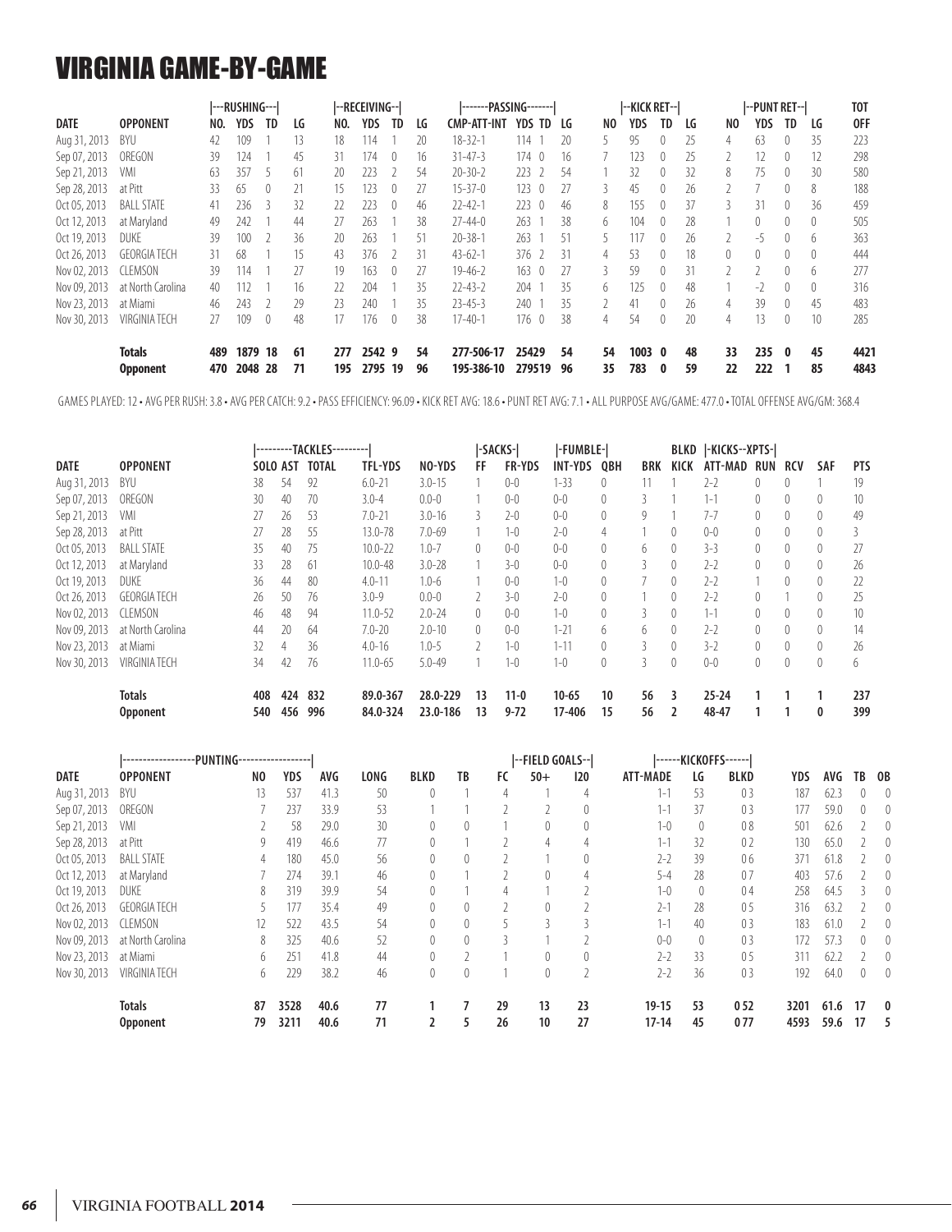# VIRGINIA GAME-BY-GAME

| DATE | OPPONENT | RUSHING NO. | YDS | TD | LG | RECEIVING NO. | YDS | TD | LG | PASSING CMP-ATT-INT | YDS | TD | LG | KICK RET NO | YDS | TD | LG | PUNT RET NO | YDS | TD | LG | TOT OFF |
|---|---|---|---|---|---|---|---|---|---|---|---|---|---|---|---|---|---|---|---|---|---|---|
| Aug 31, 2013 | BYU | 42 | 109 | 1 | 13 | 18 | 114 | 1 | 20 | 18-32-1 | 114 | 1 | 20 | 5 | 95 | 0 | 25 | 4 | 63 | 0 | 35 | 223 |
| Sep 07, 2013 | OREGON | 39 | 124 | 1 | 45 | 31 | 174 | 0 | 16 | 31-47-3 | 174 | 0 | 16 | 7 | 123 | 0 | 25 | 2 | 12 | 0 | 12 | 298 |
| Sep 21, 2013 | VMI | 63 | 357 | 5 | 61 | 20 | 223 | 2 | 54 | 20-30-2 | 223 | 2 | 54 | 1 | 32 | 0 | 32 | 8 | 75 | 0 | 30 | 580 |
| Sep 28, 2013 | at Pitt | 33 | 65 | 0 | 21 | 15 | 123 | 0 | 27 | 15-37-0 | 123 | 0 | 27 | 3 | 45 | 0 | 26 | 2 | 7 | 0 | 8 | 188 |
| Oct 05, 2013 | BALL STATE | 41 | 236 | 3 | 32 | 22 | 223 | 0 | 46 | 22-42-1 | 223 | 0 | 46 | 8 | 155 | 0 | 37 | 3 | 31 | 0 | 36 | 459 |
| Oct 12, 2013 | at Maryland | 49 | 242 | 1 | 44 | 27 | 263 | 1 | 38 | 27-44-0 | 263 | 1 | 38 | 6 | 104 | 0 | 28 | 1 | 0 | 0 | 0 | 505 |
| Oct 19, 2013 | DUKE | 39 | 100 | 2 | 36 | 20 | 263 | 1 | 51 | 20-38-1 | 263 | 1 | 51 | 5 | 117 | 0 | 26 | 2 | -5 | 0 | 6 | 363 |
| Oct 26, 2013 | GEORGIA TECH | 31 | 68 | 1 | 15 | 43 | 376 | 2 | 31 | 43-62-1 | 376 | 2 | 31 | 4 | 53 | 0 | 18 | 0 | 0 | 0 | 0 | 444 |
| Nov 02, 2013 | CLEMSON | 39 | 114 | 1 | 27 | 19 | 163 | 0 | 27 | 19-46-2 | 163 | 0 | 27 | 3 | 59 | 0 | 31 | 2 | 2 | 0 | 6 | 277 |
| Nov 09, 2013 | at North Carolina | 40 | 112 | 1 | 16 | 22 | 204 | 1 | 35 | 22-43-2 | 204 | 1 | 35 | 6 | 125 | 0 | 48 | 1 | -2 | 0 | 0 | 316 |
| Nov 23, 2013 | at Miami | 46 | 243 | 2 | 29 | 23 | 240 | 1 | 35 | 23-45-3 | 240 | 1 | 35 | 2 | 41 | 0 | 26 | 4 | 39 | 0 | 45 | 483 |
| Nov 30, 2013 | VIRGINIA TECH | 27 | 109 | 0 | 48 | 17 | 176 | 0 | 38 | 17-40-1 | 176 | 0 | 38 | 4 | 54 | 0 | 20 | 4 | 13 | 0 | 10 | 285 |
| | **Totals** | **489** | **1879** | **18** | **61** | **277** | **2542** | **9** | **54** | **277-506-17** | **2542** | **9** | **54** | **54** | **1003** | **0** | **48** | **33** | **235** | **0** | **45** | **4421** |
| | **Opponent** | **470** | **2048** | **28** | **71** | **195** | **2795** | **19** | **96** | **195-386-10** | **2795** | **19** | **96** | **35** | **783** | **0** | **59** | **22** | **222** | **1** | **85** | **4843** |

GAMES PLAYED: 12 • AVG PER RUSH: 3.8 • AVG PER CATCH: 9.2 • PASS EFFICIENCY: 96.09 • KICK RET AVG: 18.6 • PUNT RET AVG: 7.1 • ALL PURPOSE AVG/GAME: 477.0 • TOTAL OFFENSE AVG/GM: 368.4

| DATE | OPPONENT | TACKLES SOLO | AST | TOTAL | TFL-YDS | NO-YDS | SACKS FF | FR-YDS | FUMBLE INT-YDS | QBH | BRK | BLKD KICK | KICKS-XPTS ATT-MAD | RUN | RCV | SAF | PTS |
|---|---|---|---|---|---|---|---|---|---|---|---|---|---|---|---|---|---|
| Aug 31, 2013 | BYU | 38 | 54 | 92 | 6.0-21 | 3.0-15 | 1 | 0-0 | 1-33 | 0 | 11 | 1 | 2-2 | 0 | 0 | 1 | 19 |
| Sep 07, 2013 | OREGON | 30 | 40 | 70 | 3.0-4 | 0.0-0 | 1 | 0-0 | 0-0 | 0 | 3 | 1 | 1-1 | 0 | 0 | 0 | 10 |
| Sep 21, 2013 | VMI | 27 | 26 | 53 | 7.0-21 | 3.0-16 | 3 | 2-0 | 0-0 | 0 | 9 | 1 | 7-7 | 0 | 0 | 0 | 49 |
| Sep 28, 2013 | at Pitt | 27 | 28 | 55 | 13.0-78 | 7.0-69 | 1 | 1-0 | 2-0 | 4 | 1 | 0 | 0-0 | 0 | 0 | 0 | 3 |
| Oct 05, 2013 | BALL STATE | 35 | 40 | 75 | 10.0-22 | 1.0-7 | 0 | 0-0 | 0-0 | 0 | 6 | 0 | 3-3 | 0 | 0 | 0 | 27 |
| Oct 12, 2013 | at Maryland | 33 | 28 | 61 | 10.0-48 | 3.0-28 | 1 | 3-0 | 0-0 | 0 | 3 | 0 | 2-2 | 0 | 0 | 0 | 26 |
| Oct 19, 2013 | DUKE | 36 | 44 | 80 | 4.0-11 | 1.0-6 | 1 | 0-0 | 1-0 | 0 | 7 | 0 | 2-2 | 1 | 0 | 0 | 22 |
| Oct 26, 2013 | GEORGIA TECH | 26 | 50 | 76 | 3.0-9 | 0.0-0 | 2 | 3-0 | 2-0 | 0 | 1 | 0 | 2-2 | 0 | 1 | 0 | 25 |
| Nov 02, 2013 | CLEMSON | 46 | 48 | 94 | 11.0-52 | 2.0-24 | 0 | 0-0 | 1-0 | 0 | 3 | 0 | 1-1 | 0 | 0 | 0 | 10 |
| Nov 09, 2013 | at North Carolina | 44 | 20 | 64 | 7.0-20 | 2.0-10 | 0 | 0-0 | 1-21 | 6 | 6 | 0 | 2-2 | 0 | 0 | 0 | 14 |
| Nov 23, 2013 | at Miami | 32 | 4 | 36 | 4.0-16 | 1.0-5 | 2 | 1-0 | 1-11 | 0 | 3 | 0 | 3-2 | 0 | 0 | 0 | 26 |
| Nov 30, 2013 | VIRGINIA TECH | 34 | 42 | 76 | 11.0-65 | 5.0-49 | 1 | 1-0 | 1-0 | 0 | 3 | 0 | 0-0 | 0 | 0 | 0 | 6 |
| | **Totals** | **408** | **424** | **832** | **89.0-367** | **28.0-229** | **13** | **11-0** | **10-65** | **10** | **56** | **3** | **25-24** | **1** | **1** | **1** | **237** |
| | **Opponent** | **540** | **456** | **996** | **84.0-324** | **23.0-186** | **13** | **9-72** | **17-406** | **15** | **56** | **2** | **48-47** | **1** | **1** | **0** | **399** |

| DATE | OPPONENT | PUNTING NO | YDS | AVG | LONG | BLKD | TB | FC | 50+ | I20 | FIELD GOALS ATT-MADE | LG | BLKD | KICKOFFS YDS | AVG | TB | OB |
|---|---|---|---|---|---|---|---|---|---|---|---|---|---|---|---|---|---|
| Aug 31, 2013 | BYU | 13 | 537 | 41.3 | 50 | 0 | 1 | 4 | 1 | 4 | 1-1 | 53 | 0 3 | 187 | 62.3 | 0 | 0 |
| Sep 07, 2013 | OREGON | 7 | 237 | 33.9 | 53 | 1 | 1 | 2 | 2 | 0 | 1-1 | 37 | 0 3 | 177 | 59.0 | 0 | 0 |
| Sep 21, 2013 | VMI | 2 | 58 | 29.0 | 30 | 0 | 0 | 1 | 0 | 0 | 1-0 | 0 | 0 8 | 501 | 62.6 | 2 | 0 |
| Sep 28, 2013 | at Pitt | 9 | 419 | 46.6 | 77 | 0 | 1 | 2 | 4 | 4 | 1-1 | 32 | 0 2 | 130 | 65.0 | 2 | 0 |
| Oct 05, 2013 | BALL STATE | 4 | 180 | 45.0 | 56 | 0 | 0 | 2 | 1 | 0 | 2-2 | 39 | 0 6 | 371 | 61.8 | 2 | 0 |
| Oct 12, 2013 | at Maryland | 7 | 274 | 39.1 | 46 | 0 | 1 | 2 | 0 | 4 | 5-4 | 28 | 0 7 | 403 | 57.6 | 2 | 0 |
| Oct 19, 2013 | DUKE | 8 | 319 | 39.9 | 54 | 0 | 1 | 4 | 1 | 2 | 1-0 | 0 | 0 4 | 258 | 64.5 | 3 | 0 |
| Oct 26, 2013 | GEORGIA TECH | 5 | 177 | 35.4 | 49 | 0 | 0 | 2 | 0 | 2 | 2-1 | 28 | 0 5 | 316 | 63.2 | 2 | 0 |
| Nov 02, 2013 | CLEMSON | 12 | 522 | 43.5 | 54 | 0 | 0 | 5 | 3 | 3 | 1-1 | 40 | 0 3 | 183 | 61.0 | 2 | 0 |
| Nov 09, 2013 | at North Carolina | 8 | 325 | 40.6 | 52 | 0 | 0 | 3 | 1 | 2 | 0-0 | 0 | 0 3 | 172 | 57.3 | 0 | 0 |
| Nov 23, 2013 | at Miami | 6 | 251 | 41.8 | 44 | 0 | 2 | 1 | 0 | 0 | 2-2 | 33 | 0 5 | 311 | 62.2 | 2 | 0 |
| Nov 30, 2013 | VIRGINIA TECH | 6 | 229 | 38.2 | 46 | 0 | 0 | 1 | 0 | 2 | 2-2 | 36 | 0 3 | 192 | 64.0 | 0 | 0 |
| | **Totals** | **87** | **3528** | **40.6** | **77** | **1** | **7** | **29** | **13** | **23** | **19-15** | **53** | **0 52** | **3201** | **61.6** | **17** | **0** |
| | **Opponent** | **79** | **3211** | **40.6** | **71** | **2** | **5** | **26** | **10** | **27** | **17-14** | **45** | **0 77** | **4593** | **59.6** | **17** | **5** |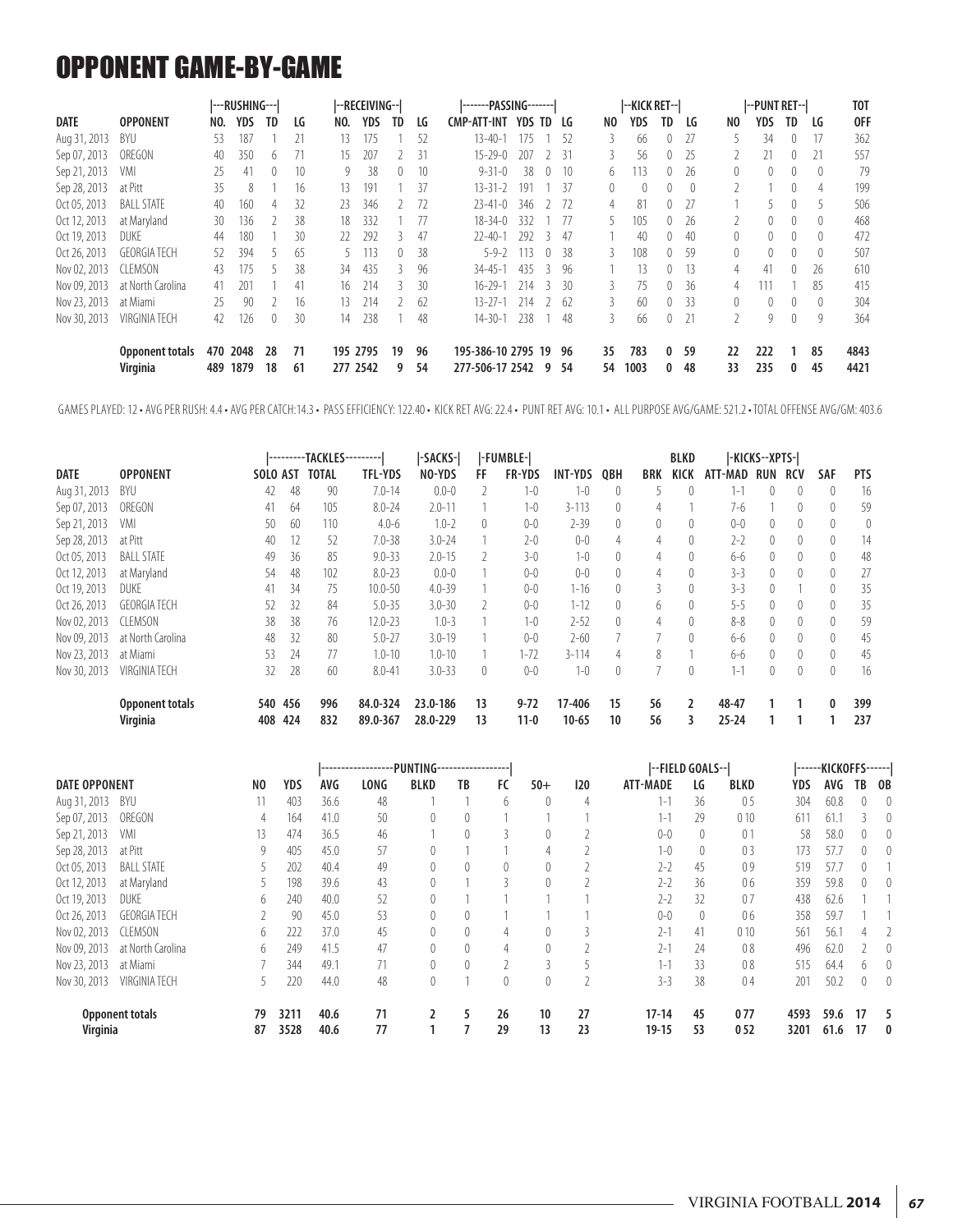# OPPONENT GAME-BY-GAME

| DATE | OPPONENT | RUSHING NO. | YDS | TD | LG | RECEIVING NO. | YDS | TD | LG | PASSING CMP-ATT-INT | YDS | TD | LG | KICK RET NO | YDS | TD | LG | PUNT RET NO | YDS | TD | LG | TOT OFF |
|---|---|---|---|---|---|---|---|---|---|---|---|---|---|---|---|---|---|---|---|---|---|---|
| Aug 31, 2013 | BYU | 53 | 187 | 1 | 21 | 13 | 175 | 1 | 52 | 13-40-1 | 175 | 1 | 52 | 3 | 66 | 0 | 27 | 5 | 34 | 0 | 17 | 362 |
| Sep 07, 2013 | OREGON | 40 | 350 | 6 | 71 | 15 | 207 | 2 | 31 | 15-29-0 | 207 | 2 | 31 | 3 | 56 | 0 | 25 | 2 | 21 | 0 | 21 | 557 |
| Sep 21, 2013 | VMI | 25 | 41 | 0 | 10 | 9 | 38 | 0 | 10 | 9-31-0 | 38 | 0 | 10 | 6 | 113 | 0 | 26 | 0 | 0 | 0 | 0 | 79 |
| Sep 28, 2013 | at Pitt | 35 | 8 | 1 | 16 | 13 | 191 | 1 | 37 | 13-31-2 | 191 | 1 | 37 | 0 | 0 | 0 | 0 | 2 | 1 | 0 | 4 | 199 |
| Oct 05, 2013 | BALL STATE | 40 | 160 | 4 | 32 | 23 | 346 | 2 | 72 | 23-41-0 | 346 | 2 | 72 | 4 | 81 | 0 | 27 | 1 | 5 | 0 | 5 | 506 |
| Oct 12, 2013 | at Maryland | 30 | 136 | 2 | 38 | 18 | 332 | 1 | 77 | 18-34-0 | 332 | 1 | 77 | 5 | 105 | 0 | 26 | 2 | 0 | 0 | 0 | 468 |
| Oct 19, 2013 | DUKE | 44 | 180 | 1 | 30 | 22 | 292 | 3 | 47 | 22-40-1 | 292 | 3 | 47 | 1 | 40 | 0 | 40 | 0 | 0 | 0 | 0 | 472 |
| Oct 26, 2013 | GEORGIA TECH | 52 | 394 | 5 | 65 | 5 | 113 | 0 | 38 | 5-9-2 | 113 | 0 | 38 | 3 | 108 | 0 | 59 | 0 | 0 | 0 | 0 | 507 |
| Nov 02, 2013 | CLEMSON | 43 | 175 | 5 | 38 | 34 | 435 | 3 | 96 | 34-45-1 | 435 | 3 | 96 | 1 | 13 | 0 | 13 | 4 | 41 | 0 | 26 | 610 |
| Nov 09, 2013 | at North Carolina | 41 | 201 | 1 | 41 | 16 | 214 | 3 | 30 | 16-29-1 | 214 | 3 | 30 | 3 | 75 | 0 | 36 | 4 | 111 | 1 | 85 | 415 |
| Nov 23, 2013 | at Miami | 25 | 90 | 2 | 16 | 13 | 214 | 2 | 62 | 13-27-1 | 214 | 2 | 62 | 3 | 60 | 0 | 33 | 0 | 0 | 0 | 0 | 304 |
| Nov 30, 2013 | VIRGINIA TECH | 42 | 126 | 0 | 30 | 14 | 238 | 1 | 48 | 14-30-1 | 238 | 1 | 48 | 3 | 66 | 0 | 21 | 2 | 9 | 0 | 9 | 364 |
| | **Opponent totals** | **470** | **2048** | **28** | **71** | **195** | **2795** | **19** | **96** | **195-386-10** | **2795** | **19** | **96** | **35** | **783** | **0** | **59** | **22** | **222** | **1** | **85** | **4843** |
| | **Virginia** | **489** | **1879** | **18** | **61** | **277** | **2542** | **9** | **54** | **277-506-17** | **2542** | **9** | **54** | **54** | **1003** | **0** | **48** | **33** | **235** | **0** | **45** | **4421** |

GAMES PLAYED: 12 • AVG PER RUSH: 4.4 • AVG PER CATCH:14.3 • PASS EFFICIENCY: 122.40 • KICK RET AVG: 22.4 • PUNT RET AVG: 10.1 • ALL PURPOSE AVG/GAME: 521.2 • TOTAL OFFENSE AVG/GM: 403.6

| DATE | OPPONENT | TACKLES SOLO | AST | TOTAL | TFL-YDS | SACKS NO-YDS | FUMBLE FF | FR-YDS | INT-YDS | QBH | BRK | BLKD KICK | KICKS-XPTS ATT-MAD | RUN | RCV | SAF | PTS |
|---|---|---|---|---|---|---|---|---|---|---|---|---|---|---|---|---|---|
| Aug 31, 2013 | BYU | 42 | 48 | 90 | 7.0-14 | 0.0-0 | 2 | 1-0 | 1-0 | 0 | 5 | 0 | 1-1 | 0 | 0 | 0 | 16 |
| Sep 07, 2013 | OREGON | 41 | 64 | 105 | 8.0-24 | 2.0-11 | 1 | 1-0 | 3-113 | 0 | 4 | 1 | 7-6 | 1 | 0 | 0 | 59 |
| Sep 21, 2013 | VMI | 50 | 60 | 110 | 4.0-6 | 1.0-2 | 0 | 0-0 | 2-39 | 0 | 0 | 0 | 0-0 | 0 | 0 | 0 | 0 |
| Sep 28, 2013 | at Pitt | 40 | 12 | 52 | 7.0-38 | 3.0-24 | 1 | 2-0 | 0-0 | 4 | 4 | 0 | 2-2 | 0 | 0 | 0 | 14 |
| Oct 05, 2013 | BALL STATE | 49 | 36 | 85 | 9.0-33 | 2.0-15 | 2 | 3-0 | 1-0 | 0 | 4 | 0 | 6-6 | 0 | 0 | 0 | 48 |
| Oct 12, 2013 | at Maryland | 54 | 48 | 102 | 8.0-23 | 0.0-0 | 1 | 0-0 | 0-0 | 0 | 4 | 0 | 3-3 | 0 | 0 | 0 | 27 |
| Oct 19, 2013 | DUKE | 41 | 34 | 75 | 10.0-50 | 4.0-39 | 1 | 0-0 | 1-16 | 0 | 3 | 0 | 3-3 | 0 | 1 | 0 | 35 |
| Oct 26, 2013 | GEORGIA TECH | 52 | 32 | 84 | 5.0-35 | 3.0-30 | 2 | 0-0 | 1-12 | 0 | 6 | 0 | 5-5 | 0 | 0 | 0 | 35 |
| Nov 02, 2013 | CLEMSON | 38 | 38 | 76 | 12.0-23 | 1.0-3 | 1 | 1-0 | 2-52 | 0 | 4 | 0 | 8-8 | 0 | 0 | 0 | 59 |
| Nov 09, 2013 | at North Carolina | 48 | 32 | 80 | 5.0-27 | 3.0-19 | 1 | 0-0 | 2-60 | 7 | 7 | 0 | 6-6 | 0 | 0 | 0 | 45 |
| Nov 23, 2013 | at Miami | 53 | 24 | 77 | 1.0-10 | 1.0-10 | 1 | 1-72 | 3-114 | 4 | 8 | 1 | 6-6 | 0 | 0 | 0 | 45 |
| Nov 30, 2013 | VIRGINIA TECH | 32 | 28 | 60 | 8.0-41 | 3.0-33 | 0 | 0-0 | 1-0 | 0 | 7 | 0 | 1-1 | 0 | 0 | 0 | 16 |
| | **Opponent totals** | **540** | **456** | **996** | **84.0-324** | **23.0-186** | **13** | **9-72** | **17-406** | **15** | **56** | **2** | **48-47** | **1** | **1** | **0** | **399** |
| | **Virginia** | **408** | **424** | **832** | **89.0-367** | **28.0-229** | **13** | **11-0** | **10-65** | **10** | **56** | **3** | **25-24** | **1** | **1** | **1** | **237** |

| DATE | OPPONENT | PUNTING NO | YDS | AVG | LONG | BLKD | TB | FC | 50+ | I20 | FIELD GOALS ATT-MADE | LG | BLKD | KICKOFFS YDS | AVG | TB | OB |
|---|---|---|---|---|---|---|---|---|---|---|---|---|---|---|---|---|---|
| Aug 31, 2013 | BYU | 11 | 403 | 36.6 | 48 | 1 | 1 | 6 | 0 | 4 | 1-1 | 36 | 0 5 | 304 | 60.8 | 0 | 0 |
| Sep 07, 2013 | OREGON | 4 | 164 | 41.0 | 50 | 0 | 0 | 1 | 1 | 1 | 1-1 | 29 | 0 10 | 611 | 61.1 | 3 | 0 |
| Sep 21, 2013 | VMI | 13 | 474 | 36.5 | 46 | 1 | 0 | 3 | 0 | 2 | 0-0 | 0 | 0 1 | 58 | 58.0 | 0 | 0 |
| Sep 28, 2013 | at Pitt | 9 | 405 | 45.0 | 57 | 0 | 1 | 1 | 4 | 2 | 1-0 | 0 | 0 3 | 173 | 57.7 | 0 | 0 |
| Oct 05, 2013 | BALL STATE | 5 | 202 | 40.4 | 49 | 0 | 0 | 0 | 0 | 2 | 2-2 | 45 | 0 9 | 519 | 57.7 | 0 | 1 |
| Oct 12, 2013 | at Maryland | 5 | 198 | 39.6 | 43 | 0 | 1 | 3 | 0 | 2 | 2-2 | 36 | 0 6 | 359 | 59.8 | 0 | 0 |
| Oct 19, 2013 | DUKE | 6 | 240 | 40.0 | 52 | 0 | 1 | 1 | 1 | 1 | 2-2 | 32 | 0 7 | 438 | 62.6 | 1 | 1 |
| Oct 26, 2013 | GEORGIA TECH | 2 | 90 | 45.0 | 53 | 0 | 0 | 1 | 1 | 1 | 0-0 | 0 | 0 6 | 358 | 59.7 | 1 | 1 |
| Nov 02, 2013 | CLEMSON | 6 | 222 | 37.0 | 45 | 0 | 0 | 4 | 0 | 3 | 2-1 | 41 | 0 10 | 561 | 56.1 | 4 | 2 |
| Nov 09, 2013 | at North Carolina | 6 | 249 | 41.5 | 47 | 0 | 0 | 4 | 0 | 2 | 2-1 | 24 | 0 8 | 496 | 62.0 | 2 | 0 |
| Nov 23, 2013 | at Miami | 7 | 344 | 49.1 | 71 | 0 | 0 | 2 | 3 | 5 | 1-1 | 33 | 0 8 | 515 | 64.4 | 6 | 0 |
| Nov 30, 2013 | VIRGINIA TECH | 5 | 220 | 44.0 | 48 | 0 | 1 | 0 | 0 | 2 | 3-3 | 38 | 0 4 | 201 | 50.2 | 0 | 0 |
| | **Opponent totals** | **79** | **3211** | **40.6** | **71** | **2** | **5** | **26** | **10** | **27** | **17-14** | **45** | **0 77** | **4593** | **59.6** | **17** | **5** |
| | **Virginia** | **87** | **3528** | **40.6** | **77** | **1** | **7** | **29** | **13** | **23** | **19-15** | **53** | **0 52** | **3201** | **61.6** | **17** | **0** |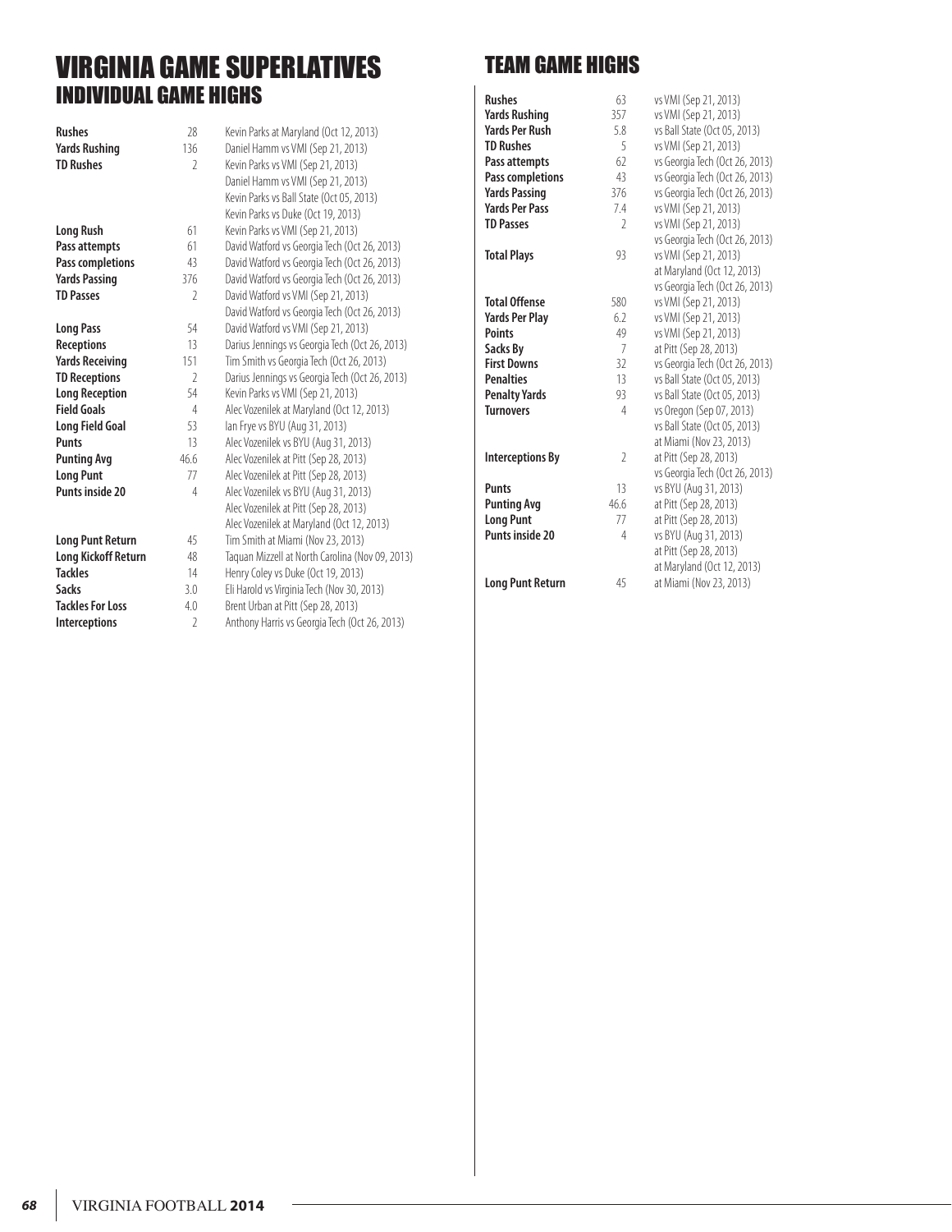# VIRGINIA GAME SUPERLATIVES

## INDIVIDUAL GAME HIGHS

| Category | Value | Record |
|---|---|---|
| Rushes | 28 | Kevin Parks at Maryland (Oct 12, 2013) |
| Yards Rushing | 136 | Daniel Hamm vs VMI (Sep 21, 2013) |
| TD Rushes | 2 | Kevin Parks vs VMI (Sep 21, 2013) |
| | | Daniel Hamm vs VMI (Sep 21, 2013) |
| | | Kevin Parks vs Ball State (Oct 05, 2013) |
| | | Kevin Parks vs Duke (Oct 19, 2013) |
| Long Rush | 61 | Kevin Parks vs VMI (Sep 21, 2013) |
| Pass attempts | 61 | David Watford vs Georgia Tech (Oct 26, 2013) |
| Pass completions | 43 | David Watford vs Georgia Tech (Oct 26, 2013) |
| Yards Passing | 376 | David Watford vs Georgia Tech (Oct 26, 2013) |
| TD Passes | 2 | David Watford vs VMI (Sep 21, 2013) |
| | | David Watford vs Georgia Tech (Oct 26, 2013) |
| Long Pass | 54 | David Watford vs VMI (Sep 21, 2013) |
| Receptions | 13 | Darius Jennings vs Georgia Tech (Oct 26, 2013) |
| Yards Receiving | 151 | Tim Smith vs Georgia Tech (Oct 26, 2013) |
| TD Receptions | 2 | Darius Jennings vs Georgia Tech (Oct 26, 2013) |
| Long Reception | 54 | Kevin Parks vs VMI (Sep 21, 2013) |
| Field Goals | 4 | Alec Vozenilek at Maryland (Oct 12, 2013) |
| Long Field Goal | 53 | Ian Frye vs BYU (Aug 31, 2013) |
| Punts | 13 | Alec Vozenilek vs BYU (Aug 31, 2013) |
| Punting Avg | 46.6 | Alec Vozenilek at Pitt (Sep 28, 2013) |
| Long Punt | 77 | Alec Vozenilek at Pitt (Sep 28, 2013) |
| Punts inside 20 | 4 | Alec Vozenilek vs BYU (Aug 31, 2013) |
| | | Alec Vozenilek at Pitt (Sep 28, 2013) |
| | | Alec Vozenilek at Maryland (Oct 12, 2013) |
| Long Punt Return | 45 | Tim Smith at Miami (Nov 23, 2013) |
| Long Kickoff Return | 48 | Taquan Mizzell at North Carolina (Nov 09, 2013) |
| Tackles | 14 | Henry Coley vs Duke (Oct 19, 2013) |
| Sacks | 3.0 | Eli Harold vs Virginia Tech (Nov 30, 2013) |
| Tackles For Loss | 4.0 | Brent Urban at Pitt (Sep 28, 2013) |
| Interceptions | 2 | Anthony Harris vs Georgia Tech (Oct 26, 2013) |

# TEAM GAME HIGHS

| Category | Value | Record |
|---|---|---|
| Rushes | 63 | vs VMI (Sep 21, 2013) |
| Yards Rushing | 357 | vs VMI (Sep 21, 2013) |
| Yards Per Rush | 5.8 | vs Ball State (Oct 05, 2013) |
| TD Rushes | 5 | vs VMI (Sep 21, 2013) |
| Pass attempts | 62 | vs Georgia Tech (Oct 26, 2013) |
| Pass completions | 43 | vs Georgia Tech (Oct 26, 2013) |
| Yards Passing | 376 | vs Georgia Tech (Oct 26, 2013) |
| Yards Per Pass | 7.4 | vs VMI (Sep 21, 2013) |
| TD Passes | 2 | vs VMI (Sep 21, 2013) |
| | | vs Georgia Tech (Oct 26, 2013) |
| Total Plays | 93 | vs VMI (Sep 21, 2013) |
| | | at Maryland (Oct 12, 2013) |
| | | vs Georgia Tech (Oct 26, 2013) |
| Total Offense | 580 | vs VMI (Sep 21, 2013) |
| Yards Per Play | 6.2 | vs VMI (Sep 21, 2013) |
| Points | 49 | vs VMI (Sep 21, 2013) |
| Sacks By | 7 | at Pitt (Sep 28, 2013) |
| First Downs | 32 | vs Georgia Tech (Oct 26, 2013) |
| Penalties | 13 | vs Ball State (Oct 05, 2013) |
| Penalty Yards | 93 | vs Ball State (Oct 05, 2013) |
| Turnovers | 4 | vs Oregon (Sep 07, 2013) |
| | | vs Ball State (Oct 05, 2013) |
| | | at Miami (Nov 23, 2013) |
| Interceptions By | 2 | at Pitt (Sep 28, 2013) |
| | | vs Georgia Tech (Oct 26, 2013) |
| Punts | 13 | vs BYU (Aug 31, 2013) |
| Punting Avg | 46.6 | at Pitt (Sep 28, 2013) |
| Long Punt | 77 | at Pitt (Sep 28, 2013) |
| Punts inside 20 | 4 | vs BYU (Aug 31, 2013) |
| | | at Pitt (Sep 28, 2013) |
| | | at Maryland (Oct 12, 2013) |
| Long Punt Return | 45 | at Miami (Nov 23, 2013) |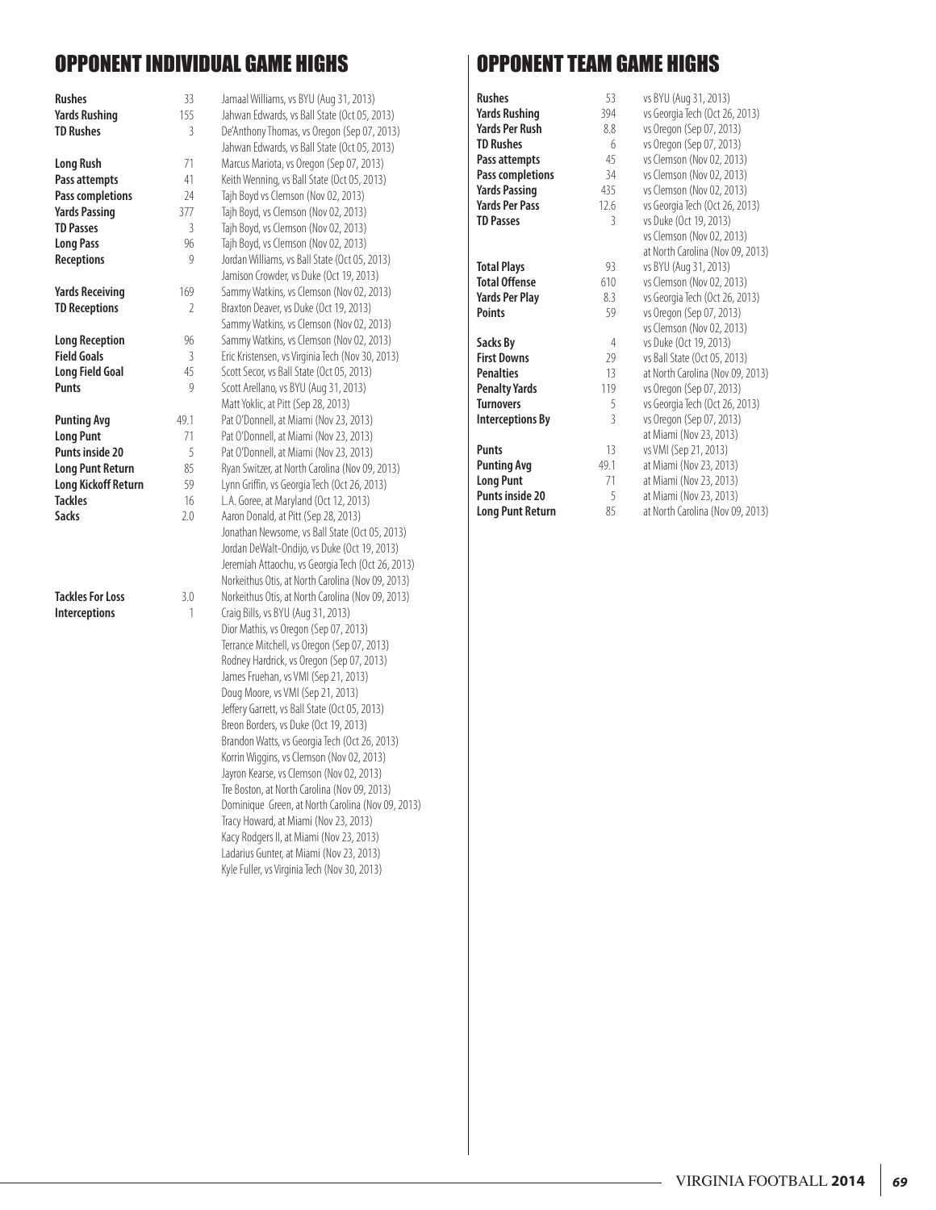## OPPONENT INDIVIDUAL GAME HIGHS

| Category | Value | Player/Game |
|---|---|---|
| **Rushes** | 33 | Jamaal Williams, vs BYU (Aug 31, 2013) |
| **Yards Rushing** | 155 | Jahwan Edwards, vs Ball State (Oct 05, 2013) |
| **TD Rushes** | 3 | De'Anthony Thomas, vs Oregon (Sep 07, 2013) |
| | | Jahwan Edwards, vs Ball State (Oct 05, 2013) |
| **Long Rush** | 71 | Marcus Mariota, vs Oregon (Sep 07, 2013) |
| **Pass attempts** | 41 | Keith Wenning, vs Ball State (Oct 05, 2013) |
| **Pass completions** | 24 | Tajh Boyd vs Clemson (Nov 02, 2013) |
| **Yards Passing** | 377 | Tajh Boyd, vs Clemson (Nov 02, 2013) |
| **TD Passes** | 3 | Tajh Boyd, vs Clemson (Nov 02, 2013) |
| **Long Pass** | 96 | Tajh Boyd, vs Clemson (Nov 02, 2013) |
| **Receptions** | 9 | Jordan Williams, vs Ball State (Oct 05, 2013) |
| | | Jamison Crowder, vs Duke (Oct 19, 2013) |
| **Yards Receiving** | 169 | Sammy Watkins, vs Clemson (Nov 02, 2013) |
| **TD Receptions** | 2 | Braxton Deaver, vs Duke (Oct 19, 2013) |
| | | Sammy Watkins, vs Clemson (Nov 02, 2013) |
| **Long Reception** | 96 | Sammy Watkins, vs Clemson (Nov 02, 2013) |
| **Field Goals** | 3 | Eric Kristensen, vs Virginia Tech (Nov 30, 2013) |
| **Long Field Goal** | 45 | Scott Secor, vs Ball State (Oct 05, 2013) |
| **Punts** | 9 | Scott Arellano, vs BYU (Aug 31, 2013) |
| | | Matt Yoklic, at Pitt (Sep 28, 2013) |
| **Punting Avg** | 49.1 | Pat O'Donnell, at Miami (Nov 23, 2013) |
| **Long Punt** | 71 | Pat O'Donnell, at Miami (Nov 23, 2013) |
| **Punts inside 20** | 5 | Pat O'Donnell, at Miami (Nov 23, 2013) |
| **Long Punt Return** | 85 | Ryan Switzer, at North Carolina (Nov 09, 2013) |
| **Long Kickoff Return** | 59 | Lynn Griffin, vs Georgia Tech (Oct 26, 2013) |
| **Tackles** | 16 | L.A. Goree, at Maryland (Oct 12, 2013) |
| **Sacks** | 2.0 | Aaron Donald, at Pitt (Sep 28, 2013) |
| | | Jonathan Newsome, vs Ball State (Oct 05, 2013) |
| | | Jordan DeWalt-Ondijo, vs Duke (Oct 19, 2013) |
| | | Jeremiah Attaochu, vs Georgia Tech (Oct 26, 2013) |
| | | Norkeithus Otis, at North Carolina (Nov 09, 2013) |
| **Tackles For Loss** | 3.0 | Norkeithus Otis, at North Carolina (Nov 09, 2013) |
| **Interceptions** | 1 | Craig Bills, vs BYU (Aug 31, 2013) |
| | | Dior Mathis, vs Oregon (Sep 07, 2013) |
| | | Terrance Mitchell, vs Oregon (Sep 07, 2013) |
| | | Rodney Hardrick, vs Oregon (Sep 07, 2013) |
| | | James Fruehan, vs VMI (Sep 21, 2013) |
| | | Doug Moore, vs VMI (Sep 21, 2013) |
| | | Jeffery Garrett, vs Ball State (Oct 05, 2013) |
| | | Breon Borders, vs Duke (Oct 19, 2013) |
| | | Brandon Watts, vs Georgia Tech (Oct 26, 2013) |
| | | Korrin Wiggins, vs Clemson (Nov 02, 2013) |
| | | Jayron Kearse, vs Clemson (Nov 02, 2013) |
| | | Tre Boston, at North Carolina (Nov 09, 2013) |
| | | Dominique Green, at North Carolina (Nov 09, 2013) |
| | | Tracy Howard, at Miami (Nov 23, 2013) |
| | | Kacy Rodgers II, at Miami (Nov 23, 2013) |
| | | Ladarius Gunter, at Miami (Nov 23, 2013) |
| | | Kyle Fuller, vs Virginia Tech (Nov 30, 2013) |

## OPPONENT TEAM GAME HIGHS

| Category | Value | Game |
|---|---|---|
| **Rushes** | 53 | vs BYU (Aug 31, 2013) |
| **Yards Rushing** | 394 | vs Georgia Tech (Oct 26, 2013) |
| **Yards Per Rush** | 8.8 | vs Oregon (Sep 07, 2013) |
| **TD Rushes** | 6 | vs Oregon (Sep 07, 2013) |
| **Pass attempts** | 45 | vs Clemson (Nov 02, 2013) |
| **Pass completions** | 34 | vs Clemson (Nov 02, 2013) |
| **Yards Passing** | 435 | vs Clemson (Nov 02, 2013) |
| **Yards Per Pass** | 12.6 | vs Georgia Tech (Oct 26, 2013) |
| **TD Passes** | 3 | vs Duke (Oct 19, 2013) |
| | | vs Clemson (Nov 02, 2013) |
| | | at North Carolina (Nov 09, 2013) |
| **Total Plays** | 93 | vs BYU (Aug 31, 2013) |
| **Total Offense** | 610 | vs Clemson (Nov 02, 2013) |
| **Yards Per Play** | 8.3 | vs Georgia Tech (Oct 26, 2013) |
| **Points** | 59 | vs Oregon (Sep 07, 2013) |
| | | vs Clemson (Nov 02, 2013) |
| **Sacks By** | 4 | vs Duke (Oct 19, 2013) |
| **First Downs** | 29 | vs Ball State (Oct 05, 2013) |
| **Penalties** | 13 | at North Carolina (Nov 09, 2013) |
| **Penalty Yards** | 119 | vs Oregon (Sep 07, 2013) |
| **Turnovers** | 5 | vs Georgia Tech (Oct 26, 2013) |
| **Interceptions By** | 3 | vs Oregon (Sep 07, 2013) |
| | | at Miami (Nov 23, 2013) |
| **Punts** | 13 | vs VMI (Sep 21, 2013) |
| **Punting Avg** | 49.1 | at Miami (Nov 23, 2013) |
| **Long Punt** | 71 | at Miami (Nov 23, 2013) |
| **Punts inside 20** | 5 | at Miami (Nov 23, 2013) |
| **Long Punt Return** | 85 | at North Carolina (Nov 09, 2013) |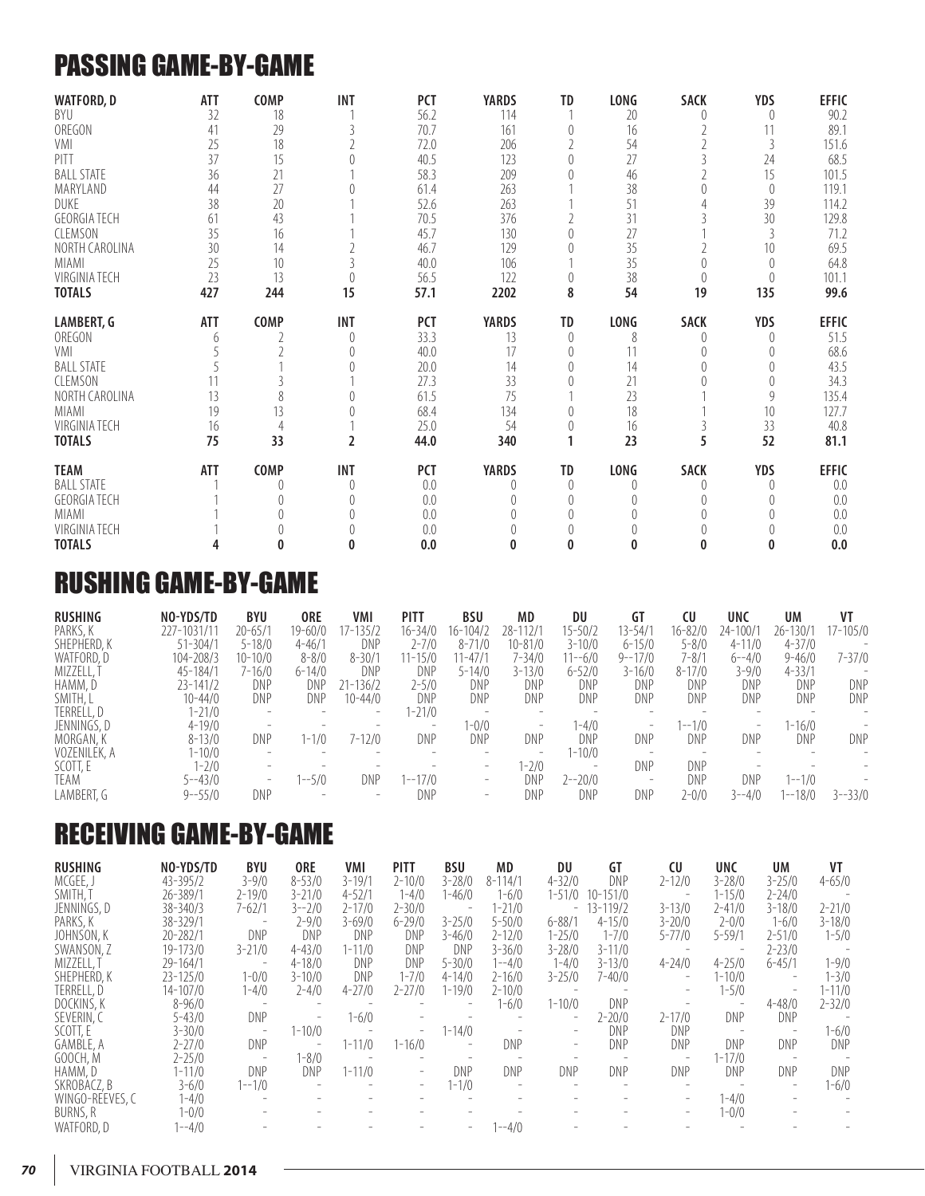# PASSING GAME-BY-GAME

| WATFORD, D | ATT | COMP | INT | PCT | YARDS | TD | LONG | SACK | YDS | EFFIC |
|---|---|---|---|---|---|---|---|---|---|---|
| BYU | 32 | 18 | 1 | 56.2 | 114 | 1 | 20 | 0 | 0 | 90.2 |
| OREGON | 41 | 29 | 3 | 70.7 | 161 | 0 | 16 | 2 | 11 | 89.1 |
| VMI | 25 | 18 | 2 | 72.0 | 206 | 2 | 54 | 2 | 3 | 151.6 |
| PITT | 37 | 15 | 0 | 40.5 | 123 | 0 | 27 | 3 | 24 | 68.5 |
| BALL STATE | 36 | 21 | 1 | 58.3 | 209 | 0 | 46 | 2 | 15 | 101.5 |
| MARYLAND | 44 | 27 | 0 | 61.4 | 263 | 1 | 38 | 0 | 0 | 119.1 |
| DUKE | 38 | 20 | 1 | 52.6 | 263 | 1 | 51 | 4 | 39 | 114.2 |
| GEORGIA TECH | 61 | 43 | 1 | 70.5 | 376 | 2 | 31 | 3 | 30 | 129.8 |
| CLEMSON | 35 | 16 | 1 | 45.7 | 130 | 0 | 27 | 1 | 3 | 71.2 |
| NORTH CAROLINA | 30 | 14 | 2 | 46.7 | 129 | 0 | 35 | 2 | 10 | 69.5 |
| MIAMI | 25 | 10 | 3 | 40.0 | 106 | 1 | 35 | 0 | 0 | 64.8 |
| VIRGINIA TECH | 23 | 13 | 0 | 56.5 | 122 | 0 | 38 | 0 | 0 | 101.1 |
| **TOTALS** | **427** | **244** | **15** | **57.1** | **2202** | **8** | **54** | **19** | **135** | **99.6** |

| LAMBERT, G | ATT | COMP | INT | PCT | YARDS | TD | LONG | SACK | YDS | EFFIC |
|---|---|---|---|---|---|---|---|---|---|---|
| OREGON | 6 | 2 | 0 | 33.3 | 13 | 0 | 8 | 0 | 0 | 51.5 |
| VMI | 5 | 2 | 0 | 40.0 | 17 | 0 | 11 | 0 | 0 | 68.6 |
| BALL STATE | 5 | 1 | 0 | 20.0 | 14 | 0 | 14 | 0 | 0 | 43.5 |
| CLEMSON | 11 | 3 | 1 | 27.3 | 33 | 0 | 21 | 0 | 0 | 34.3 |
| NORTH CAROLINA | 13 | 8 | 0 | 61.5 | 75 | 1 | 23 | 1 | 9 | 135.4 |
| MIAMI | 19 | 13 | 0 | 68.4 | 134 | 0 | 18 | 1 | 10 | 127.7 |
| VIRGINIA TECH | 16 | 4 | 1 | 25.0 | 54 | 0 | 16 | 3 | 33 | 40.8 |
| **TOTALS** | **75** | **33** | **2** | **44.0** | **340** | **1** | **23** | **5** | **52** | **81.1** |

| TEAM | ATT | COMP | INT | PCT | YARDS | TD | LONG | SACK | YDS | EFFIC |
|---|---|---|---|---|---|---|---|---|---|---|
| BALL STATE | 1 | 0 | 0 | 0.0 | 0 | 0 | 0 | 0 | 0 | 0.0 |
| GEORGIA TECH | 1 | 0 | 0 | 0.0 | 0 | 0 | 0 | 0 | 0 | 0.0 |
| MIAMI | 1 | 0 | 0 | 0.0 | 0 | 0 | 0 | 0 | 0 | 0.0 |
| VIRGINIA TECH | 1 | 0 | 0 | 0.0 | 0 | 0 | 0 | 0 | 0 | 0.0 |
| **TOTALS** | **4** | **0** | **0** | **0.0** | **0** | **0** | **0** | **0** | **0** | **0.0** |

# RUSHING GAME-BY-GAME

| RUSHING | NO-YDS/TD | BYU | ORE | VMI | PITT | BSU | MD | DU | GT | CU | UNC | UM | VT |
|---|---|---|---|---|---|---|---|---|---|---|---|---|---|
| PARKS, K | 227-1031/11 | 20-65/1 | 19-60/0 | 17-135/2 | 16-34/0 | 16-104/2 | 28-112/1 | 15-50/2 | 13-54/1 | 16-82/0 | 24-100/1 | 26-130/1 | 17-105/0 |
| SHEPHERD, K | 51-304/1 | 5-18/0 | 4-46/1 | DNP | 2-7/0 | 8-71/0 | 10-81/0 | 3-10/0 | 6-15/0 | 5-8/0 | 4-11/0 | 4-37/0 | - |
| WATFORD, D | 104-208/3 | 10-10/0 | 8-8/0 | 8-30/1 | 11-15/0 | 11-47/1 | 7-34/0 | 11--6/0 | 9--17/0 | 7-8/1 | 6--4/0 | 9-46/0 | 7-37/0 |
| MIZZELL, T | 45-184/1 | 7-16/0 | 6-14/0 | DNP | DNP | 5-14/0 | 3-13/0 | 6-52/0 | 3-16/0 | 8-17/0 | 3-9/0 | 4-33/1 | - |
| HAMM, D | 23-141/2 | DNP | DNP | 21-136/2 | 2-5/0 | DNP | DNP | DNP | DNP | DNP | DNP | DNP | DNP |
| SMITH, L | 10-44/0 | DNP | DNP | 10-44/0 | DNP | DNP | DNP | DNP | DNP | DNP | DNP | DNP | DNP |
| TERRELL, D | 1-21/0 | - | - | - | 1-21/0 | - | - | - | - | - | - | - | - |
| JENNINGS, D | 4-19/0 | - | - | - | - | 1-0/0 | - | 1-4/0 | - | 1--1/0 | - | 1-16/0 | - |
| MORGAN, K | 8-13/0 | DNP | 1-1/0 | 7-12/0 | DNP | DNP | DNP | DNP | DNP | DNP | DNP | DNP | DNP |
| VOZENILEK, A | 1-10/0 | - | - | - | - | - | - | 1-10/0 | - | - | - | - | - |
| SCOTT, E | 1-2/0 | - | - | - | - | - | 1-2/0 | - | DNP | DNP | - | - | - |
| TEAM | 5--43/0 | - | 1--5/0 | DNP | 1--17/0 | - | DNP | 2--20/0 | - | DNP | DNP | 1--1/0 | - |
| LAMBERT, G | 9--55/0 | DNP | - | - | DNP | - | DNP | DNP | DNP | 2-0/0 | 3--4/0 | 1--18/0 | 3--33/0 |

# RECEIVING GAME-BY-GAME

| RUSHING | NO-YDS/TD | BYU | ORE | VMI | PITT | BSU | MD | DU | GT | CU | UNC | UM | VT |
|---|---|---|---|---|---|---|---|---|---|---|---|---|---|
| MCGEE, J | 43-395/2 | 3-9/0 | 8-53/0 | 3-19/1 | 2-10/0 | 3-28/0 | 8-114/1 | 4-32/0 | DNP | 2-12/0 | 3-28/0 | 3-25/0 | 4-65/0 |
| SMITH, T | 26-389/1 | 2-19/0 | 3-21/0 | 4-52/1 | 1-4/0 | 1-46/0 | 1-6/0 | 1-51/0 | 10-151/0 | - | 1-15/0 | 2-24/0 | - |
| JENNINGS, D | 38-340/3 | 7-62/1 | 3--2/0 | 2-17/0 | 2-30/0 | - | 1-21/0 | - | 13-119/2 | 3-13/0 | 2-41/0 | 3-18/0 | 2-21/0 |
| PARKS, K | 38-329/1 | - | 2-9/0 | 3-69/0 | 6-29/0 | 3-25/0 | 5-50/0 | 6-88/1 | 4-15/0 | 3-20/0 | 2-0/0 | 1-6/0 | 3-18/0 |
| JOHNSON, K | 20-282/1 | DNP | DNP | DNP | DNP | 3-46/0 | 2-12/0 | 1-25/0 | 1-7/0 | 5-77/0 | 5-59/1 | 2-51/0 | 1-5/0 |
| SWANSON, Z | 19-173/0 | 3-21/0 | 4-43/0 | 1-11/0 | DNP | DNP | 3-36/0 | 3-28/0 | 3-11/0 | - | - | 2-23/0 | - |
| MIZZELL, T | 29-164/1 | - | 4-18/0 | DNP | DNP | 5-30/0 | 1--4/0 | 1-4/0 | 3-13/0 | 4-24/0 | 4-25/0 | 6-45/1 | 1-9/0 |
| SHEPHERD, K | 23-125/0 | 1-0/0 | 3-10/0 | DNP | 1-7/0 | 4-14/0 | 2-16/0 | 3-25/0 | 7-40/0 | - | 1-10/0 | - | 1-3/0 |
| TERRELL, D | 14-107/0 | 1-4/0 | 2-4/0 | 4-27/0 | 2-27/0 | 1-19/0 | 2-10/0 | - | - | - | 1-5/0 | - | 1-11/0 |
| DOCKINS, K | 8-96/0 | - | - | - | - | - | 1-6/0 | 1-10/0 | DNP | - | - | 4-48/0 | 2-32/0 |
| SEVERIN, C | 5-43/0 | DNP | - | 1-6/0 | - | - | - | - | 2-20/0 | 2-17/0 | DNP | DNP | - |
| SCOTT, E | 3-30/0 | - | 1-10/0 | - | - | 1-14/0 | - | - | DNP | DNP | - | - | 1-6/0 |
| GAMBLE, A | 2-27/0 | DNP | - | 1-11/0 | 1-16/0 | - | DNP | - | DNP | DNP | DNP | DNP | DNP |
| GOOCH, M | 2-25/0 | - | 1-8/0 | - | - | - | - | - | - | - | 1-17/0 | - | - |
| HAMM, D | 1-11/0 | DNP | DNP | 1-11/0 | - | DNP | DNP | DNP | DNP | DNP | DNP | DNP | DNP |
| SKROBACZ, B | 3-6/0 | 1--1/0 | - | - | - | 1-1/0 | - | - | - | - | - | - | 1-6/0 |
| WINGO-REEVES, C | 1-4/0 | - | - | - | - | - | - | - | - | - | 1-4/0 | - | - |
| BURNS, R | 1-0/0 | - | - | - | - | - | - | - | - | - | 1-0/0 | - | - |
| WATFORD, D | 1--4/0 | - | - | - | - | - | 1--4/0 | - | - | - | - | - | - |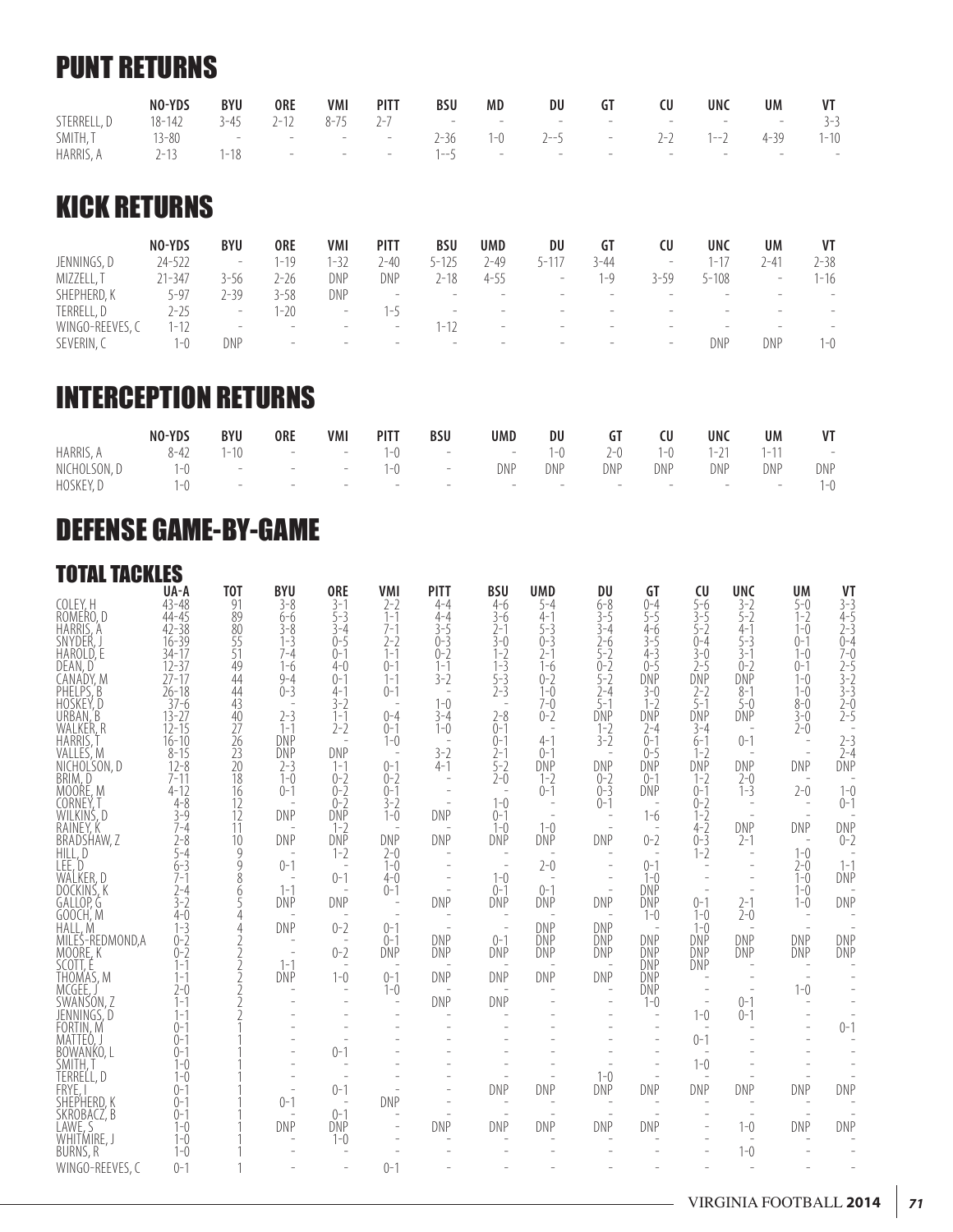# PUNT RETURNS

| | NO-YDS | BYU | ORE | VMI | PITT | BSU | MD | DU | GT | CU | UNC | UM | VT |
|---|---|---|---|---|---|---|---|---|---|---|---|---|---|
| STERRELL, D | 18-142 | 3-45 | 2-12 | 8-75 | 2-7 | - | - | - | - | - | - | - | 3-3 |
| SMITH, T | 13-80 | - | - | - | - | 2-36 | 1-0 | 2--5 | - | 2-2 | 1--2 | 4-39 | 1-10 |
| HARRIS, A | 2-13 | 1-18 | - | - | - | 1--5 | - | - | - | - | - | - | - |

# KICK RETURNS

| | NO-YDS | BYU | ORE | VMI | PITT | BSU | UMD | DU | GT | CU | UNC | UM | VT |
|---|---|---|---|---|---|---|---|---|---|---|---|---|---|
| JENNINGS, D | 24-522 | - | 1-19 | 1-32 | 2-40 | 5-125 | 2-49 | 5-117 | 3-44 | - | 1-17 | 2-41 | 2-38 |
| MIZZELL, T | 21-347 | 3-56 | 2-26 | DNP | DNP | 2-18 | 4-55 | - | 1-9 | 3-59 | 5-108 | - | 1-16 |
| SHEPHERD, K | 5-97 | 2-39 | 3-58 | DNP | - | - | - | - | - | - | - | - | - |
| TERRELL, D | 2-25 | - | 1-20 | - | 1-5 | - | - | - | - | - | - | - | - |
| WINGO-REEVES, C | 1-12 | - | - | - | - | 1-12 | - | - | - | - | - | - | - |
| SEVERIN, C | 1-0 | DNP | - | - | - | - | - | - | - | - | DNP | DNP | 1-0 |

# INTERCEPTION RETURNS

| | NO-YDS | BYU | ORE | VMI | PITT | BSU | UMD | DU | GT | CU | UNC | UM | VT |
|---|---|---|---|---|---|---|---|---|---|---|---|---|---|
| HARRIS, A | 8-42 | 1-10 | - | - | 1-0 | - | - | 1-0 | 2-0 | 1-0 | 1-21 | 1-11 | - |
| NICHOLSON, D | 1-0 | - | - | - | 1-0 | - | DNP | DNP | DNP | DNP | DNP | DNP | DNP |
| HOSKEY, D | 1-0 | - | - | - | - | - | - | - | - | - | - | - | 1-0 |

# DEFENSE GAME-BY-GAME

## TOTAL TACKLES

| | UA-A | TOT | BYU | ORE | VMI | PITT | BSU | UMD | DU | GT | CU | UNC | UM | VT |
|---|---|---|---|---|---|---|---|---|---|---|---|---|---|---|
| COLEY, H | 43-48 | 91 | 3-8 | 3-1 | 2-2 | 4-4 | 4-6 | 5-4 | 6-8 | 0-4 | 5-6 | 3-2 | 5-0 | 3-3 |
| ROMERO, D | 44-45 | 89 | 6-6 | 5-3 | 1-1 | 4-4 | 3-6 | 4-1 | 3-5 | 5-5 | 3-5 | 5-2 | 1-2 | 4-5 |
| HARRIS, A | 42-38 | 80 | 3-8 | 3-4 | 7-1 | 3-5 | 2-1 | 5-3 | 3-4 | 4-6 | 5-2 | 4-1 | 1-0 | 2-3 |
| SNYDER, J | 16-39 | 55 | 1-3 | 0-5 | 2-2 | 0-3 | 3-0 | 0-3 | 2-6 | 3-5 | 0-4 | 5-3 | 0-1 | 0-4 |
| HAROLD, E | 34-17 | 51 | 7-4 | 0-1 | 1-1 | 0-2 | 1-2 | 2-1 | 5-2 | 4-3 | 3-0 | 3-1 | 1-0 | 7-0 |
| DEAN, D | 12-37 | 49 | 1-6 | 4-0 | 0-1 | 1-1 | 1-3 | 1-6 | 0-2 | 0-5 | 2-5 | 0-2 | 0-1 | 2-5 |
| CANADY, M | 27-17 | 44 | 9-4 | 0-1 | 1-1 | 3-2 | 5-3 | 0-2 | 5-2 | DNP | DNP | DNP | 1-0 | 3-2 |
| PHELPS, B | 26-18 | 44 | 0-3 | 4-1 | 0-1 | - | 2-3 | 1-0 | 2-4 | 3-0 | 2-2 | 8-1 | 1-0 | 3-3 |
| HOSKEY, D | 37-6 | 43 | - | 3-2 | - | 1-0 | - | 7-0 | 5-1 | 1-2 | 5-1 | 5-0 | 8-0 | 2-0 |
| URBAN, B | 13-27 | 40 | 2-3 | 1-1 | 0-4 | 3-4 | 2-8 | 0-2 | DNP | DNP | DNP | DNP | 3-0 | 2-5 |
| WALKER, R | 12-15 | 27 | 1-1 | 2-2 | 0-1 | 1-0 | 0-1 | - | 1-2 | 2-4 | 3-4 | - | 2-0 | - |
| HARRIS, T | 16-10 | 26 | DNP | - | 1-0 | - | 0-1 | 4-1 | 3-2 | 0-1 | 6-1 | 0-1 | - | 2-3 |
| VALLES, M | 8-15 | 23 | DNP | DNP | - | 3-2 | 2-1 | 0-1 | - | 0-5 | 1-2 | - | - | 2-4 |
| NICHOLSON, D | 12-8 | 20 | 2-3 | 1-1 | 0-1 | 4-1 | 5-2 | DNP | DNP | DNP | DNP | DNP | DNP | DNP |
| BRIM, D | 7-11 | 18 | 1-0 | 0-2 | 0-2 | - | 2-0 | 1-2 | 0-2 | 0-1 | 1-2 | 2-0 | - | - |
| MOORE, M | 4-12 | 16 | 0-1 | 0-2 | 0-1 | - | - | 0-1 | 0-3 | DNP | 0-1 | 1-3 | 2-0 | 1-0 |
| CORNEY, T | 4-8 | 12 | - | 0-2 | 3-2 | - | 1-0 | - | 0-1 | - | 0-2 | - | - | 0-1 |
| WILKINS, D | 3-9 | 12 | DNP | DNP | 1-0 | DNP | 0-1 | - | - | 1-6 | 1-2 | - | - | - |
| RAINEY, K | 7-4 | 11 | - | 1-2 | - | - | 1-0 | 1-0 | - | - | 4-2 | DNP | DNP | DNP |
| BRADSHAW, Z | 2-8 | 10 | DNP | DNP | DNP | DNP | DNP | DNP | DNP | 0-2 | 0-3 | 2-1 | - | 0-2 |
| HILL, D | 5-4 | 9 | - | 1-2 | 2-0 | - | - | - | - | - | 1-2 | - | 1-0 | - |
| LEE, D | 6-3 | 9 | 0-1 | - | 1-0 | - | - | 2-0 | - | 0-1 | - | - | 2-0 | 1-1 |
| WALKER, D | 7-1 | 8 | - | 0-1 | 4-0 | - | 1-0 | - | - | 1-0 | - | - | 1-0 | DNP |
| DOCKINS, K | 2-4 | 6 | 1-1 | - | 0-1 | - | 0-1 | 0-1 | - | DNP | - | - | 1-0 | - |
| GALLOP, G | 3-2 | 5 | DNP | DNP | - | DNP | DNP | DNP | DNP | DNP | 0-1 | 2-1 | 1-0 | DNP |
| GOOCH, M | 4-0 | 4 | - | - | - | - | - | - | - | 1-0 | 1-0 | 2-0 | - | - |
| HALL, M | 1-3 | 4 | DNP | 0-2 | 0-1 | - | - | DNP | DNP | - | 1-0 | - | - | - |
| MILES-REDMOND, A | 0-2 | 2 | - | - | 0-1 | DNP | 0-1 | DNP | DNP | DNP | DNP | DNP | DNP | DNP |
| MOORE, K | 0-2 | 2 | - | 0-2 | DNP | DNP | DNP | DNP | DNP | DNP | DNP | DNP | DNP | DNP |
| SCOTT, E | 1-1 | 2 | 1-1 | - | - | - | - | - | - | DNP | DNP | - | - | - |
| THOMAS, M | 1-1 | 2 | DNP | 1-0 | 0-1 | DNP | DNP | DNP | DNP | DNP | - | - | - | - |
| MCGEE, J | 2-0 | 2 | - | - | 1-0 | - | - | - | - | DNP | - | - | 1-0 | - |
| SWANSON, Z | 1-1 | 2 | - | - | - | DNP | DNP | - | - | 1-0 | - | 0-1 | - | - |
| JENNINGS, D | 1-1 | 2 | - | - | - | - | - | - | - | - | 1-0 | 0-1 | - | - |
| FORTIN, M | 0-1 | 1 | - | - | - | - | - | - | - | - | - | - | - | 0-1 |
| MATTEO, J | 0-1 | 1 | - | - | - | - | - | - | - | - | 0-1 | - | - | - |
| BOWANKO, L | 0-1 | 1 | - | 0-1 | - | - | - | - | - | - | - | - | - | - |
| SMITH, T | 1-0 | 1 | - | - | - | - | - | - | - | - | 1-0 | - | - | - |
| TERRELL, D | 1-0 | 1 | - | - | - | - | - | - | 1-0 | - | - | - | - | - |
| FRYE, I | 0-1 | 1 | - | 0-1 | - | - | DNP | DNP | DNP | DNP | DNP | DNP | DNP | DNP |
| SHEPHERD, K | 0-1 | 1 | 0-1 | - | DNP | - | - | - | - | - | - | - | - | - |
| SKROBACZ, B | 0-1 | 1 | - | 0-1 | - | - | - | - | - | - | - | - | - | - |
| LAWE, S | 1-0 | 1 | DNP | DNP | - | DNP | DNP | DNP | DNP | DNP | - | 1-0 | DNP | DNP |
| WHITMIRE, J | 1-0 | 1 | - | 1-0 | - | - | - | - | - | - | - | - | - | - |
| BURNS, R | 1-0 | 1 | - | - | - | - | - | - | - | - | - | 1-0 | - | - |
| WINGO-REEVES, C | 0-1 | 1 | - | - | 0-1 | - | - | - | - | - | - | - | - | - |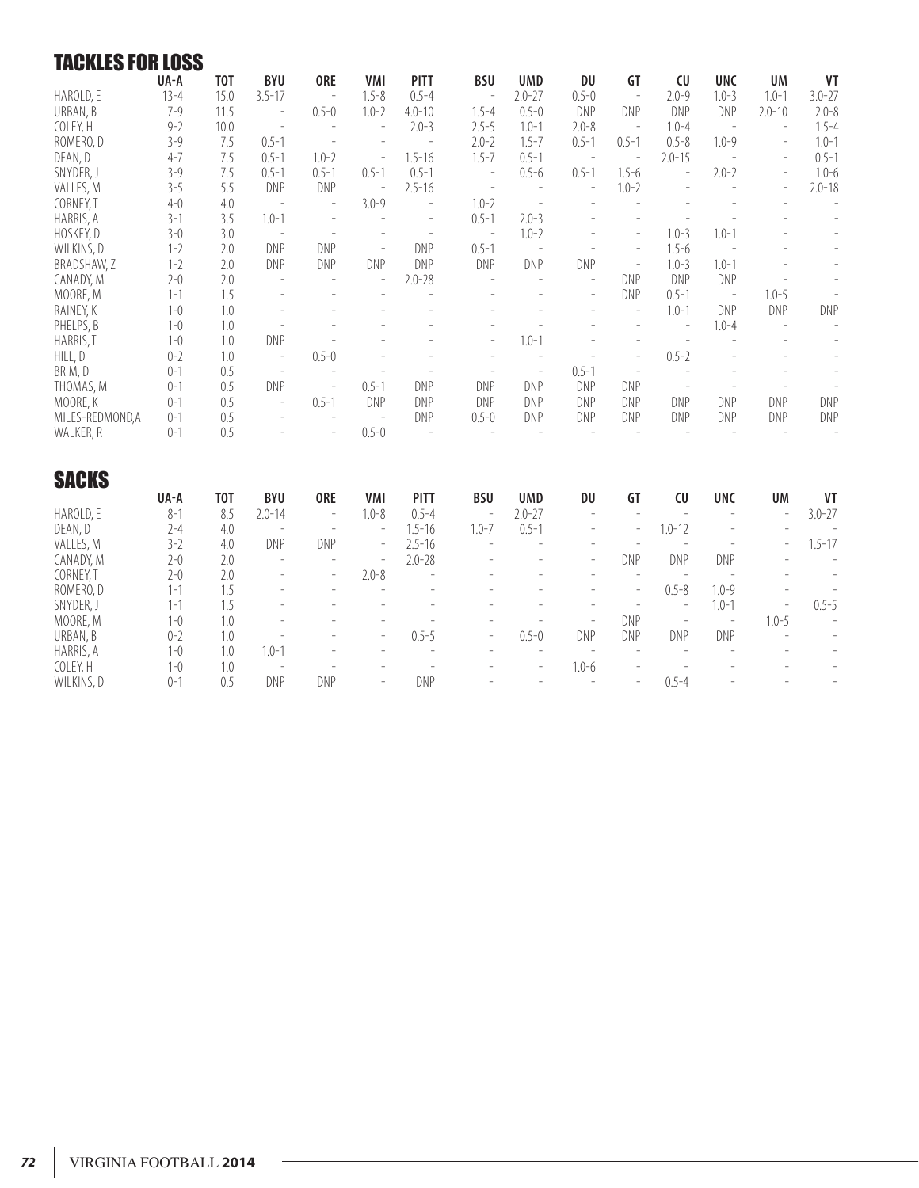## TACKLES FOR LOSS

| | UA-A | TOT | BYU | ORE | VMI | PITT | BSU | UMD | DU | GT | CU | UNC | UM | VT |
|---|---|---|---|---|---|---|---|---|---|---|---|---|---|---|
| HAROLD, E | 13-4 | 15.0 | 3.5-17 | - | 1.5-8 | 0.5-4 | - | 2.0-27 | 0.5-0 | - | 2.0-9 | 1.0-3 | 1.0-1 | 3.0-27 |
| URBAN, B | 7-9 | 11.5 | - | 0.5-0 | 1.0-2 | 4.0-10 | 1.5-4 | 0.5-0 | DNP | DNP | DNP | DNP | 2.0-10 | 2.0-8 |
| COLEY, H | 9-2 | 10.0 | - | - | - | 2.0-3 | 2.5-5 | 1.0-1 | 2.0-8 | - | 1.0-4 | - | - | 1.5-4 |
| ROMERO, D | 3-9 | 7.5 | 0.5-1 | - | - | - | 2.0-2 | 1.5-7 | 0.5-1 | 0.5-1 | 0.5-8 | 1.0-9 | - | 1.0-1 |
| DEAN, D | 4-7 | 7.5 | 0.5-1 | 1.0-2 | - | 1.5-16 | 1.5-7 | 0.5-1 | - | - | 2.0-15 | - | - | 0.5-1 |
| SNYDER, J | 3-9 | 7.5 | 0.5-1 | 0.5-1 | 0.5-1 | 0.5-1 | - | 0.5-6 | 0.5-1 | 1.5-6 | - | 2.0-2 | - | 1.0-6 |
| VALLES, M | 3-5 | 5.5 | DNP | DNP | - | 2.5-16 | - | - | - | 1.0-2 | - | - | - | 2.0-18 |
| CORNEY, T | 4-0 | 4.0 | - | - | 3.0-9 | - | 1.0-2 | - | - | - | - | - | - | - |
| HARRIS, A | 3-1 | 3.5 | 1.0-1 | - | - | - | 0.5-1 | 2.0-3 | - | - | - | - | - | - |
| HOSKEY, D | 3-0 | 3.0 | - | - | - | - | - | 1.0-2 | - | - | 1.0-3 | 1.0-1 | - | - |
| WILKINS, D | 1-2 | 2.0 | DNP | DNP | - | DNP | 0.5-1 | - | - | - | 1.5-6 | - | - | - |
| BRADSHAW, Z | 1-2 | 2.0 | DNP | DNP | DNP | DNP | DNP | DNP | DNP | - | 1.0-3 | 1.0-1 | - | - |
| CANADY, M | 2-0 | 2.0 | - | - | - | 2.0-28 | - | - | - | DNP | DNP | DNP | - | - |
| MOORE, M | 1-1 | 1.5 | - | - | - | - | - | - | - | DNP | 0.5-1 | - | 1.0-5 | - |
| RAINEY, K | 1-0 | 1.0 | - | - | - | - | - | - | - | - | 1.0-1 | DNP | DNP | DNP |
| PHELPS, B | 1-0 | 1.0 | - | - | - | - | - | - | - | - | - | 1.0-4 | - | - |
| HARRIS, T | 1-0 | 1.0 | DNP | - | - | - | - | 1.0-1 | - | - | - | - | - | - |
| HILL, D | 0-2 | 1.0 | - | 0.5-0 | - | - | - | - | - | - | 0.5-2 | - | - | - |
| BRIM, D | 0-1 | 0.5 | - | - | - | - | - | - | 0.5-1 | - | - | - | - | - |
| THOMAS, M | 0-1 | 0.5 | DNP | - | 0.5-1 | DNP | DNP | DNP | DNP | DNP | - | - | - | - |
| MOORE, K | 0-1 | 0.5 | - | 0.5-1 | DNP | DNP | DNP | DNP | DNP | DNP | DNP | DNP | DNP | DNP |
| MILES-REDMOND,A | 0-1 | 0.5 | - | - | - | DNP | 0.5-0 | DNP | DNP | DNP | DNP | DNP | DNP | DNP |
| WALKER, R | 0-1 | 0.5 | - | - | 0.5-0 | - | - | - | - | - | - | - | - | - |

## SACKS

| | UA-A | TOT | BYU | ORE | VMI | PITT | BSU | UMD | DU | GT | CU | UNC | UM | VT |
|---|---|---|---|---|---|---|---|---|---|---|---|---|---|---|
| HAROLD, E | 8-1 | 8.5 | 2.0-14 | - | 1.0-8 | 0.5-4 | - | 2.0-27 | - | - | - | - | - | 3.0-27 |
| DEAN, D | 2-4 | 4.0 | - | - | - | 1.5-16 | 1.0-7 | 0.5-1 | - | - | 1.0-12 | - | - | - |
| VALLES, M | 3-2 | 4.0 | DNP | DNP | - | 2.5-16 | - | - | - | - | - | - | - | 1.5-17 |
| CANADY, M | 2-0 | 2.0 | - | - | - | 2.0-28 | - | - | - | DNP | DNP | DNP | - | - |
| CORNEY, T | 2-0 | 2.0 | - | - | 2.0-8 | - | - | - | - | - | - | - | - | - |
| ROMERO, D | 1-1 | 1.5 | - | - | - | - | - | - | - | - | 0.5-8 | 1.0-9 | - | - |
| SNYDER, J | 1-1 | 1.5 | - | - | - | - | - | - | - | - | - | 1.0-1 | - | 0.5-5 |
| MOORE, M | 1-0 | 1.0 | - | - | - | - | - | - | - | DNP | - | - | 1.0-5 | - |
| URBAN, B | 0-2 | 1.0 | - | - | - | 0.5-5 | - | 0.5-0 | DNP | DNP | DNP | DNP | - | - |
| HARRIS, A | 1-0 | 1.0 | 1.0-1 | - | - | - | - | - | - | - | - | - | - | - |
| COLEY, H | 1-0 | 1.0 | - | - | - | - | - | - | 1.0-6 | - | - | - | - | - |
| WILKINS, D | 0-1 | 0.5 | DNP | DNP | - | DNP | - | - | - | - | 0.5-4 | - | - | - |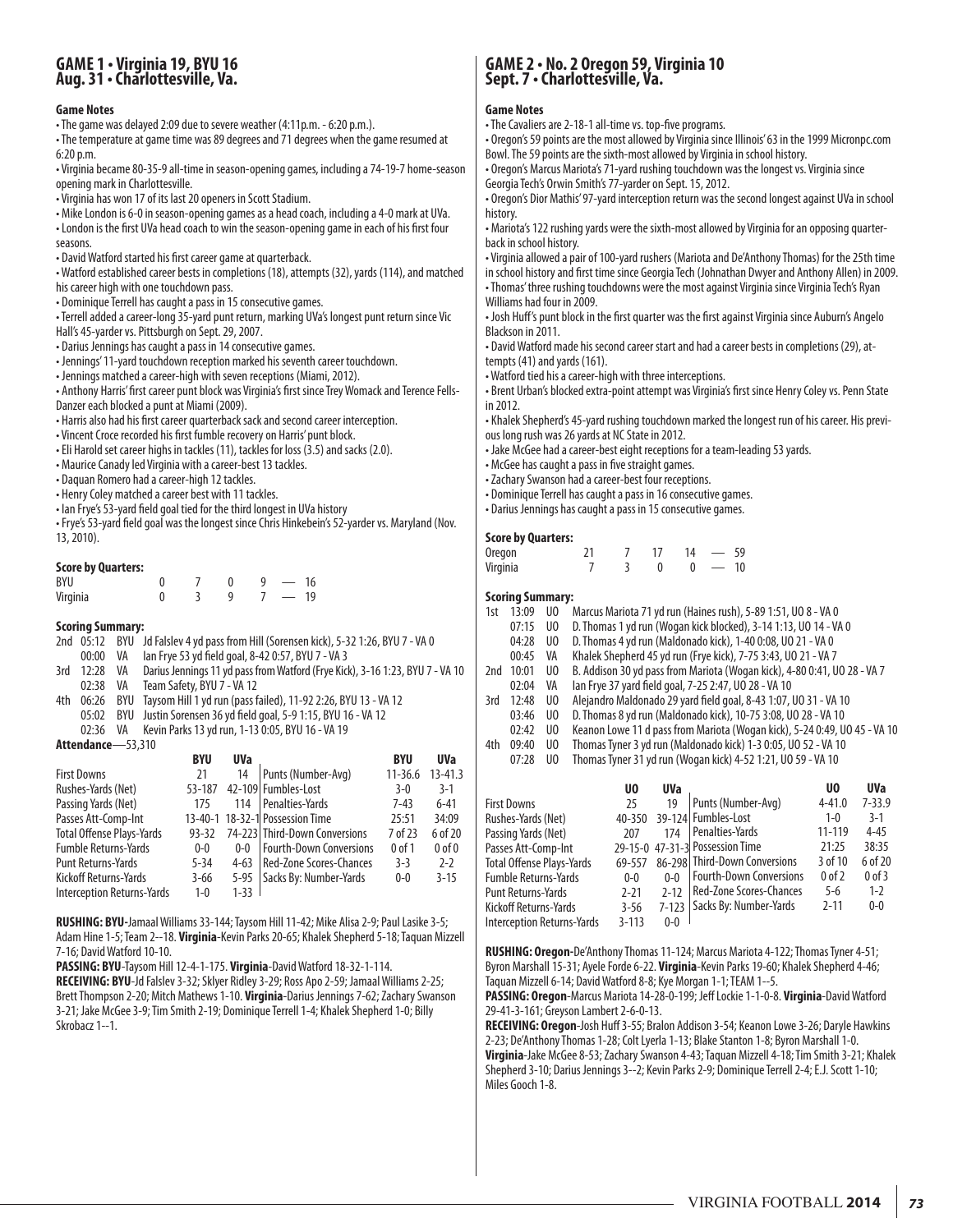## GAME 1 • Virginia 19, BYU 16
## Aug. 31 • Charlottesville, Va.

**Game Notes**

- The game was delayed 2:09 due to severe weather (4:11p.m. - 6:20 p.m.).
- The temperature at game time was 89 degrees and 71 degrees when the game resumed at 6:20 p.m.
- Virginia became 80-35-9 all-time in season-opening games, including a 74-19-7 home-season opening mark in Charlottesville.
- Virginia has won 17 of its last 20 openers in Scott Stadium.
- Mike London is 6-0 in season-opening games as a head coach, including a 4-0 mark at UVa.
- London is the first UVa head coach to win the season-opening game in each of his first four seasons.
- David Watford started his first career game at quarterback.
- Watford established career bests in completions (18), attempts (32), yards (114), and matched his career high with one touchdown pass.
- Dominique Terrell has caught a pass in 15 consecutive games.
- Terrell added a career-long 35-yard punt return, marking UVa's longest punt return since Vic Hall's 45-yarder vs. Pittsburgh on Sept. 29, 2007.
- Darius Jennings has caught a pass in 14 consecutive games.
- Jennings' 11-yard touchdown reception marked his seventh career touchdown.
- Jennings matched a career-high with seven receptions (Miami, 2012).
- Anthony Harris' first career punt block was Virginia's first since Trey Womack and Terence Fells-Danzer each blocked a punt at Miami (2009).
- Harris also had his first career quarterback sack and second career interception.
- Vincent Croce recorded his first fumble recovery on Harris' punt block.
- Eli Harold set career highs in tackles (11), tackles for loss (3.5) and sacks (2.0).
- Maurice Canady led Virginia with a career-best 13 tackles.
- Daquan Romero had a career-high 12 tackles.
- Henry Coley matched a career best with 11 tackles.
- Ian Frye's 53-yard field goal tied for the third longest in UVa history
- Frye's 53-yard field goal was the longest since Chris Hinkebein's 52-yarder vs. Maryland (Nov. 13, 2010).

**Score by Quarters:**

| | 1 | 2 | 3 | 4 | | Final |
|---|---|---|---|---|---|---|
| BYU | 0 | 7 | 0 | 9 | — | 16 |
| Virginia | 0 | 3 | 9 | 7 | — | 19 |

**Scoring Summary:**

| Qtr | Time | Team | Play |
|---|---|---|---|
| 2nd | 05:12 | BYU | Jd Falslev 4 yd pass from Hill (Sorensen kick), 5-32 1:26, BYU 7 - VA 0 |
| | 00:00 | VA | Ian Frye 53 yd field goal, 8-42 0:57, BYU 7 - VA 3 |
| 3rd | 12:28 | VA | Darius Jennings 11 yd pass from Watford (Frye Kick), 3-16 1:23, BYU 7 - VA 10 |
| | 02:38 | VA | Team Safety, BYU 7 - VA 12 |
| 4th | 06:26 | BYU | Taysom Hill 1 yd run (pass failed), 11-92 2:26, BYU 13 - VA 12 |
| | 05:02 | BYU | Justin Sorensen 36 yd field goal, 5-9 1:15, BYU 16 - VA 12 |
| | 02:36 | VA | Kevin Parks 13 yd run, 1-13 0:05, BYU 16 - VA 19 |

**Attendance**—53,310

| | BYU | UVa | | BYU | UVa |
|---|---|---|---|---|---|
| First Downs | 21 | 14 | Punts (Number-Avg) | 11-36.6 | 13-41.3 |
| Rushes-Yards (Net) | 53-187 | 42-109 | Fumbles-Lost | 3-0 | 3-1 |
| Passing Yards (Net) | 175 | 114 | Penalties-Yards | 7-43 | 6-41 |
| Passes Att-Comp-Int | 13-40-1 | 18-32-1 | Possession Time | 25:51 | 34:09 |
| Total Offense Plays-Yards | 93-32 | 74-223 | Third-Down Conversions | 7 of 23 | 6 of 20 |
| Fumble Returns-Yards | 0-0 | 0-0 | Fourth-Down Conversions | 0 of 1 | 0 of 0 |
| Punt Returns-Yards | 5-34 | 4-63 | Red-Zone Scores-Chances | 3-3 | 2-2 |
| Kickoff Returns-Yards | 3-66 | 5-95 | Sacks By: Number-Yards | 0-0 | 3-15 |
| Interception Returns-Yards | 1-0 | 1-33 | | | |

**RUSHING: BYU**-Jamaal Williams 33-144; Taysom Hill 11-42; Mike Alisa 2-9; Paul Lasike 3-5; Adam Hine 1-5; Team 2--18. **Virginia**-Kevin Parks 20-65; Khalek Shepherd 5-18; Taquan Mizzell 7-16; David Watford 10-10.

**PASSING: BYU**-Taysom Hill 12-4-1-175. **Virginia**-David Watford 18-32-1-114.

**RECEIVING: BYU**-Jd Falslev 3-32; Sklyer Ridley 3-29; Ross Apo 2-59; Jamaal Williams 2-25; Brett Thompson 2-20; Mitch Mathews 1-10. **Virginia**-Darius Jennings 7-62; Zachary Swanson 3-21; Jake McGee 3-9; Tim Smith 2-19; Dominique Terrell 1-4; Khalek Shepherd 1-0; Billy Skrobacz 1--1.

## GAME 2 • No. 2 Oregon 59, Virginia 10
## Sept. 7 • Charlottesville, Va.

**Game Notes**

- The Cavaliers are 2-18-1 all-time vs. top-five programs.
- Oregon's 59 points are the most allowed by Virginia since Illinois' 63 in the 1999 Micronpc.com Bowl. The 59 points are the sixth-most allowed by Virginia in school history.
- Oregon's Marcus Mariota's 71-yard rushing touchdown was the longest vs. Virginia since Georgia Tech's Orwin Smith's 77-yarder on Sept. 15, 2012.
- Oregon's Dior Mathis' 97-yard interception return was the second longest against UVa in school history.
- Mariota's 122 rushing yards were the sixth-most allowed by Virginia for an opposing quarterback in school history.
- Virginia allowed a pair of 100-yard rushers (Mariota and De'Anthony Thomas) for the 25th time in school history and first time since Georgia Tech (Johnathan Dwyer and Anthony Allen) in 2009.
- Thomas' three rushing touchdowns were the most against Virginia since Virginia Tech's Ryan Williams had four in 2009.
- Josh Huff's punt block in the first quarter was the first against Virginia since Auburn's Angelo Blackson in 2011.
- David Watford made his second career start and had a career bests in completions (29), attempts (41) and yards (161).
- Watford tied his a career-high with three interceptions.
- Brent Urban's blocked extra-point attempt was Virginia's first since Henry Coley vs. Penn State in 2012.
- Khalek Shepherd's 45-yard rushing touchdown marked the longest run of his career. His previous long rush was 26 yards at NC State in 2012.
- Jake McGee had a career-best eight receptions for a team-leading 53 yards.
- McGee has caught a pass in five straight games.
- Zachary Swanson had a career-best four receptions.
- Dominique Terrell has caught a pass in 16 consecutive games.
- Darius Jennings has caught a pass in 15 consecutive games.

**Score by Quarters:**

| | 1 | 2 | 3 | 4 | | Final |
|---|---|---|---|---|---|---|
| Oregon | 21 | 7 | 17 | 14 | — | 59 |
| Virginia | 7 | 3 | 0 | 0 | — | 10 |

**Scoring Summary:**

| Qtr | Time | Team | Play |
|---|---|---|---|
| 1st | 13:09 | UO | Marcus Mariota 71 yd run (Haines rush), 5-89 1:51, UO 8 - VA 0 |
| | 07:15 | UO | D. Thomas 1 yd run (Wogan kick blocked), 3-14 1:13, UO 14 - VA 0 |
| | 04:28 | UO | D. Thomas 4 yd run (Maldonado kick), 1-40 0:08, UO 21 - VA 0 |
| | 00:45 | VA | Khalek Shepherd 45 yd run (Frye kick), 7-75 3:43, UO 21 - VA 7 |
| 2nd | 10:01 | UO | B. Addison 30 yd pass from Mariota (Wogan kick), 4-80 0:41, UO 28 - VA 7 |
| | 02:04 | VA | Ian Frye 37 yard field goal, 7-25 2:47, UO 28 - VA 10 |
| 3rd | 12:48 | UO | Alejandro Maldonado 29 yard field goal, 8-43 1:07, UO 31 - VA 10 |
| | 03:46 | UO | D. Thomas 8 yd run (Maldonado kick), 10-75 3:08, UO 38 - VA 10 |
| | 02:42 | UO | Keanon Lowe 11 d pass from Mariota (Wogan kick), 5-24 0:49, UO 45 - VA 10 |
| 4th | 09:40 | UO | Thomas Tyner 3 yd run (Maldonado kick) 1-3 0:05, UO 52 - VA 10 |
| | 07:28 | UO | Thomas Tyner 31 yd run (Wogan kick) 4-52 1:21, UO 59 - VA 10 |

| | UO | UVa | | UO | UVa |
|---|---|---|---|---|---|
| First Downs | 25 | 19 | Punts (Number-Avg) | 4-41.0 | 7-33.9 |
| Rushes-Yards (Net) | 40-350 | 39-124 | Fumbles-Lost | 1-0 | 3-1 |
| Passing Yards (Net) | 207 | 174 | Penalties-Yards | 11-119 | 4-45 |
| Passes Att-Comp-Int | 29-15-0 | 47-31-3 | Possession Time | 21:25 | 38:35 |
| Total Offense Plays-Yards | 69-557 | 86-298 | Third-Down Conversions | 3 of 10 | 6 of 20 |
| Fumble Returns-Yards | 0-0 | 0-0 | Fourth-Down Conversions | 0 of 2 | 0 of 3 |
| Punt Returns-Yards | 2-21 | 2-12 | Red-Zone Scores-Chances | 5-6 | 1-2 |
| Kickoff Returns-Yards | 3-56 | 7-123 | Sacks By: Number-Yards | 2-11 | 0-0 |
| Interception Returns-Yards | 3-113 | 0-0 | | | |

**RUSHING: Oregon**-De'Anthony Thomas 11-124; Marcus Mariota 4-122; Thomas Tyner 4-51; Byron Marshall 15-31; Ayele Forde 6-22. **Virginia**-Kevin Parks 19-60; Khalek Shepherd 4-46; Taquan Mizzell 6-14; David Watford 8-8; Kye Morgan 1-1; TEAM 1--5.

**PASSING: Oregon**-Marcus Mariota 14-28-0-199; Jeff Lockie 1-1-0-8. **Virginia**-David Watford 29-41-3-161; Greyson Lambert 2-6-0-13.

**RECEIVING: Oregon**-Josh Huff 3-55; Bralon Addison 3-54; Keanon Lowe 3-26; Daryle Hawkins 2-23; De'Anthony Thomas 1-28; Colt Lyerla 1-13; Blake Stanton 1-8; Byron Marshall 1-0. **Virginia**-Jake McGee 8-53; Zachary Swanson 4-43; Taquan Mizzell 4-18; Tim Smith 3-21; Khalek Shepherd 3-10; Darius Jennings 3--2; Kevin Parks 2-9; Dominique Terrell 2-4; E.J. Scott 1-10; Miles Gooch 1-8.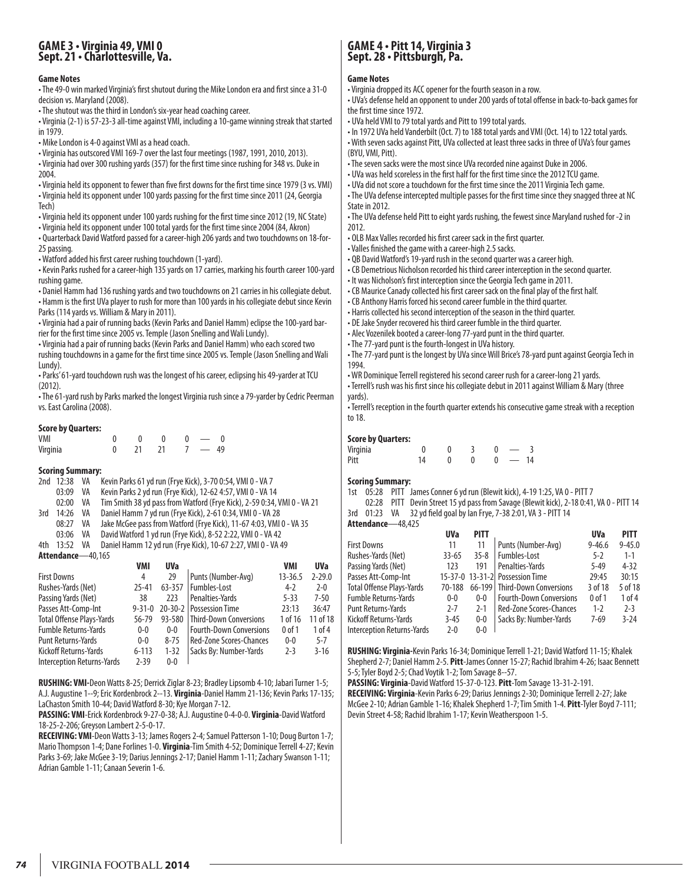## GAME 3 • Virginia 49, VMI 0
## Sept. 21 • Charlottesville, Va.

**Game Notes**

• The 49-0 win marked Virginia's first shutout during the Mike London era and first since a 31-0 decision vs. Maryland (2008).
• The shutout was the third in London's six-year head coaching career.
• Virginia (2-1) is 57-23-3 all-time against VMI, including a 10-game winning streak that started in 1979.
• Mike London is 4-0 against VMI as a head coach.
• Virginia has outscored VMI 169-7 over the last four meetings (1987, 1991, 2010, 2013).
• Virginia had over 300 rushing yards (357) for the first time since rushing for 348 vs. Duke in 2004.
• Virginia held its opponent to fewer than five first downs for the first time since 1979 (3 vs. VMI)
• Virginia held its opponent under 100 yards passing for the first time since 2011 (24, Georgia Tech)
• Virginia held its opponent under 100 yards rushing for the first time since 2012 (19, NC State)
• Virginia held its opponent under 100 total yards for the first time since 2004 (84, Akron)
• Quarterback David Watford passed for a career-high 206 yards and two touchdowns on 18-for-25 passing.
• Watford added his first career rushing touchdown (1-yard).
• Kevin Parks rushed for a career-high 135 yards on 17 carries, marking his fourth career 100-yard rushing game.
• Daniel Hamm had 136 rushing yards and two touchdowns on 21 carries in his collegiate debut.
• Hamm is the first UVa player to rush for more than 100 yards in his collegiate debut since Kevin Parks (114 yards vs. William & Mary in 2011).
• Virginia had a pair of running backs (Kevin Parks and Daniel Hamm) eclipse the 100-yard barrier for the first time since 2005 vs. Temple (Jason Snelling and Wali Lundy).
• Virginia had a pair of running backs (Kevin Parks and Daniel Hamm) who each scored two rushing touchdowns in a game for the first time since 2005 vs. Temple (Jason Snelling and Wali Lundy).
• Parks' 61-yard touchdown rush was the longest of his career, eclipsing his 49-yarder at TCU (2012).
• The 61-yard rush by Parks marked the longest Virginia rush since a 79-yarder by Cedric Peerman vs. East Carolina (2008).

**Score by Quarters:**

| | 1 | 2 | 3 | 4 | | F |
|---|---|---|---|---|---|---|
| VMI | 0 | 0 | 0 | 0 | — | 0 |
| Virginia | 0 | 21 | 21 | 7 | — | 49 |

**Scoring Summary:**

| Qtr | Time | Team | Play |
|---|---|---|---|
| 2nd | 12:38 | VA | Kevin Parks 61 yd run (Frye Kick), 3-70 0:54, VMI 0 - VA 7 |
| | 03:09 | VA | Kevin Parks 2 yd run (Frye Kick), 12-62 4:57, VMI 0 - VA 14 |
| | 02:00 | VA | Tim Smith 38 yd pass from Watford (Frye Kick), 2-59 0:34, VMI 0 - VA 21 |
| 3rd | 14:26 | VA | Daniel Hamm 7 yd run (Frye Kick), 2-61 0:34, VMI 0 - VA 28 |
| | 08:27 | VA | Jake McGee pass from Watford (Frye Kick), 11-67 4:03, VMI 0 - VA 35 |
| | 03:06 | VA | David Watford 1 yd run (Frye Kick), 8-52 2:22, VMI 0 - VA 42 |
| 4th | 13:52 | VA | Daniel Hamm 12 yd run (Frye Kick), 10-67 2:27, VMI 0 - VA 49 |

**Attendance**—40,165

| | VMI | UVa | | VMI | UVa |
|---|---|---|---|---|---|
| First Downs | 4 | 29 | Punts (Number-Avg) | 13-36.5 | 2-29.0 |
| Rushes-Yards (Net) | 25-41 | 63-357 | Fumbles-Lost | 4-2 | 2-0 |
| Passing Yards (Net) | 38 | 223 | Penalties-Yards | 5-33 | 7-50 |
| Passes Att-Comp-Int | 9-31-0 | 20-30-2 | Possession Time | 23:13 | 36:47 |
| Total Offense Plays-Yards | 56-79 | 93-580 | Third-Down Conversions | 1 of 16 | 11 of 18 |
| Fumble Returns-Yards | 0-0 | 0-0 | Fourth-Down Conversions | 0 of 1 | 1 of 4 |
| Punt Returns-Yards | 0-0 | 8-75 | Red-Zone Scores-Chances | 0-0 | 5-7 |
| Kickoff Returns-Yards | 6-113 | 1-32 | Sacks By: Number-Yards | 2-3 | 3-16 |
| Interception Returns-Yards | 2-39 | 0-0 | | | |

**RUSHING: VMI**-Deon Watts 8-25; Derrick Ziglar 8-23; Bradley Lipsomb 4-10; Jabari Turner 1-5; A.J. Augustine 1--9; Eric Kordenbrock 2--13. **Virginia**-Daniel Hamm 21-136; Kevin Parks 17-135; LaChaston Smith 10-44; David Watford 8-30; Kye Morgan 7-12.

**PASSING: VMI**-Erick Kordenbrock 9-27-0-38; A.J. Augustine 0-4-0-0. **Virginia**-David Watford 18-25-2-206; Greyson Lambert 2-5-0-17.

**RECEIVING: VMI**-Deon Watts 3-13; James Rogers 2-4; Samuel Patterson 1-10; Doug Burton 1-7; Mario Thompson 1-4; Dane Forlines 1-0. **Virginia**-Tim Smith 4-52; Dominique Terrell 4-27; Kevin Parks 3-69; Jake McGee 3-19; Darius Jennings 2-17; Daniel Hamm 1-11; Zachary Swanson 1-11; Adrian Gamble 1-11; Canaan Severin 1-6.

## GAME 4 • Pitt 14, Virginia 3
## Sept. 28 • Pittsburgh, Pa.

**Game Notes**

• Virginia dropped its ACC opener for the fourth season in a row.
• UVa's defense held an opponent to under 200 yards of total offense in back-to-back games for the first time since 1972.
• UVa held VMI to 79 total yards and Pitt to 199 total yards.
• In 1972 UVa held Vanderbilt (Oct. 7) to 188 total yards and VMI (Oct. 14) to 122 total yards.
• With seven sacks against Pitt, UVa collected at least three sacks in three of UVa's four games (BYU, VMI, Pitt).
• The seven sacks were the most since UVa recorded nine against Duke in 2006.
• UVa was held scoreless in the first half for the first time since the 2012 TCU game.
• UVa did not score a touchdown for the first time since the 2011 Virginia Tech game.
• The UVa defense intercepted multiple passes for the first time since they snagged three at NC State in 2012.
• The UVa defense held Pitt to eight yards rushing, the fewest since Maryland rushed for -2 in 2012.
• OLB Max Valles recorded his first career sack in the first quarter.
• Valles finished the game with a career-high 2.5 sacks.
• QB David Watford's 19-yard rush in the second quarter was a career high.
• CB Demetrious Nicholson recorded his third career interception in the second quarter.
• It was Nicholson's first interception since the Georgia Tech game in 2011.
• CB Maurice Canady collected his first career sack on the final play of the first half.
• CB Anthony Harris forced his second career fumble in the third quarter.
• Harris collected his second interception of the season in the third quarter.
• DE Jake Snyder recovered his third career fumble in the third quarter.
• Alec Vozenilek booted a career-long 77-yard punt in the third quarter.
• The 77-yard punt is the fourth-longest in UVa history.
• The 77-yard punt is the longest by UVa since Will Brice's 78-yard punt against Georgia Tech in 1994.
• WR Dominique Terrell registered his second career rush for a career-long 21 yards.
• Terrell's rush was his first since his collegiate debut in 2011 against William & Mary (three yards).
• Terrell's reception in the fourth quarter extends his consecutive game streak with a reception to 18.

**Score by Quarters:**

| | 1 | 2 | 3 | 4 | | F |
|---|---|---|---|---|---|---|
| Virginia | 0 | 0 | 3 | 0 | — | 3 |
| Pitt | 14 | 0 | 0 | 0 | — | 14 |

**Scoring Summary:**

| Qtr | Time | Team | Play |
|---|---|---|---|
| 1st | 05:28 | PITT | James Conner 6 yd run (Blewit kick), 4-19 1:25, VA 0 - PITT 7 |
| | 02:28 | PITT | Devin Street 15 yd pass from Savage (Blewit kick), 2-18 0:41, VA 0 - PITT 14 |
| 3rd | 01:23 | VA | 32 yd field goal by Ian Frye, 7-38 2:01, VA 3 - PITT 14 |

**Attendance**—48,425

| | UVa | PITT | | UVa | PITT |
|---|---|---|---|---|---|
| First Downs | 11 | 11 | Punts (Number-Avg) | 9-46.6 | 9-45.0 |
| Rushes-Yards (Net) | 33-65 | 35-8 | Fumbles-Lost | 5-2 | 1-1 |
| Passing Yards (Net) | 123 | 191 | Penalties-Yards | 5-49 | 4-32 |
| Passes Att-Comp-Int | 15-37-0 | 13-31-2 | Possession Time | 29:45 | 30:15 |
| Total Offense Plays-Yards | 70-188 | 66-199 | Third-Down Conversions | 3 of 18 | 5 of 18 |
| Fumble Returns-Yards | 0-0 | 0-0 | Fourth-Down Conversions | 0 of 1 | 1 of 4 |
| Punt Returns-Yards | 2-7 | 2-1 | Red-Zone Scores-Chances | 1-2 | 2-3 |
| Kickoff Returns-Yards | 3-45 | 0-0 | Sacks By: Number-Yards | 7-69 | 3-24 |
| Interception Returns-Yards | 2-0 | 0-0 | | | |

**RUSHING: Virginia**-Kevin Parks 16-34; Dominique Terrell 1-21; David Watford 11-15; Khalek Shepherd 2-7; Daniel Hamm 2-5. **Pitt**-James Conner 15-27; Rachid Ibrahim 4-26; Isaac Bennett 5-5; Tyler Boyd 2-5; Chad Voytik 1-2; Tom Savage 8--57.

**PASSING: Virginia**-David Watford 15-37-0-123. **Pitt**-Tom Savage 13-31-2-191.

**RECEIVING: Virginia**-Kevin Parks 6-29; Darius Jennings 2-30; Dominique Terrell 2-27; Jake McGee 2-10; Adrian Gamble 1-16; Khalek Shepherd 1-7; Tim Smith 1-4. **Pitt**-Tyler Boyd 7-111; Devin Street 4-58; Rachid Ibrahim 1-17; Kevin Weatherspoon 1-5.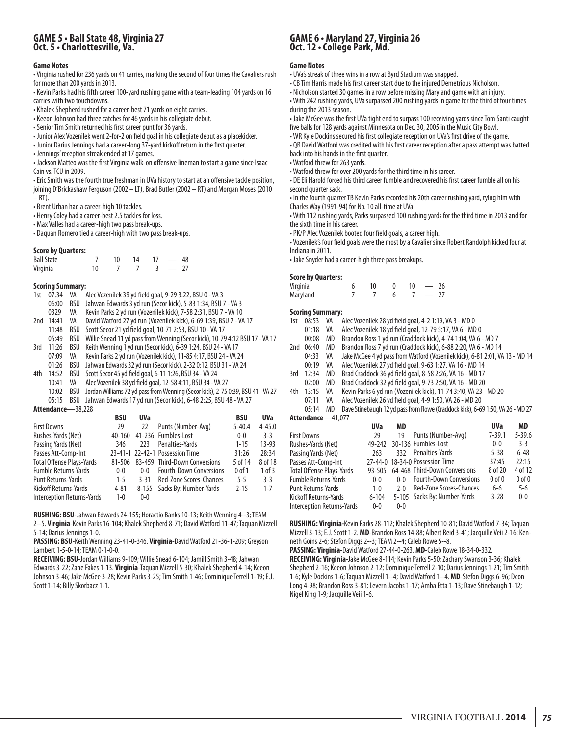## GAME 5 • Ball State 48, Virginia 27
## Oct. 5 • Charlottesville, Va.

**Game Notes**

• Virginia rushed for 236 yards on 41 carries, marking the second of four times the Cavaliers rush for more than 200 yards in 2013.
• Kevin Parks had his fifth career 100-yard rushing game with a team-leading 104 yards on 16 carries with two touchdowns.
• Khalek Shepherd rushed for a career-best 71 yards on eight carries.
• Keeon Johnson had three catches for 46 yards in his collegiate debut.
• Senior Tim Smith returned his first career punt for 36 yards.
• Junior Alex Vozenilek went 2-for-2 on field goal in his collegiate debut as a placekicker.
• Junior Darius Jennings had a career-long 37-yard kickoff return in the first quarter.
• Jennings' reception streak ended at 17 games.
• Jackson Matteo was the first Virginia walk-on offensive lineman to start a game since Isaac Cain vs. TCU in 2009.
• Eric Smith was the fourth true freshman in UVa history to start at an offensive tackle position, joining D'Brickashaw Ferguson (2002 – LT), Brad Butler (2002 – RT) and Morgan Moses (2010 – RT).
• Brent Urban had a career-high 10 tackles.
• Henry Coley had a career-best 2.5 tackles for loss.
• Max Valles had a career-high two pass break-ups.
• Daquan Romero tied a career-high with two pass break-ups.

**Score by Quarters:**

| | | | | | |
|---|---|---|---|---|---|
| Ball State | 7 | 10 | 14 | 17 | — 48 |
| Virginia | 10 | 7 | 7 | 3 | — 27 |

**Scoring Summary:**

| | | | |
|---|---|---|---|
| 1st | 07:34 | VA | Alec Vozenilek 39 yd field goal, 9-29 3:22, BSU 0 - VA 3 |
| | 06:00 | BSU | Jahwan Edwards 3 yd run (Secor kick), 5-83 1:34, BSU 7 - VA 3 |
| | 0329 | VA | Kevin Parks 2 yd run (Vozenilek kick), 7-58 2:31, BSU 7 - VA 10 |
| 2nd | 14:41 | VA | David Watford 27 yd run (Vozenilek kick), 6-69 1:39, BSU 7 - VA 17 |
| | 11:48 | BSU | Scott Secor 21 yd field goal, 10-71 2:53, BSU 10 - VA 17 |
| | 05:49 | BSU | Willie Snead 11 yd pass from Wenning (Secor kick), 10-79 4:12 BSU 17 - VA 17 |
| 3rd | 11:26 | BSU | Keith Wenning 1 yd run (Secor kick), 6-39 1:24, BSU 24 - VA 17 |
| | 07:09 | VA | Kevin Parks 2 yd run (Vozenilek kick), 11-85 4:17, BSU 24 - VA 24 |
| | 01:26 | BSU | Jahwan Edwards 32 yd run (Secor kick), 2-32 0:12, BSU 31 - VA 24 |
| 4th | 14:52 | BSU | Scott Secor 45 yd field goal, 6-11 1:26, BSU 34 - VA 24 |
| | 10:41 | VA | Alec Vozenilek 38 yd field goal, 12-58 4:11, BSU 34 - VA 27 |
| | 10:02 | BSU | Jordan Williams 72 yd pass from Wenning (Secor kick), 2-75 0:39, BSU 41 - VA 27 |
| | 05:15 | BSU | Jahwan Edwards 17 yd run (Secor kick), 6-48 2:25, BSU 48 - VA 27 |

**Attendance**—38,228

| | BSU | UVa | | BSU | UVa |
|---|---|---|---|---|---|
| First Downs | 29 | 22 | Punts (Number-Avg) | 5-40.4 | 4-45.0 |
| Rushes-Yards (Net) | 40-160 | 41-236 | Fumbles-Lost | 0-0 | 3-3 |
| Passing Yards (Net) | 346 | 223 | Penalties-Yards | 1-15 | 13-93 |
| Passes Att-Comp-Int | 23-41-1 | 22-42-1 | Possession Time | 31:26 | 28:34 |
| Total Offense Plays-Yards | 81-506 | 83-459 | Third-Down Conversions | 5 of 14 | 8 of 18 |
| Fumble Returns-Yards | 0-0 | 0-0 | Fourth-Down Conversions | 0 of 1 | 1 of 3 |
| Punt Returns-Yards | 1-5 | 3-31 | Red-Zone Scores-Chances | 5-5 | 3-3 |
| Kickoff Returns-Yards | 4-81 | 8-155 | Sacks By: Number-Yards | 2-15 | 1-7 |
| Interception Returns-Yards | 1-0 | 0-0 | | | |

**RUSHING: BSU**-Jahwan Edwards 24-155; Horactio Banks 10-13; Keith Wenning 4--3; TEAM 2--5. **Virginia**-Kevin Parks 16-104; Khalek Shepherd 8-71; David Watford 11-47; Taquan Mizzell 5-14; Darius Jennings 1-0.

**PASSING: BSU**-Keith Wenning 23-41-0-346. **Virginia**-David Watford 21-36-1-209; Greyson Lambert 1-5-0-14; TEAM 0-1-0-0.

**RECEIVING: BSU**-Jordan Williams 9-109; Willie Snead 6-104; Jamill Smith 3-48; Jahwan Edwards 3-22; Zane Fakes 1-13. **Virginia**-Taquan Mizzell 5-30; Khalek Shepherd 4-14; Keeon Johnson 3-46; Jake McGee 3-28; Kevin Parks 3-25; Tim Smith 1-46; Dominique Terrell 1-19; E.J. Scott 1-14; Billy Skorbacz 1-1.

## GAME 6 • Maryland 27, Virginia 26
## Oct. 12 • College Park, Md.

**Game Notes**

• UVa's streak of three wins in a row at Byrd Stadium was snapped.
• CB Tim Harris made his first career start due to the injured Demetrious Nicholson.
• Nicholson started 30 games in a row before missing Maryland game with an injury.
• With 242 rushing yards, UVa surpassed 200 rushing yards in game for the third of four times during the 2013 season.
• Jake McGee was the first UVa tight end to surpass 100 receiving yards since Tom Santi caught five balls for 128 yards against Minnesota on Dec. 30, 2005 in the Music City Bowl.
• WR Kyle Dockins secured his first collegiate reception on UVa's first drive of the game.
• QB David Watford was credited with his first career reception after a pass attempt was batted back into his hands in the first quarter.
• Watford threw for 263 yards.
• Watford threw for over 200 yards for the third time in his career.
• DE Eli Harold forced his third career fumble and recovered his first career fumble all on his second quarter sack.
• In the fourth quarter TB Kevin Parks recorded his 20th career rushing yard, tying him with Charles Way (1991-94) for No. 10 all-time at UVa.
• With 112 rushing yards, Parks surpassed 100 rushing yards for the third time in 2013 and for the sixth time in his career.
• PK/P Alec Vozenilek booted four field goals, a career high.
• Vozenilek's four field goals were the most by a Cavalier since Robert Randolph kicked four at Indiana in 2011.
• Jake Snyder had a career-high three pass breakups.

**Score by Quarters:**

| | | | | | |
|---|---|---|---|---|---|
| Virginia | 6 | 10 | 0 | 10 | — 26 |
| Maryland | 7 | 7 | 6 | 7 | — 27 |

**Scoring Summary:**

| | | | |
|---|---|---|---|
| 1st | 08:53 | VA | Alec Vozenilek 28 yd field goal, 4-2 1:19, VA 3 - MD 0 |
| | 01:18 | VA | Alec Vozenilek 18 yd field goal, 12-79 5:17, VA 6 - MD 0 |
| | 00:08 | MD | Brandon Ross 1 yd run (Craddock kick), 4-74 1:04, VA 6 - MD 7 |
| 2nd | 06:40 | MD | Brandon Ross 7 yd run (Craddock kick), 6-88 2:20, VA 6 - MD 14 |
| | 04:33 | VA | Jake McGee 4 yd pass from Watford (Vozenilek kick), 6-81 2:01, VA 13 - MD 14 |
| | 00:19 | VA | Alec Vozenilek 27 yd field goal, 9-63 1:27, VA 16 - MD 14 |
| 3rd | 12:34 | MD | Brad Craddock 36 yd field goal, 8-58 2:26, VA 16 - MD 17 |
| | 02:00 | MD | Brad Craddock 32 yd field goal, 9-73 2:50, VA 16 - MD 20 |
| 4th | 13:15 | VA | Kevin Parks 6 yd run (Vozenilek kick), 11-74 3:40, VA 23 - MD 20 |
| | 07:11 | VA | Alec Vozenilek 26 yd field goal, 4-9 1:50, VA 26 - MD 20 |
| | 05:14 | MD | Dave Stinebaugh 12 yd pass from Rowe (Craddock kick), 6-69 1:50, VA 26 - MD 27 |

**Attendance**—41,077

| | UVa | MD | | UVa | MD |
|---|---|---|---|---|---|
| First Downs | 29 | 19 | Punts (Number-Avg) | 7-39.1 | 5-39.6 |
| Rushes-Yards (Net) | 49-242 | 30-136 | Fumbles-Lost | 0-0 | 3-3 |
| Passing Yards (Net) | 263 | 332 | Penalties-Yards | 5-38 | 6-48 |
| Passes Att-Comp-Int | 27-44-0 | 18-34-0 | Possession Time | 37:45 | 22:15 |
| Total Offense Plays-Yards | 93-505 | 64-468 | Third-Down Conversions | 8 of 20 | 4 of 12 |
| Fumble Returns-Yards | 0-0 | 0-0 | Fourth-Down Conversions | 0 of 0 | 0 of 0 |
| Punt Returns-Yards | 1-0 | 2-0 | Red-Zone Scores-Chances | 6-6 | 5-6 |
| Kickoff Returns-Yards | 6-104 | 5-105 | Sacks By: Number-Yards | 3-28 | 0-0 |
| Interception Returns-Yards | 0-0 | 0-0 | | | |

**RUSHING: Virginia**-Kevin Parks 28-112; Khalek Shepherd 10-81; David Watford 7-34; Taquan Mizzell 3-13; E.J. Scott 1-2. **MD**-Brandon Ross 14-88; Albert Reid 3-41; Jacquille Veii 2-16; Kenneth Goins 2-6; Stefon Diggs 2--3; TEAM 2--4; Caleb Rowe 5--8.

**PASSING: Virginia**-David Watford 27-44-0-263. **MD**-Caleb Rowe 18-34-0-332.

**RECEIVING: Virginia**-Jake McGee 8-114; Kevin Parks 5-50; Zachary Swanson 3-36; Khalek Shepherd 2-16; Keeon Johnson 2-12; Dominique Terrell 2-10; Darius Jennings 1-21; Tim Smith 1-6; Kyle Dockins 1-6; Taquan Mizzell 1--4; David Watford 1--4. **MD**-Stefon Diggs 6-96; Deon Long 4-98; Brandon Ross 3-81; Levern Jacobs 1-17; Amba Etta 1-13; Dave Stinebaugh 1-12; Nigel King 1-9; Jacquille Veii 1-6.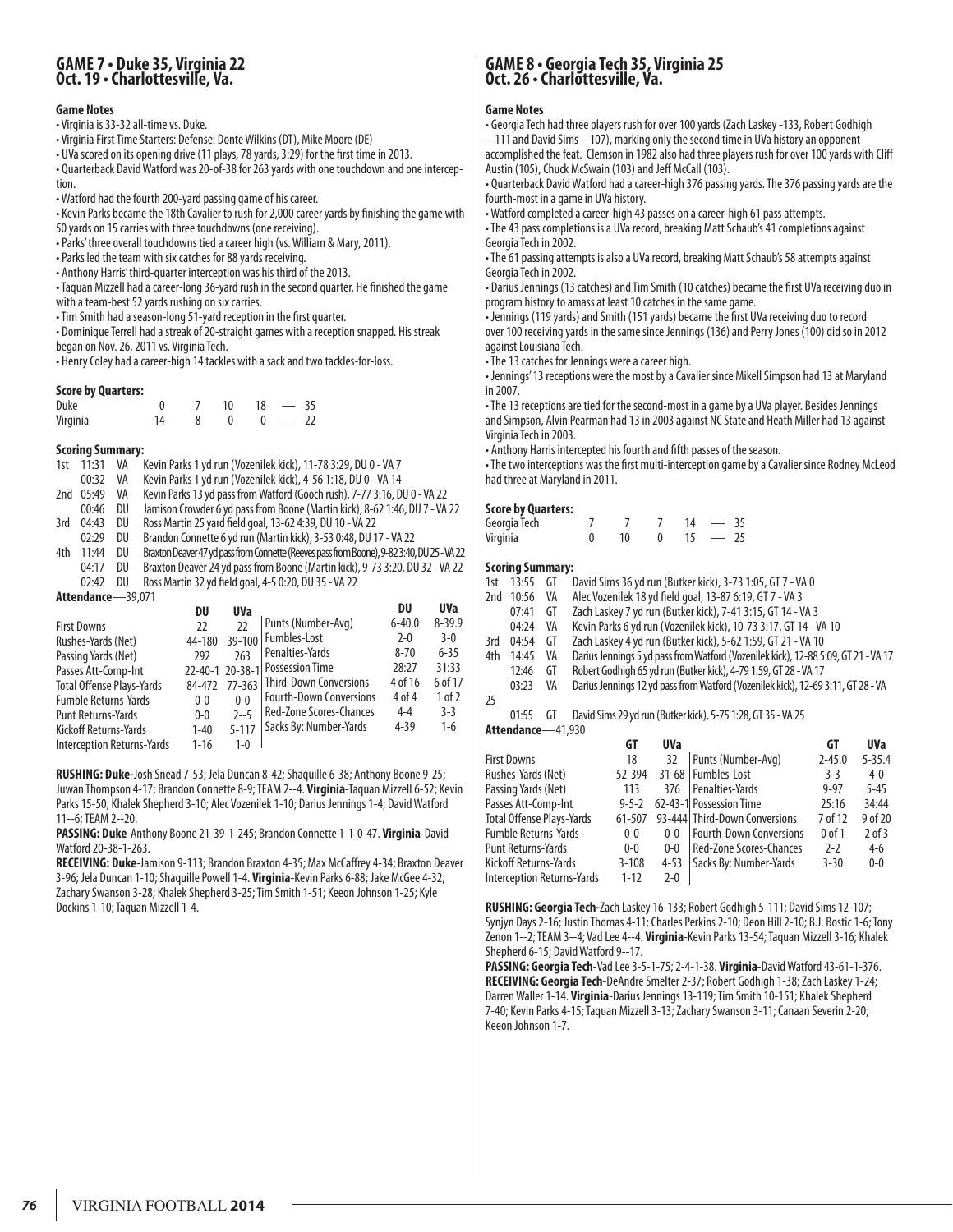## GAME 7 • Duke 35, Virginia 22
## Oct. 19 • Charlottesville, Va.

**Game Notes**

- Virginia is 33-32 all-time vs. Duke.
- Virginia First Time Starters: Defense: Donte Wilkins (DT), Mike Moore (DE)
- UVa scored on its opening drive (11 plays, 78 yards, 3:29) for the first time in 2013.
- Quarterback David Watford was 20-of-38 for 263 yards with one touchdown and one interception.
- Watford had the fourth 200-yard passing game of his career.
- Kevin Parks became the 18th Cavalier to rush for 2,000 career yards by finishing the game with 50 yards on 15 carries with three touchdowns (one receiving).
- Parks' three overall touchdowns tied a career high (vs. William & Mary, 2011).
- Parks led the team with six catches for 88 yards receiving.
- Anthony Harris' third-quarter interception was his third of the 2013.
- Taquan Mizzell had a career-long 36-yard rush in the second quarter. He finished the game with a team-best 52 yards rushing on six carries.
- Tim Smith had a season-long 51-yard reception in the first quarter.
- Dominique Terrell had a streak of 20-straight games with a reception snapped. His streak began on Nov. 26, 2011 vs. Virginia Tech.
- Henry Coley had a career-high 14 tackles with a sack and two tackles-for-loss.

**Score by Quarters:**

| | | | | | |
|---|---|---|---|---|---|
| Duke | 0 | 7 | 10 | 18 | — 35 |
| Virginia | 14 | 8 | 0 | 0 | — 22 |

**Scoring Summary:**

| | | | |
|---|---|---|---|
| 1st | 11:31 | VA | Kevin Parks 1 yd run (Vozenilek kick), 11-78 3:29, DU 0 - VA 7 |
| | 00:32 | VA | Kevin Parks 1 yd run (Vozenilek kick), 4-56 1:18, DU 0 - VA 14 |
| 2nd | 05:49 | VA | Kevin Parks 13 yd pass from Watford (Gooch rush), 7-77 3:16, DU 0 - VA 22 |
| | 00:46 | DU | Jamison Crowder 6 yd pass from Boone (Martin kick), 8-62 1:46, DU 7 - VA 22 |
| 3rd | 04:43 | DU | Ross Martin 25 yard field goal, 13-62 4:39, DU 10 - VA 22 |
| | 02:29 | DU | Brandon Connette 6 yd run (Martin kick), 3-53 0:48, DU 17 - VA 22 |
| 4th | 11:44 | DU | Braxton Deaver 47 yd pass from Connette (Reeves pass from Boone), 9-82 3:40, DU 25 - VA 22 |
| | 04:17 | DU | Braxton Deaver 24 yd pass from Boone (Martin kick), 9-73 3:20, DU 32 - VA 22 |
| | 02:42 | DU | Ross Martin 32 yd field goal, 4-5 0:20, DU 35 - VA 22 |

**Attendance**—39,071

| | DU | UVa | | DU | UVa |
|---|---|---|---|---|---|
| First Downs | 22 | 22 | Punts (Number-Avg) | 6-40.0 | 8-39.9 |
| Rushes-Yards (Net) | 44-180 | 39-100 | Fumbles-Lost | 2-0 | 3-0 |
| Passing Yards (Net) | 292 | 263 | Penalties-Yards | 8-70 | 6-35 |
| Passes Att-Comp-Int | 22-40-1 | 20-38-1 | Possession Time | 28:27 | 31:33 |
| Total Offense Plays-Yards | 84-472 | 77-363 | Third-Down Conversions | 4 of 16 | 6 of 17 |
| Fumble Returns-Yards | 0-0 | 0-0 | Fourth-Down Conversions | 4 of 4 | 1 of 2 |
| Punt Returns-Yards | 0-0 | 2--5 | Red-Zone Scores-Chances | 4-4 | 3-3 |
| Kickoff Returns-Yards | 1-40 | 5-117 | Sacks By: Number-Yards | 4-39 | 1-6 |
| Interception Returns-Yards | 1-16 | 1-0 | | | |

**RUSHING: Duke-**Josh Snead 7-53; Jela Duncan 8-42; Shaquille 6-38; Anthony Boone 9-25; Juwan Thompson 4-17; Brandon Connette 8-9; TEAM 2--4. **Virginia**-Taquan Mizzell 6-52; Kevin Parks 15-50; Khalek Shepherd 3-10; Alec Vozenilek 1-10; Darius Jennings 1-4; David Watford 11--6; TEAM 2--20.

**PASSING: Duke**-Anthony Boone 21-39-1-245; Brandon Connette 1-1-0-47. **Virginia**-David Watford 20-38-1-263.

**RECEIVING: Duke**-Jamison 9-113; Brandon Braxton 4-35; Max McCaffrey 4-34; Braxton Deaver 3-96; Jela Duncan 1-10; Shaquille Powell 1-4. **Virginia**-Kevin Parks 6-88; Jake McGee 4-32; Zachary Swanson 3-28; Khalek Shepherd 3-25; Tim Smith 1-51; Keeon Johnson 1-25; Kyle Dockins 1-10; Taquan Mizzell 1-4.

## GAME 8 • Georgia Tech 35, Virginia 25
## Oct. 26 • Charlottesville, Va.

**Game Notes**

- Georgia Tech had three players rush for over 100 yards (Zach Laskey -133, Robert Godhigh – 111 and David Sims – 107), marking only the second time in UVa history an opponent accomplished the feat. Clemson in 1982 also had three players rush for over 100 yards with Cliff Austin (105), Chuck McSwain (103) and Jeff McCall (103).
- Quarterback David Watford had a career-high 376 passing yards. The 376 passing yards are the fourth-most in a game in UVa history.
- Watford completed a career-high 43 passes on a career-high 61 pass attempts.
- The 43 pass completions is a UVa record, breaking Matt Schaub's 41 completions against Georgia Tech in 2002.
- The 61 passing attempts is also a UVa record, breaking Matt Schaub's 58 attempts against Georgia Tech in 2002.
- Darius Jennings (13 catches) and Tim Smith (10 catches) became the first UVa receiving duo in program history to amass at least 10 catches in the same game.
- Jennings (119 yards) and Smith (151 yards) became the first UVa receiving duo to record over 100 receiving yards in the same since Jennings (136) and Perry Jones (100) did so in 2012 against Louisiana Tech.
- The 13 catches for Jennings were a career high.
- Jennings' 13 receptions were the most by a Cavalier since Mikell Simpson had 13 at Maryland in 2007.
- The 13 receptions are tied for the second-most in a game by a UVa player. Besides Jennings and Simpson, Alvin Pearman had 13 in 2003 against NC State and Heath Miller had 13 against Virginia Tech in 2003.
- Anthony Harris intercepted his fourth and fifth passes of the season.
- The two interceptions was the first multi-interception game by a Cavalier since Rodney McLeod had three at Maryland in 2011.

**Score by Quarters:**

| | | | | | |
|---|---|---|---|---|---|
| Georgia Tech | 7 | 7 | 7 | 14 | — 35 |
| Virginia | 0 | 10 | 0 | 15 | — 25 |

**Scoring Summary:**

| | | | |
|---|---|---|---|
| 1st | 13:55 | GT | David Sims 36 yd run (Butker kick), 3-73 1:05, GT 7 - VA 0 |
| 2nd | 10:56 | VA | Alec Vozenilek 18 yd field goal, 13-87 6:19, GT 7 - VA 3 |
| | 07:41 | GT | Zach Laskey 7 yd run (Butker kick), 7-41 3:15, GT 14 - VA 3 |
| | 04:24 | VA | Kevin Parks 6 yd run (Vozenilek kick), 10-73 3:17, GT 14 - VA 10 |
| 3rd | 04:54 | GT | Zach Laskey 4 yd run (Butker kick), 5-62 1:59, GT 21 - VA 10 |
| 4th | 14:45 | VA | Darius Jennings 5 yd pass from Watford (Vozenilek kick), 12-88 5:09, GT 21 - VA 17 |
| | 12:46 | GT | Robert Godhigh 65 yd run (Butker kick), 4-79 1:59, GT 28 - VA 17 |
| | 03:23 | VA | Darius Jennings 12 yd pass from Watford (Vozenilek kick), 12-69 3:11, GT 28 - VA 25 |
| | 01:55 | GT | David Sims 29 yd run (Butker kick), 5-75 1:28, GT 35 - VA 25 |

**Attendance**—41,930

| | GT | UVa | | GT | UVa |
|---|---|---|---|---|---|
| First Downs | 18 | 32 | Punts (Number-Avg) | 2-45.0 | 5-35.4 |
| Rushes-Yards (Net) | 52-394 | 31-68 | Fumbles-Lost | 3-3 | 4-0 |
| Passing Yards (Net) | 113 | 376 | Penalties-Yards | 9-97 | 5-45 |
| Passes Att-Comp-Int | 9-5-2 | 62-43-1 | Possession Time | 25:16 | 34:44 |
| Total Offense Plays-Yards | 61-507 | 93-444 | Third-Down Conversions | 7 of 12 | 9 of 20 |
| Fumble Returns-Yards | 0-0 | 0-0 | Fourth-Down Conversions | 0 of 1 | 2 of 3 |
| Punt Returns-Yards | 0-0 | 0-0 | Red-Zone Scores-Chances | 2-2 | 4-6 |
| Kickoff Returns-Yards | 3-108 | 4-53 | Sacks By: Number-Yards | 3-30 | 0-0 |
| Interception Returns-Yards | 1-12 | 2-0 | | | |

**RUSHING: Georgia Tech-**Zach Laskey 16-133; Robert Godhigh 5-111; David Sims 12-107; Synjyn Days 2-16; Justin Thomas 4-11; Charles Perkins 2-10; Deon Hill 2-10; B.J. Bostic 1-6; Tony Zenon 1--2; TEAM 3--4; Vad Lee 4--4. **Virginia**-Kevin Parks 13-54; Taquan Mizzell 3-16; Khalek Shepherd 6-15; David Watford 9--17.

**PASSING: Georgia Tech**-Vad Lee 3-5-1-75; 2-4-1-38. **Virginia**-David Watford 43-61-1-376.

**RECEIVING: Georgia Tech**-DeAndre Smelter 2-37; Robert Godhigh 1-38; Zach Laskey 1-24; Darren Waller 1-14. **Virginia**-Darius Jennings 13-119; Tim Smith 10-151; Khalek Shepherd 7-40; Kevin Parks 4-15; Taquan Mizzell 3-13; Zachary Swanson 3-11; Canaan Severin 2-20; Keeon Johnson 1-7.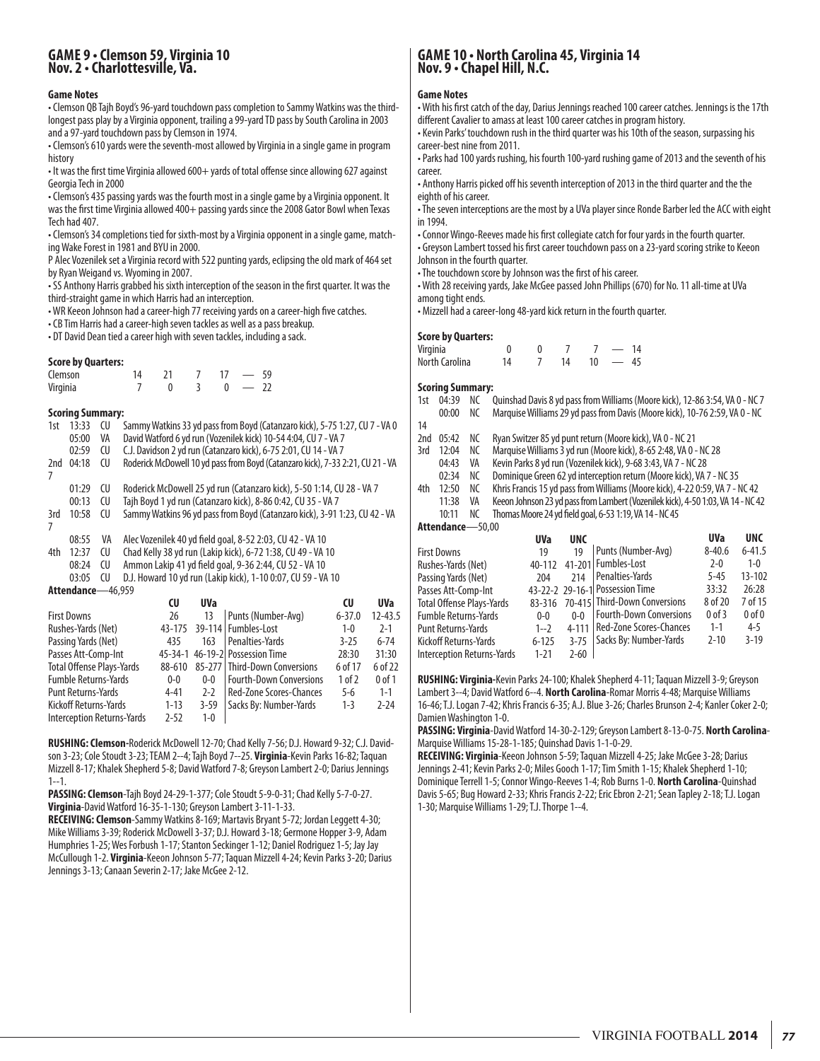## GAME 9 • Clemson 59, Virginia 10
## Nov. 2 • Charlottesville, Va.

**Game Notes**

• Clemson QB Tajh Boyd's 96-yard touchdown pass completion to Sammy Watkins was the third-longest pass play by a Virginia opponent, trailing a 99-yard TD pass by South Carolina in 2003 and a 97-yard touchdown pass by Clemson in 1974.

• Clemson's 610 yards were the seventh-most allowed by Virginia in a single game in program history

• It was the first time Virginia allowed 600+ yards of total offense since allowing 627 against Georgia Tech in 2000

• Clemson's 435 passing yards was the fourth most in a single game by a Virginia opponent. It was the first time Virginia allowed 400+ passing yards since the 2008 Gator Bowl when Texas Tech had 407.

• Clemson's 34 completions tied for sixth-most by a Virginia opponent in a single game, matching Wake Forest in 1981 and BYU in 2000.

P Alec Vozenilek set a Virginia record with 522 punting yards, eclipsing the old mark of 464 set by Ryan Weigand vs. Wyoming in 2007.

• SS Anthony Harris grabbed his sixth interception of the season in the first quarter. It was the third-straight game in which Harris had an interception.

• WR Keeon Johnson had a career-high 77 receiving yards on a career-high five catches.

• CB Tim Harris had a career-high seven tackles as well as a pass breakup.

• DT David Dean tied a career high with seven tackles, including a sack.

**Score by Quarters:**

| | | | | | | |
|---|---|---|---|---|---|---|
| Clemson | 14 | 21 | 7 | 17 | — | 59 |
| Virginia | 7 | 0 | 3 | 0 | — | 22 |

**Scoring Summary:**

| Qtr | Time | Team | Play |
|---|---|---|---|
| 1st | 13:33 | CU | Sammy Watkins 33 yd pass from Boyd (Catanzaro kick), 5-75 1:27, CU 7 - VA 0 |
| | 05:00 | VA | David Watford 6 yd run (Vozenilek kick) 10-54 4:04, CU 7 - VA 7 |
| | 02:59 | CU | C.J. Davidson 2 yd run (Catanzaro kick), 6-75 2:01, CU 14 - VA 7 |
| 2nd | 04:18 | CU | Roderick McDowell 10 yd pass from Boyd (Catanzaro kick), 7-33 2:21, CU 21 - VA 7 |
| | 01:29 | CU | Roderick McDowell 25 yd run (Catanzaro kick), 5-50 1:14, CU 28 - VA 7 |
| | 00:13 | CU | Tajh Boyd 1 yd run (Catanzaro kick), 8-86 0:42, CU 35 - VA 7 |
| 3rd | 10:58 | CU | Sammy Watkins 96 yd pass from Boyd (Catanzaro kick), 3-91 1:23, CU 42 - VA 7 |
| | 08:55 | VA | Alec Vozenilek 40 yd field goal, 8-52 2:03, CU 42 - VA 10 |
| 4th | 12:37 | CU | Chad Kelly 38 yd run (Lakip kick), 6-72 1:38, CU 49 - VA 10 |
| | 08:24 | CU | Ammon Lakip 41 yd field goal, 9-36 2:44, CU 52 - VA 10 |
| | 03:05 | CU | D.J. Howard 10 yd run (Lakip kick), 1-10 0:07, CU 59 - VA 10 |

**Attendance**—46,959

| | CU | UVa | | CU | UVa |
|---|---|---|---|---|---|
| First Downs | 26 | 13 | Punts (Number-Avg) | 6-37.0 | 12-43.5 |
| Rushes-Yards (Net) | 43-175 | 39-114 | Fumbles-Lost | 1-0 | 2-1 |
| Passing Yards (Net) | 435 | 163 | Penalties-Yards | 3-25 | 6-74 |
| Passes Att-Comp-Int | 45-34-1 | 46-19-2 | Possession Time | 28:30 | 31:30 |
| Total Offense Plays-Yards | 88-610 | 85-277 | Third-Down Conversions | 6 of 17 | 6 of 22 |
| Fumble Returns-Yards | 0-0 | 0-0 | Fourth-Down Conversions | 1 of 2 | 0 of 1 |
| Punt Returns-Yards | 4-41 | 2-2 | Red-Zone Scores-Chances | 5-6 | 1-1 |
| Kickoff Returns-Yards | 1-13 | 3-59 | Sacks By: Number-Yards | 1-3 | 2-24 |
| Interception Returns-Yards | 2-52 | 1-0 | | | |

**RUSHING: Clemson**-Roderick McDowell 12-70; Chad Kelly 7-56; D.J. Howard 9-32; C.J. Davidson 3-23; Cole Stoudt 3-23; TEAM 2--4; Tajh Boyd 7--25. **Virginia**-Kevin Parks 16-82; Taquan Mizzell 8-17; Khalek Shepherd 5-8; David Watford 7-8; Greyson Lambert 2-0; Darius Jennings 1--1.

**PASSING: Clemson**-Tajh Boyd 24-29-1-377; Cole Stoudt 5-9-0-31; Chad Kelly 5-7-0-27. **Virginia**-David Watford 16-35-1-130; Greyson Lambert 3-11-1-33.

**RECEIVING: Clemson**-Sammy Watkins 8-169; Martavis Bryant 5-72; Jordan Leggett 4-30; Mike Williams 3-39; Roderick McDowell 3-37; D.J. Howard 3-18; Germone Hopper 3-9, Adam Humphries 1-25; Wes Forbush 1-17; Stanton Seckinger 1-12; Daniel Rodriguez 1-5; Jay Jay McCullough 1-2. **Virginia**-Keeon Johnson 5-77; Taquan Mizzell 4-24; Kevin Parks 3-20; Darius Jennings 3-13; Canaan Severin 2-17; Jake McGee 2-12.

## GAME 10 • North Carolina 45, Virginia 14
## Nov. 9 • Chapel Hill, N.C.

**Game Notes**

• With his first catch of the day, Darius Jennings reached 100 career catches. Jennings is the 17th different Cavalier to amass at least 100 career catches in program history.

• Kevin Parks' touchdown rush in the third quarter was his 10th of the season, surpassing his career-best nine from 2011.

• Parks had 100 yards rushing, his fourth 100-yard rushing game of 2013 and the seventh of his career.

• Anthony Harris picked off his seventh interception of 2013 in the third quarter and the the eighth of his career.

• The seven interceptions are the most by a UVa player since Ronde Barber led the ACC with eight in 1994.

• Connor Wingo-Reeves made his first collegiate catch for four yards in the fourth quarter.

• Greyson Lambert tossed his first career touchdown pass on a 23-yard scoring strike to Keeon Johnson in the fourth quarter.

• The touchdown score by Johnson was the first of his career.

• With 28 receiving yards, Jake McGee passed John Phillips (670) for No. 11 all-time at UVa among tight ends.

• Mizzell had a career-long 48-yard kick return in the fourth quarter.

**Score by Quarters:**

| | | | | | | |
|---|---|---|---|---|---|---|
| Virginia | 0 | 0 | 7 | 7 | — | 14 |
| North Carolina | 14 | 7 | 14 | 10 | — | 45 |

**Scoring Summary:**

| Qtr | Time | Team | Play |
|---|---|---|---|
| 1st | 04:39 | NC | Quinshad Davis 8 yd pass from Williams (Moore kick), 12-86 3:54, VA 0 - NC 7 |
| | 00:00 | NC | Marquise Williams 29 yd pass from Davis (Moore kick), 10-76 2:59, VA 0 - NC 14 |
| 2nd | 05:42 | NC | Ryan Switzer 85 yd punt return (Moore kick), VA 0 - NC 21 |
| 3rd | 12:04 | NC | Marquise Williams 3 yd run (Moore kick), 8-65 2:48, VA 0 - NC 28 |
| | 04:43 | VA | Kevin Parks 8 yd run (Vozenilek kick), 9-68 3:43, VA 7 - NC 28 |
| | 02:34 | NC | Dominique Green 62 yd interception return (Moore kick), VA 7 - NC 35 |
| 4th | 12:50 | NC | Khris Francis 15 yd pass from Williams (Moore kick), 4-22 0:59, VA 7 - NC 42 |
| | 11:38 | VA | Keeon Johnson 23 yd pass from Lambert (Vozenilek kick), 4-50 1:03, VA 14 - NC 42 |
| | 10:11 | NC | Thomas Moore 24 yd field goal, 6-53 1:19, VA 14 - NC 45 |

**Attendance**—50,00

| | UVa | UNC | | UVa | UNC |
|---|---|---|---|---|---|
| First Downs | 19 | 19 | Punts (Number-Avg) | 8-40.6 | 6-41.5 |
| Rushes-Yards (Net) | 40-112 | 41-201 | Fumbles-Lost | 2-0 | 1-0 |
| Passing Yards (Net) | 204 | 214 | Penalties-Yards | 5-45 | 13-102 |
| Passes Att-Comp-Int | 43-22-2 | 29-16-1 | Possession Time | 33:32 | 26:28 |
| Total Offense Plays-Yards | 83-316 | 70-415 | Third-Down Conversions | 8 of 20 | 7 of 15 |
| Fumble Returns-Yards | 0-0 | 0-0 | Fourth-Down Conversions | 0 of 3 | 0 of 0 |
| Punt Returns-Yards | 1--2 | 4-111 | Red-Zone Scores-Chances | 1-1 | 4-5 |
| Kickoff Returns-Yards | 6-125 | 3-75 | Sacks By: Number-Yards | 2-10 | 3-19 |
| Interception Returns-Yards | 1-21 | 2-60 | | | |

**RUSHING: Virginia**-Kevin Parks 24-100; Khalek Shepherd 4-11; Taquan Mizzell 3-9; Greyson Lambert 3--4; David Watford 6--4. **North Carolina**-Romar Morris 4-48; Marquise Williams 16-46; T.J. Logan 7-42; Khris Francis 6-35; A.J. Blue 3-26; Charles Brunson 2-4; Kanler Coker 2-0; Damien Washington 1-0.

**PASSING: Virginia**-David Watford 14-30-2-129; Greyson Lambert 8-13-0-75. **North Carolina**-Marquise Williams 15-28-1-185; Quinshad Davis 1-1-0-29.

**RECEIVING: Virginia**-Keeon Johnson 5-59; Taquan Mizzell 4-25; Jake McGee 3-28; Darius Jennings 2-41; Kevin Parks 2-0; Miles Gooch 1-17; Tim Smith 1-15; Khalek Shepherd 1-10; Dominique Terrell 1-5; Connor Wingo-Reeves 1-4; Rob Burns 1-0. **North Carolina**-Quinshad Davis 5-65; Bug Howard 2-33; Khris Francis 2-22; Eric Ebron 2-21; Sean Tapley 2-18; T.J. Logan 1-30; Marquise Williams 1-29; T.J. Thorpe 1--4.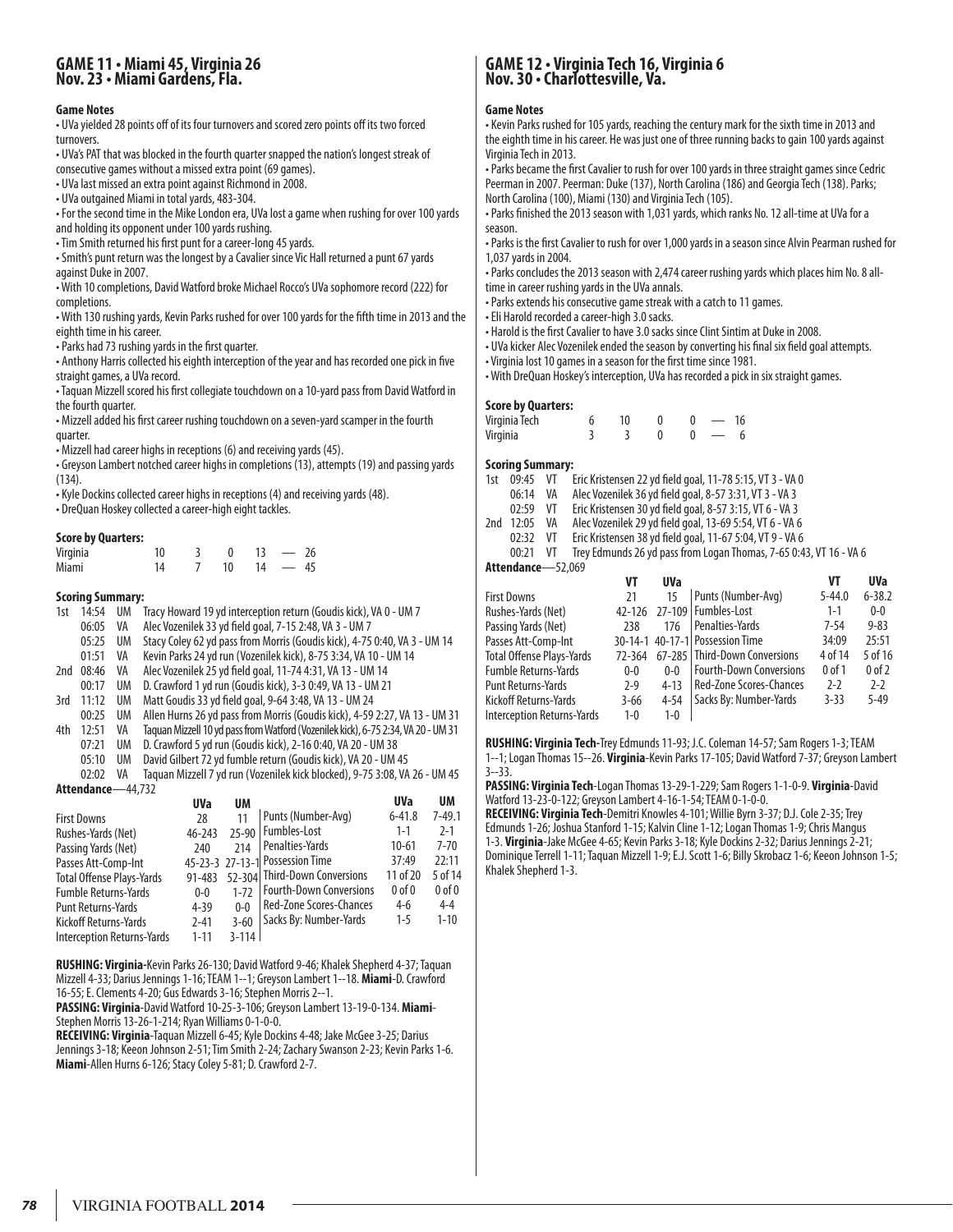## GAME 11 • Miami 45, Virginia 26
## Nov. 23 • Miami Gardens, Fla.

**Game Notes**

• UVa yielded 28 points off of its four turnovers and scored zero points off its two forced turnovers.
• UVa's PAT that was blocked in the fourth quarter snapped the nation's longest streak of consecutive games without a missed extra point (69 games).
• UVa last missed an extra point against Richmond in 2008.
• UVa outgained Miami in total yards, 483-304.
• For the second time in the Mike London era, UVa lost a game when rushing for over 100 yards and holding its opponent under 100 yards rushing.
• Tim Smith returned his first punt for a career-long 45 yards.
• Smith's punt return was the longest by a Cavalier since Vic Hall returned a punt 67 yards against Duke in 2007.
• With 10 completions, David Watford broke Michael Rocco's UVa sophomore record (222) for completions.
• With 130 rushing yards, Kevin Parks rushed for over 100 yards for the fifth time in 2013 and the eighth time in his career.
• Parks had 73 rushing yards in the first quarter.
• Anthony Harris collected his eighth interception of the year and has recorded one pick in five straight games, a UVa record.
• Taquan Mizzell scored his first collegiate touchdown on a 10-yard pass from David Watford in the fourth quarter.
• Mizzell added his first career rushing touchdown on a seven-yard scamper in the fourth quarter.
• Mizzell had career highs in receptions (6) and receiving yards (45).
• Greyson Lambert notched career highs in completions (13), attempts (19) and passing yards (134).
• Kyle Dockins collected career highs in receptions (4) and receiving yards (48).
• DreQuan Hoskey collected a career-high eight tackles.

**Score by Quarters:**

| | 1 | 2 | 3 | 4 | Final |
|---|---|---|---|---|---|
| Virginia | 10 | 3 | 0 | 13 | 26 |
| Miami | 14 | 7 | 10 | 14 | 45 |

**Scoring Summary:**

| Qtr | Time | Team | Play |
|---|---|---|---|
| 1st | 14:54 | UM | Tracy Howard 19 yd interception return (Goudis kick), VA 0 - UM 7 |
| | 06:05 | VA | Alec Vozenilek 33 yd field goal, 7-15 2:48, VA 3 - UM 7 |
| | 05:25 | UM | Stacy Coley 62 yd pass from Morris (Goudis kick), 4-75 0:40, VA 3 - UM 14 |
| | 01:51 | VA | Kevin Parks 24 yd run (Vozenilek kick), 8-75 3:34, VA 10 - UM 14 |
| 2nd | 08:46 | VA | Alec Vozenilek 25 yd field goal, 11-74 4:31, VA 13 - UM 14 |
| | 00:17 | UM | D. Crawford 1 yd run (Goudis kick), 3-3 0:49, VA 13 - UM 21 |
| 3rd | 11:12 | UM | Matt Goudis 33 yd field goal, 9-64 3:48, VA 13 - UM 24 |
| | 00:25 | UM | Allen Hurns 26 yd pass from Morris (Goudis kick), 4-59 2:27, VA 13 - UM 31 |
| 4th | 12:51 | VA | Taquan Mizzell 10 yd pass from Watford (Vozenilek kick), 6-75 2:34, VA 20 - UM 31 |
| | 07:21 | UM | D. Crawford 5 yd run (Goudis kick), 2-16 0:40, VA 20 - UM 38 |
| | 05:10 | UM | David Gilbert 72 yd fumble return (Goudis kick), VA 20 - UM 45 |
| | 02:02 | VA | Taquan Mizzell 7 yd run (Vozenilek kick blocked), 9-75 3:08, VA 26 - UM 45 |

**Attendance**—44,732

| | UVa | UM |
|---|---|---|
| First Downs | 28 | 11 |
| Rushes-Yards (Net) | 46-243 | 25-90 |
| Passing Yards (Net) | 240 | 214 |
| Passes Att-Comp-Int | 45-23-3 | 27-13-1 |
| Total Offense Plays-Yards | 91-483 | 52-304 |
| Fumble Returns-Yards | 0-0 | 1-72 |
| Punt Returns-Yards | 4-39 | 0-0 |
| Kickoff Returns-Yards | 2-41 | 3-60 |
| Interception Returns-Yards | 1-11 | 3-114 |

| | UVa | UM |
|---|---|---|
| Punts (Number-Avg) | 6-41.8 | 7-49.1 |
| Fumbles-Lost | 1-1 | 2-1 |
| Penalties-Yards | 10-61 | 7-70 |
| Possession Time | 37:49 | 22:11 |
| Third-Down Conversions | 11 of 20 | 5 of 14 |
| Fourth-Down Conversions | 0 of 0 | 0 of 0 |
| Red-Zone Scores-Chances | 4-6 | 4-4 |
| Sacks By: Number-Yards | 1-5 | 1-10 |

**RUSHING: Virginia**-Kevin Parks 26-130; David Watford 9-46; Khalek Shepherd 4-37; Taquan Mizzell 4-33; Darius Jennings 1-16; TEAM 1--1; Greyson Lambert 1--18. **Miami**-D. Crawford 16-55; E. Clements 4-20; Gus Edwards 3-16; Stephen Morris 2--1.

**PASSING: Virginia**-David Watford 10-25-3-106; Greyson Lambert 13-19-0-134. **Miami**-Stephen Morris 13-26-1-214; Ryan Williams 0-1-0-0.

**RECEIVING: Virginia**-Taquan Mizzell 6-45; Kyle Dockins 4-48; Jake McGee 3-25; Darius Jennings 3-18; Keeon Johnson 2-51; Tim Smith 2-24; Zachary Swanson 2-23; Kevin Parks 1-6. **Miami**-Allen Hurns 6-126; Stacy Coley 5-81; D. Crawford 2-7.

## GAME 12 • Virginia Tech 16, Virginia 6
## Nov. 30 • Charlottesville, Va.

**Game Notes**

• Kevin Parks rushed for 105 yards, reaching the century mark for the sixth time in 2013 and the eighth time in his career. He was just one of three running backs to gain 100 yards against Virginia Tech in 2013.
• Parks became the first Cavalier to rush for over 100 yards in three straight games since Cedric Peerman in 2007. Peerman: Duke (137), North Carolina (186) and Georgia Tech (138). Parks; North Carolina (100), Miami (130) and Virginia Tech (105).
• Parks finished the 2013 season with 1,031 yards, which ranks No. 12 all-time at UVa for a season.
• Parks is the first Cavalier to rush for over 1,000 yards in a season since Alvin Pearman rushed for 1,037 yards in 2004.
• Parks concludes the 2013 season with 2,474 career rushing yards which places him No. 8 all-time in career rushing yards in the UVa annals.
• Parks extends his consecutive game streak with a catch to 11 games.
• Eli Harold recorded a career-high 3.0 sacks.
• Harold is the first Cavalier to have 3.0 sacks since Clint Sintim at Duke in 2008.
• UVa kicker Alec Vozenilek ended the season by converting his final six field goal attempts.
• Virginia lost 10 games in a season for the first time since 1981.
• With DreQuan Hoskey's interception, UVa has recorded a pick in six straight games.

**Score by Quarters:**

| | 1 | 2 | 3 | 4 | Final |
|---|---|---|---|---|---|
| Virginia Tech | 6 | 10 | 0 | 0 | 16 |
| Virginia | 3 | 3 | 0 | 0 | 6 |

**Scoring Summary:**

| Qtr | Time | Team | Play |
|---|---|---|---|
| 1st | 09:45 | VT | Eric Kristensen 22 yd field goal, 11-78 5:15, VT 3 - VA 0 |
| | 06:14 | VA | Alec Vozenilek 36 yd field goal, 8-57 3:31, VT 3 - VA 3 |
| | 02:59 | VT | Eric Kristensen 30 yd field goal, 8-57 3:15, VT 6 - VA 3 |
| 2nd | 12:05 | VA | Alec Vozenilek 29 yd field goal, 13-69 5:54, VT 6 - VA 6 |
| | 02:32 | VT | Eric Kristensen 38 yd field goal, 11-67 5:04, VT 9 - VA 6 |
| | 00:21 | VT | Trey Edmunds 26 yd pass from Logan Thomas, 7-65 0:43, VT 16 - VA 6 |

**Attendance**—52,069

| | VT | UVa |
|---|---|---|
| First Downs | 21 | 15 |
| Rushes-Yards (Net) | 42-126 | 27-109 |
| Passing Yards (Net) | 238 | 176 |
| Passes Att-Comp-Int | 30-14-1 | 40-17-1 |
| Total Offense Plays-Yards | 72-364 | 67-285 |
| Fumble Returns-Yards | 0-0 | 0-0 |
| Punt Returns-Yards | 2-9 | 4-13 |
| Kickoff Returns-Yards | 3-66 | 4-54 |
| Interception Returns-Yards | 1-0 | 1-0 |

| | VT | UVa |
|---|---|---|
| Punts (Number-Avg) | 5-44.0 | 6-38.2 |
| Fumbles-Lost | 1-1 | 0-0 |
| Penalties-Yards | 7-54 | 9-83 |
| Possession Time | 34:09 | 25:51 |
| Third-Down Conversions | 4 of 14 | 5 of 16 |
| Fourth-Down Conversions | 0 of 1 | 0 of 2 |
| Red-Zone Scores-Chances | 2-2 | 2-2 |
| Sacks By: Number-Yards | 3-33 | 5-49 |

**RUSHING: Virginia Tech**-Trey Edmunds 11-93; J.C. Coleman 14-57; Sam Rogers 1-3; TEAM 1--1; Logan Thomas 15--26. **Virginia**-Kevin Parks 17-105; David Watford 7-37; Greyson Lambert 3--33.

**PASSING: Virginia Tech**-Logan Thomas 13-29-1-229; Sam Rogers 1-1-0-9. **Virginia**-David Watford 13-23-0-122; Greyson Lambert 4-16-1-54; TEAM 0-1-0-0.

**RECEIVING: Virginia Tech**-Demitri Knowles 4-101; Willie Byrn 3-37; D.J. Cole 2-35; Trey Edmunds 1-26; Joshua Stanford 1-15; Kalvin Cline 1-12; Logan Thomas 1-9; Chris Mangus 1-3. **Virginia**-Jake McGee 4-65; Kevin Parks 3-18; Kyle Dockins 2-32; Darius Jennings 2-21; Dominique Terrell 1-11; Taquan Mizzell 1-9; E.J. Scott 1-6; Billy Skrobacz 1-6; Keeon Johnson 1-5; Khalek Shepherd 1-3.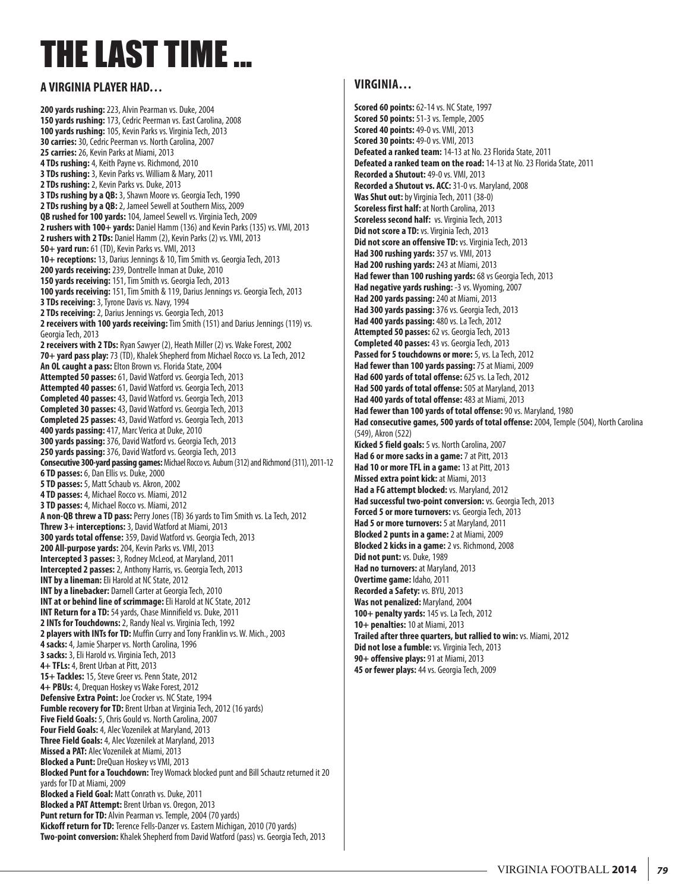# THE LAST TIME ...

## A VIRGINIA PLAYER HAD…

**200 yards rushing:** 223, Alvin Pearman vs. Duke, 2004
**150 yards rushing:** 173, Cedric Peerman vs. East Carolina, 2008
**100 yards rushing:** 105, Kevin Parks vs. Virginia Tech, 2013
**30 carries:** 30, Cedric Peerman vs. North Carolina, 2007
**25 carries:** 26, Kevin Parks at Miami, 2013
**4 TDs rushing:** 4, Keith Payne vs. Richmond, 2010
**3 TDs rushing:** 3, Kevin Parks vs. William & Mary, 2011
**2 TDs rushing:** 2, Kevin Parks vs. Duke, 2013
**3 TDs rushing by a QB:** 3, Shawn Moore vs. Georgia Tech, 1990
**2 TDs rushing by a QB:** 2, Jameel Sewell at Southern Miss, 2009
**QB rushed for 100 yards:** 104, Jameel Sewell vs. Virginia Tech, 2009
**2 rushers with 100+ yards:** Daniel Hamm (136) and Kevin Parks (135) vs. VMI, 2013
**2 rushers with 2 TDs:** Daniel Hamm (2), Kevin Parks (2) vs. VMI, 2013
**50+ yard run:** 61 (TD), Kevin Parks vs. VMI, 2013
**10+ receptions:** 13, Darius Jennings & 10, Tim Smith vs. Georgia Tech, 2013
**200 yards receiving:** 239, Dontrelle Inman at Duke, 2010
**150 yards receiving:** 151, Tim Smith vs. Georgia Tech, 2013
**100 yards receiving:** 151, Tim Smith & 119, Darius Jennings vs. Georgia Tech, 2013
**3 TDs receiving:** 3, Tyrone Davis vs. Navy, 1994
**2 TDs receiving:** 2, Darius Jennings vs. Georgia Tech, 2013
**2 receivers with 100 yards receiving:** Tim Smith (151) and Darius Jennings (119) vs. Georgia Tech, 2013
**2 receivers with 2 TDs:** Ryan Sawyer (2), Heath Miller (2) vs. Wake Forest, 2002
**70+ yard pass play:** 73 (TD), Khalek Shepherd from Michael Rocco vs. La Tech, 2012
**An OL caught a pass:** Elton Brown vs. Florida State, 2004
**Attempted 50 passes:** 61, David Watford vs. Georgia Tech, 2013
**Attempted 40 passes:** 61, David Watford vs. Georgia Tech, 2013
**Completed 40 passes:** 43, David Watford vs. Georgia Tech, 2013
**Completed 30 passes:** 43, David Watford vs. Georgia Tech, 2013
**Completed 25 passes:** 43, David Watford vs. Georgia Tech, 2013
**400 yards passing:** 417, Marc Verica at Duke, 2010
**300 yards passing:** 376, David Watford vs. Georgia Tech, 2013
**250 yards passing:** 376, David Watford vs. Georgia Tech, 2013
**Consecutive 300-yard passing games:** Michael Rocco vs. Auburn (312) and Richmond (311), 2011-12
**6 TD passes:** 6, Dan Ellis vs. Duke, 2000
**5 TD passes:** 5, Matt Schaub vs. Akron, 2002
**4 TD passes:** 4, Michael Rocco vs. Miami, 2012
**3 TD passes:** 4, Michael Rocco vs. Miami, 2012
**A non-QB threw a TD pass:** Perry Jones (TB) 36 yards to Tim Smith vs. La Tech, 2012
**Threw 3+ interceptions:** 3, David Watford at Miami, 2013
**300 yards total offense:** 359, David Watford vs. Georgia Tech, 2013
**200 All-purpose yards:** 204, Kevin Parks vs. VMI, 2013
**Intercepted 3 passes:** 3, Rodney McLeod, at Maryland, 2011
**Intercepted 2 passes:** 2, Anthony Harris, vs. Georgia Tech, 2013
**INT by a lineman:** Eli Harold at NC State, 2012
**INT by a linebacker:** Darnell Carter at Georgia Tech, 2010
**INT at or behind line of scrimmage:** Eli Harold at NC State, 2012
**INT Return for a TD:** 54 yards, Chase Minnifield vs. Duke, 2011
**2 INTs for Touchdowns:** 2, Randy Neal vs. Virginia Tech, 1992
**2 players with INTs for TD:** Muffin Curry and Tony Franklin vs. W. Mich., 2003
**4 sacks:** 4, Jamie Sharper vs. North Carolina, 1996
**3 sacks:** 3, Eli Harold vs. Virginia Tech, 2013
**4+ TFLs:** 4, Brent Urban at Pitt, 2013
**15+ Tackles:** 15, Steve Greer vs. Penn State, 2012
**4+ PBUs:** 4, Drequan Hoskey vs Wake Forest, 2012
**Defensive Extra Point:** Joe Crocker vs. NC State, 1994
**Fumble recovery for TD:** Brent Urban at Virginia Tech, 2012 (16 yards)
**Five Field Goals:** 5, Chris Gould vs. North Carolina, 2007
**Four Field Goals:** 4, Alec Vozenilek at Maryland, 2013
**Three Field Goals:** 4, Alec Vozenilek at Maryland, 2013
**Missed a PAT:** Alec Vozenilek at Miami, 2013
**Blocked a Punt:** DreQuan Hoskey vs VMI, 2013
**Blocked Punt for a Touchdown:** Trey Womack blocked punt and Bill Schautz returned it 20 yards for TD at Miami, 2009
**Blocked a Field Goal:** Matt Conrath vs. Duke, 2011
**Blocked a PAT Attempt:** Brent Urban vs. Oregon, 2013
**Punt return for TD:** Alvin Pearman vs. Temple, 2004 (70 yards)
**Kickoff return for TD:** Terence Fells-Danzer vs. Eastern Michigan, 2010 (70 yards)
**Two-point conversion:** Khalek Shepherd from David Watford (pass) vs. Georgia Tech, 2013

## VIRGINIA…

**Scored 60 points:** 62-14 vs. NC State, 1997
**Scored 50 points:** 51-3 vs. Temple, 2005
**Scored 40 points:** 49-0 vs. VMI, 2013
**Scored 30 points:** 49-0 vs. VMI, 2013
**Defeated a ranked team:** 14-13 at No. 23 Florida State, 2011
**Defeated a ranked team on the road:** 14-13 at No. 23 Florida State, 2011
**Recorded a Shutout:** 49-0 vs. VMI, 2013
**Recorded a Shutout vs. ACC:** 31-0 vs. Maryland, 2008
**Was Shut out:** by Virginia Tech, 2011 (38-0)
**Scoreless first half:** at North Carolina, 2013
**Scoreless second half:** vs. Virginia Tech, 2013
**Did not score a TD:** vs. Virginia Tech, 2013
**Did not score an offensive TD:** vs. Virginia Tech, 2013
**Had 300 rushing yards:** 357 vs. VMI, 2013
**Had 200 rushing yards:** 243 at Miami, 2013
**Had fewer than 100 rushing yards:** 68 vs Georgia Tech, 2013
**Had negative yards rushing:** -3 vs. Wyoming, 2007
**Had 200 yards passing:** 240 at Miami, 2013
**Had 300 yards passing:** 376 vs. Georgia Tech, 2013
**Had 400 yards passing:** 480 vs. La Tech, 2012
**Attempted 50 passes:** 62 vs. Georgia Tech, 2013
**Completed 40 passes:** 43 vs. Georgia Tech, 2013
**Passed for 5 touchdowns or more:** 5, vs. La Tech, 2012
**Had fewer than 100 yards passing:** 75 at Miami, 2009
**Had 600 yards of total offense:** 625 vs. La Tech, 2012
**Had 500 yards of total offense:** 505 at Maryland, 2013
**Had 400 yards of total offense:** 483 at Miami, 2013
**Had fewer than 100 yards of total offense:** 90 vs. Maryland, 1980
**Had consecutive games, 500 yards of total offense:** 2004, Temple (504), North Carolina (549), Akron (522)
**Kicked 5 field goals:** 5 vs. North Carolina, 2007
**Had 6 or more sacks in a game:** 7 at Pitt, 2013
**Had 10 or more TFL in a game:** 13 at Pitt, 2013
**Missed extra point kick:** at Miami, 2013
**Had a FG attempt blocked:** vs. Maryland, 2012
**Had successful two-point conversion:** vs. Georgia Tech, 2013
**Forced 5 or more turnovers:** vs. Georgia Tech, 2013
**Had 5 or more turnovers:** 5 at Maryland, 2011
**Blocked 2 punts in a game:** 2 at Miami, 2009
**Blocked 2 kicks in a game:** 2 vs. Richmond, 2008
**Did not punt:** vs. Duke, 1989
**Had no turnovers:** at Maryland, 2013
**Overtime game:** Idaho, 2011
**Recorded a Safety:** vs. BYU, 2013
**Was not penalized:** Maryland, 2004
**100+ penalty yards:** 145 vs. La Tech, 2012
**10+ penalties:** 10 at Miami, 2013
**Trailed after three quarters, but rallied to win:** vs. Miami, 2012
**Did not lose a fumble:** vs. Virginia Tech, 2013
**90+ offensive plays:** 91 at Miami, 2013
**45 or fewer plays:** 44 vs. Georgia Tech, 2009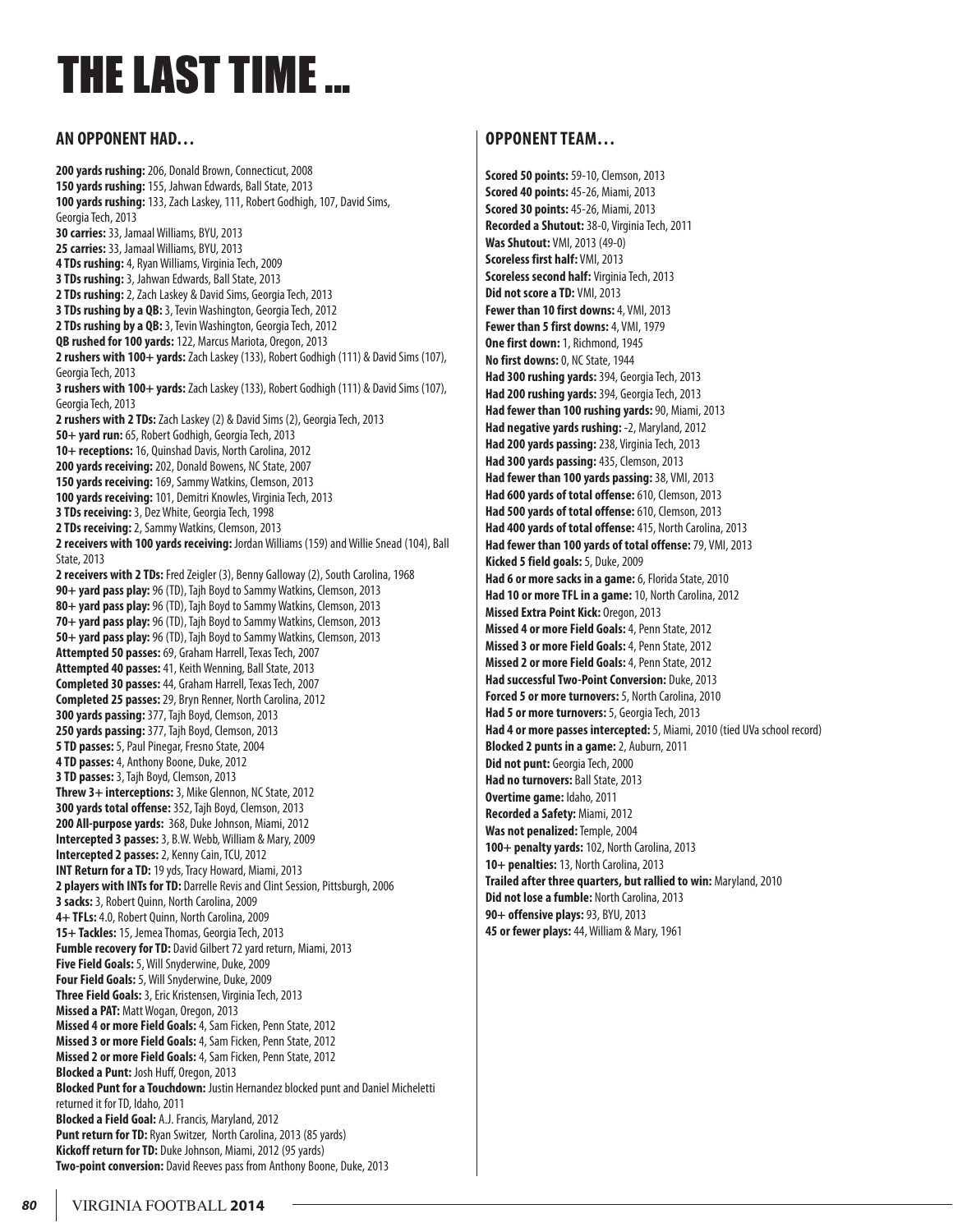# THE LAST TIME ...

## AN OPPONENT HAD…

**200 yards rushing:** 206, Donald Brown, Connecticut, 2008
**150 yards rushing:** 155, Jahwan Edwards, Ball State, 2013
**100 yards rushing:** 133, Zach Laskey, 111, Robert Godhigh, 107, David Sims, Georgia Tech, 2013
**30 carries:** 33, Jamaal Williams, BYU, 2013
**25 carries:** 33, Jamaal Williams, BYU, 2013
**4 TDs rushing:** 4, Ryan Williams, Virginia Tech, 2009
**3 TDs rushing:** 3, Jahwan Edwards, Ball State, 2013
**2 TDs rushing:** 2, Zach Laskey & David Sims, Georgia Tech, 2013
**3 TDs rushing by a QB:** 3, Tevin Washington, Georgia Tech, 2012
**2 TDs rushing by a QB:** 3, Tevin Washington, Georgia Tech, 2012
**QB rushed for 100 yards:** 122, Marcus Mariota, Oregon, 2013
**2 rushers with 100+ yards:** Zach Laskey (133), Robert Godhigh (111) & David Sims (107), Georgia Tech, 2013
**3 rushers with 100+ yards:** Zach Laskey (133), Robert Godhigh (111) & David Sims (107), Georgia Tech, 2013
**2 rushers with 2 TDs:** Zach Laskey (2) & David Sims (2), Georgia Tech, 2013
**50+ yard run:** 65, Robert Godhigh, Georgia Tech, 2013
**10+ receptions:** 16, Quinshad Davis, North Carolina, 2012
**200 yards receiving:** 202, Donald Bowens, NC State, 2007
**150 yards receiving:** 169, Sammy Watkins, Clemson, 2013
**100 yards receiving:** 101, Demitri Knowles, Virginia Tech, 2013
**3 TDs receiving:** 3, Dez White, Georgia Tech, 1998
**2 TDs receiving:** 2, Sammy Watkins, Clemson, 2013
**2 receivers with 100 yards receiving:** Jordan Williams (159) and Willie Snead (104), Ball State, 2013
**2 receivers with 2 TDs:** Fred Zeigler (3), Benny Galloway (2), South Carolina, 1968
**90+ yard pass play:** 96 (TD), Tajh Boyd to Sammy Watkins, Clemson, 2013
**80+ yard pass play:** 96 (TD), Tajh Boyd to Sammy Watkins, Clemson, 2013
**70+ yard pass play:** 96 (TD), Tajh Boyd to Sammy Watkins, Clemson, 2013
**50+ yard pass play:** 96 (TD), Tajh Boyd to Sammy Watkins, Clemson, 2013
**Attempted 50 passes:** 69, Graham Harrell, Texas Tech, 2007
**Attempted 40 passes:** 41, Keith Wenning, Ball State, 2013
**Completed 30 passes:** 44, Graham Harrell, Texas Tech, 2007
**Completed 25 passes:** 29, Bryn Renner, North Carolina, 2012
**300 yards passing:** 377, Tajh Boyd, Clemson, 2013
**250 yards passing:** 377, Tajh Boyd, Clemson, 2013
**5 TD passes:** 5, Paul Pinegar, Fresno State, 2004
**4 TD passes:** 4, Anthony Boone, Duke, 2012
**3 TD passes:** 3, Tajh Boyd, Clemson, 2013
**Threw 3+ interceptions:** 3, Mike Glennon, NC State, 2012
**300 yards total offense:** 352, Tajh Boyd, Clemson, 2013
**200 All-purpose yards:** 368, Duke Johnson, Miami, 2012
**Intercepted 3 passes:** 3, B.W. Webb, William & Mary, 2009
**Intercepted 2 passes:** 2, Kenny Cain, TCU, 2012
**INT Return for a TD:** 19 yds, Tracy Howard, Miami, 2013
**2 players with INTs for TD:** Darrelle Revis and Clint Session, Pittsburgh, 2006
**3 sacks:** 3, Robert Quinn, North Carolina, 2009
**4+ TFLs:** 4.0, Robert Quinn, North Carolina, 2009
**15+ Tackles:** 15, Jemea Thomas, Georgia Tech, 2013
**Fumble recovery for TD:** David Gilbert 72 yard return, Miami, 2013
**Five Field Goals:** 5, Will Snyderwine, Duke, 2009
**Four Field Goals:** 5, Will Snyderwine, Duke, 2009
**Three Field Goals:** 3, Eric Kristensen, Virginia Tech, 2013
**Missed a PAT:** Matt Wogan, Oregon, 2013
**Missed 4 or more Field Goals:** 4, Sam Ficken, Penn State, 2012
**Missed 3 or more Field Goals:** 4, Sam Ficken, Penn State, 2012
**Missed 2 or more Field Goals:** 4, Sam Ficken, Penn State, 2012
**Blocked a Punt:** Josh Huff, Oregon, 2013
**Blocked Punt for a Touchdown:** Justin Hernandez blocked punt and Daniel Micheletti returned it for TD, Idaho, 2011
**Blocked a Field Goal:** A.J. Francis, Maryland, 2012
**Punt return for TD:** Ryan Switzer, North Carolina, 2013 (85 yards)
**Kickoff return for TD:** Duke Johnson, Miami, 2012 (95 yards)
**Two-point conversion:** David Reeves pass from Anthony Boone, Duke, 2013

## OPPONENT TEAM…

**Scored 50 points:** 59-10, Clemson, 2013
**Scored 40 points:** 45-26, Miami, 2013
**Scored 30 points:** 45-26, Miami, 2013
**Recorded a Shutout:** 38-0, Virginia Tech, 2011
**Was Shutout:** VMI, 2013 (49-0)
**Scoreless first half:** VMI, 2013
**Scoreless second half:** Virginia Tech, 2013
**Did not score a TD:** VMI, 2013
**Fewer than 10 first downs:** 4, VMI, 2013
**Fewer than 5 first downs:** 4, VMI, 1979
**One first down:** 1, Richmond, 1945
**No first downs:** 0, NC State, 1944
**Had 300 rushing yards:** 394, Georgia Tech, 2013
**Had 200 rushing yards:** 394, Georgia Tech, 2013
**Had fewer than 100 rushing yards:** 90, Miami, 2013
**Had negative yards rushing:** -2, Maryland, 2012
**Had 200 yards passing:** 238, Virginia Tech, 2013
**Had 300 yards passing:** 435, Clemson, 2013
**Had fewer than 100 yards passing:** 38, VMI, 2013
**Had 600 yards of total offense:** 610, Clemson, 2013
**Had 500 yards of total offense:** 610, Clemson, 2013
**Had 400 yards of total offense:** 415, North Carolina, 2013
**Had fewer than 100 yards of total offense:** 79, VMI, 2013
**Kicked 5 field goals:** 5, Duke, 2009
**Had 6 or more sacks in a game:** 6, Florida State, 2010
**Had 10 or more TFL in a game:** 10, North Carolina, 2012
**Missed Extra Point Kick:** Oregon, 2013
**Missed 4 or more Field Goals:** 4, Penn State, 2012
**Missed 3 or more Field Goals:** 4, Penn State, 2012
**Missed 2 or more Field Goals:** 4, Penn State, 2012
**Had successful Two-Point Conversion:** Duke, 2013
**Forced 5 or more turnovers:** 5, North Carolina, 2010
**Had 5 or more turnovers:** 5, Georgia Tech, 2013
**Had 4 or more passes intercepted:** 5, Miami, 2010 (tied UVa school record)
**Blocked 2 punts in a game:** 2, Auburn, 2011
**Did not punt:** Georgia Tech, 2000
**Had no turnovers:** Ball State, 2013
**Overtime game:** Idaho, 2011
**Recorded a Safety:** Miami, 2012
**Was not penalized:** Temple, 2004
**100+ penalty yards:** 102, North Carolina, 2013
**10+ penalties:** 13, North Carolina, 2013
**Trailed after three quarters, but rallied to win:** Maryland, 2010
**Did not lose a fumble:** North Carolina, 2013
**90+ offensive plays:** 93, BYU, 2013
**45 or fewer plays:** 44, William & Mary, 1961